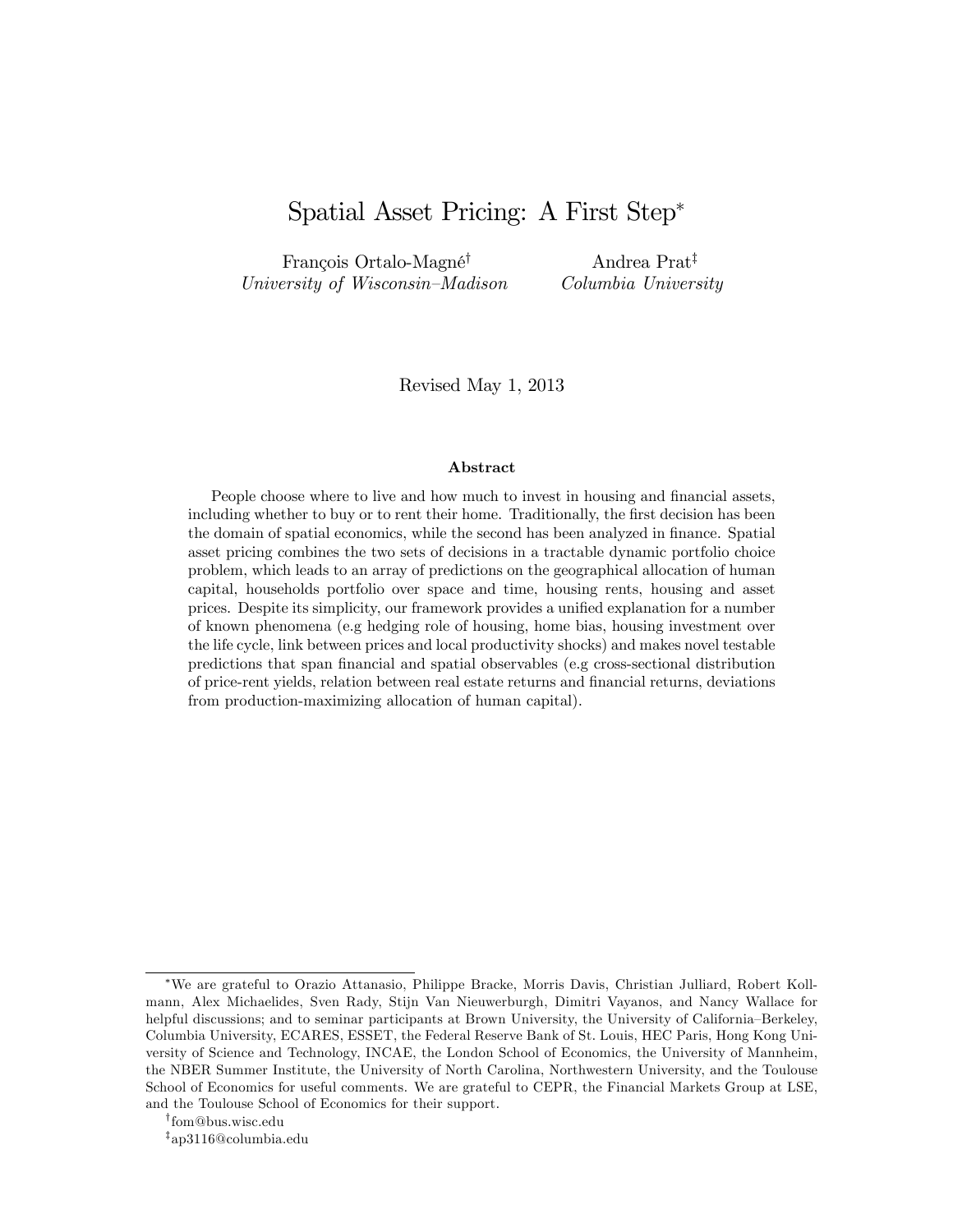# Spatial Asset Pricing: A First Step*

François Ortalo-Magné[†]
*University of Wisconsin–Madison*

Andrea Prat[‡]
*Columbia University*

Revised May 1, 2013

## Abstract

People choose where to live and how much to invest in housing and financial assets, including whether to buy or to rent their home. Traditionally, the first decision has been the domain of spatial economics, while the second has been analyzed in finance. Spatial asset pricing combines the two sets of decisions in a tractable dynamic portfolio choice problem, which leads to an array of predictions on the geographical allocation of human capital, households portfolio over space and time, housing rents, housing and asset prices. Despite its simplicity, our framework provides a unified explanation for a number of known phenomena (e.g hedging role of housing, home bias, housing investment over the life cycle, link between prices and local productivity shocks) and makes novel testable predictions that span financial and spatial observables (e.g cross-sectional distribution of price-rent yields, relation between real estate returns and financial returns, deviations from production-maximizing allocation of human capital).

---

*We are grateful to Orazio Attanasio, Philippe Bracke, Morris Davis, Christian Julliard, Robert Kollmann, Alex Michaelides, Sven Rady, Stijn Van Nieuwerburgh, Dimitri Vayanos, and Nancy Wallace for helpful discussions; and to seminar participants at Brown University, the University of California–Berkeley, Columbia University, ECARES, ESSET, the Federal Reserve Bank of St. Louis, HEC Paris, Hong Kong University of Science and Technology, INCAE, the London School of Economics, the University of Mannheim, the NBER Summer Institute, the University of North Carolina, Northwestern University, and the Toulouse School of Economics for useful comments. We are grateful to CEPR, the Financial Markets Group at LSE, and the Toulouse School of Economics for their support.

[†] fom@bus.wisc.edu

[‡] ap3116@columbia.edu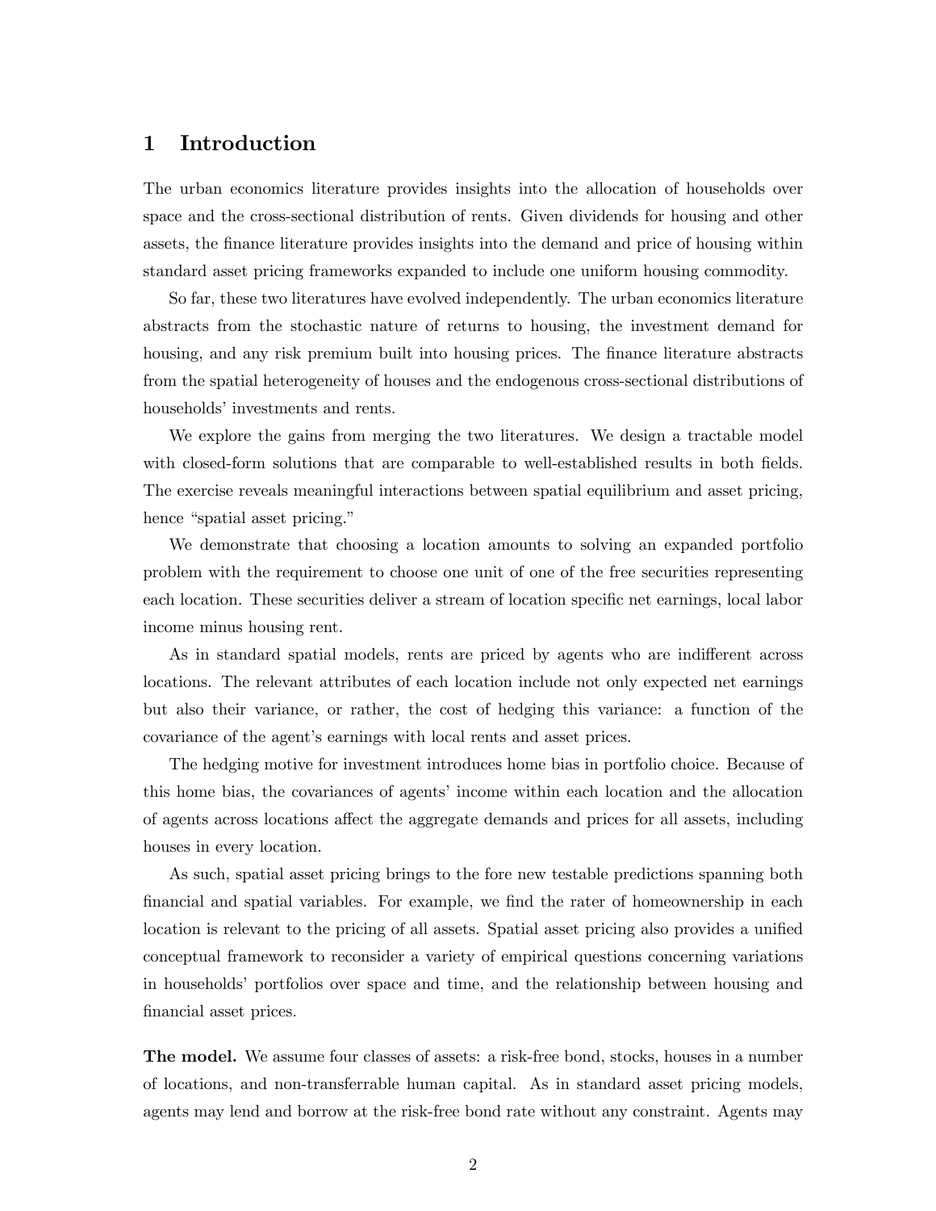## 1 Introduction

The urban economics literature provides insights into the allocation of households over space and the cross-sectional distribution of rents. Given dividends for housing and other assets, the finance literature provides insights into the demand and price of housing within standard asset pricing frameworks expanded to include one uniform housing commodity.

So far, these two literatures have evolved independently. The urban economics literature abstracts from the stochastic nature of returns to housing, the investment demand for housing, and any risk premium built into housing prices. The finance literature abstracts from the spatial heterogeneity of houses and the endogenous cross-sectional distributions of households' investments and rents.

We explore the gains from merging the two literatures. We design a tractable model with closed-form solutions that are comparable to well-established results in both fields. The exercise reveals meaningful interactions between spatial equilibrium and asset pricing, hence "spatial asset pricing."

We demonstrate that choosing a location amounts to solving an expanded portfolio problem with the requirement to choose one unit of one of the free securities representing each location. These securities deliver a stream of location specific net earnings, local labor income minus housing rent.

As in standard spatial models, rents are priced by agents who are indifferent across locations. The relevant attributes of each location include not only expected net earnings but also their variance, or rather, the cost of hedging this variance: a function of the covariance of the agent's earnings with local rents and asset prices.

The hedging motive for investment introduces home bias in portfolio choice. Because of this home bias, the covariances of agents' income within each location and the allocation of agents across locations affect the aggregate demands and prices for all assets, including houses in every location.

As such, spatial asset pricing brings to the fore new testable predictions spanning both financial and spatial variables. For example, we find the rater of homeownership in each location is relevant to the pricing of all assets. Spatial asset pricing also provides a unified conceptual framework to reconsider a variety of empirical questions concerning variations in households' portfolios over space and time, and the relationship between housing and financial asset prices.

**The model.** We assume four classes of assets: a risk-free bond, stocks, houses in a number of locations, and non-transferrable human capital. As in standard asset pricing models, agents may lend and borrow at the risk-free bond rate without any constraint. Agents may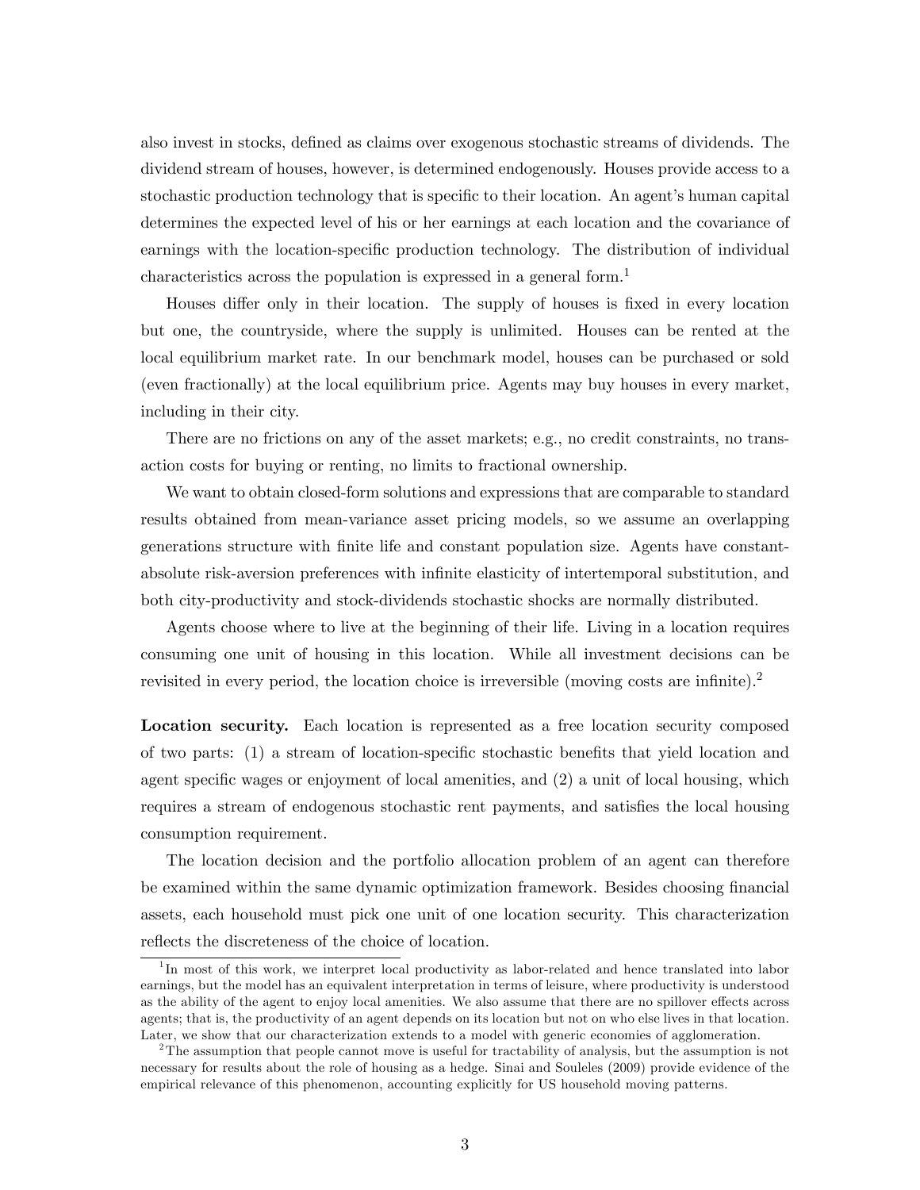also invest in stocks, defined as claims over exogenous stochastic streams of dividends. The dividend stream of houses, however, is determined endogenously. Houses provide access to a stochastic production technology that is specific to their location. An agent's human capital determines the expected level of his or her earnings at each location and the covariance of earnings with the location-specific production technology. The distribution of individual characteristics across the population is expressed in a general form.[1]

Houses differ only in their location. The supply of houses is fixed in every location but one, the countryside, where the supply is unlimited. Houses can be rented at the local equilibrium market rate. In our benchmark model, houses can be purchased or sold (even fractionally) at the local equilibrium price. Agents may buy houses in every market, including in their city.

There are no frictions on any of the asset markets; e.g., no credit constraints, no transaction costs for buying or renting, no limits to fractional ownership.

We want to obtain closed-form solutions and expressions that are comparable to standard results obtained from mean-variance asset pricing models, so we assume an overlapping generations structure with finite life and constant population size. Agents have constant-absolute risk-aversion preferences with infinite elasticity of intertemporal substitution, and both city-productivity and stock-dividends stochastic shocks are normally distributed.

Agents choose where to live at the beginning of their life. Living in a location requires consuming one unit of housing in this location. While all investment decisions can be revisited in every period, the location choice is irreversible (moving costs are infinite).[2]

**Location security.** Each location is represented as a free location security composed of two parts: (1) a stream of location-specific stochastic benefits that yield location and agent specific wages or enjoyment of local amenities, and (2) a unit of local housing, which requires a stream of endogenous stochastic rent payments, and satisfies the local housing consumption requirement.

The location decision and the portfolio allocation problem of an agent can therefore be examined within the same dynamic optimization framework. Besides choosing financial assets, each household must pick one unit of one location security. This characterization reflects the discreteness of the choice of location.

---

[1] In most of this work, we interpret local productivity as labor-related and hence translated into labor earnings, but the model has an equivalent interpretation in terms of leisure, where productivity is understood as the ability of the agent to enjoy local amenities. We also assume that there are no spillover effects across agents; that is, the productivity of an agent depends on its location but not on who else lives in that location. Later, we show that our characterization extends to a model with generic economies of agglomeration.

[2] The assumption that people cannot move is useful for tractability of analysis, but the assumption is not necessary for results about the role of housing as a hedge. Sinai and Souleles (2009) provide evidence of the empirical relevance of this phenomenon, accounting explicitly for US household moving patterns.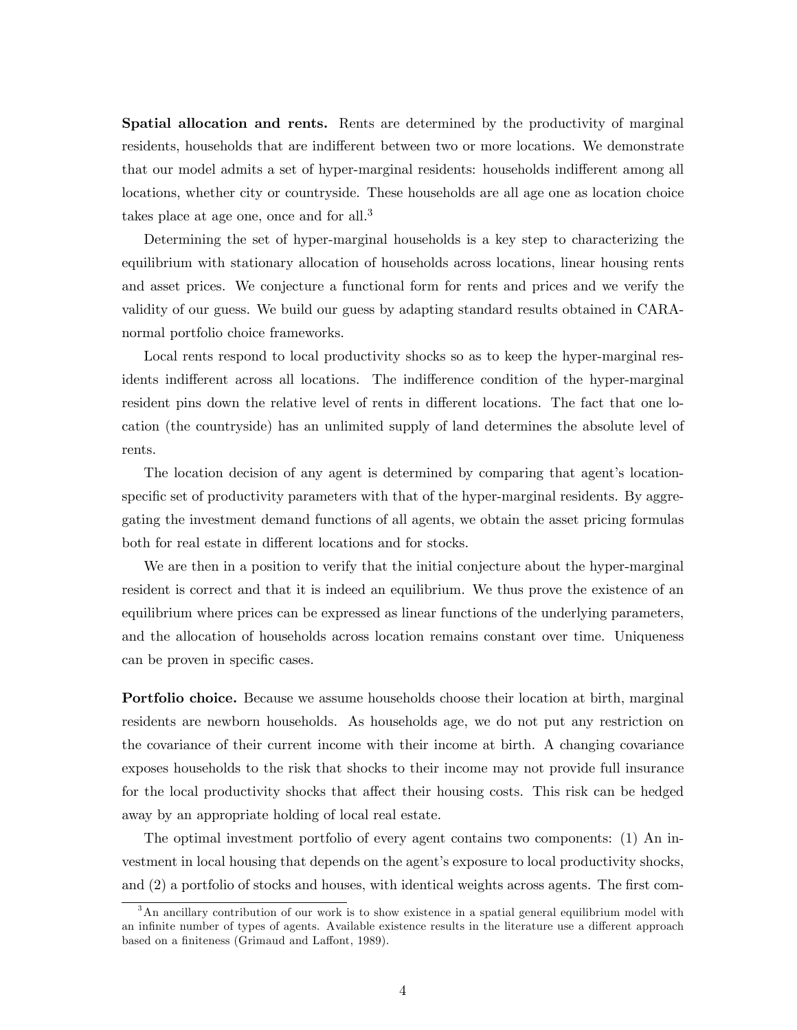**Spatial allocation and rents.** Rents are determined by the productivity of marginal residents, households that are indifferent between two or more locations. We demonstrate that our model admits a set of hyper-marginal residents: households indifferent among all locations, whether city or countryside. These households are all age one as location choice takes place at age one, once and for all.[3]

Determining the set of hyper-marginal households is a key step to characterizing the equilibrium with stationary allocation of households across locations, linear housing rents and asset prices. We conjecture a functional form for rents and prices and we verify the validity of our guess. We build our guess by adapting standard results obtained in CARA-normal portfolio choice frameworks.

Local rents respond to local productivity shocks so as to keep the hyper-marginal residents indifferent across all locations. The indifference condition of the hyper-marginal resident pins down the relative level of rents in different locations. The fact that one location (the countryside) has an unlimited supply of land determines the absolute level of rents.

The location decision of any agent is determined by comparing that agent's location-specific set of productivity parameters with that of the hyper-marginal residents. By aggregating the investment demand functions of all agents, we obtain the asset pricing formulas both for real estate in different locations and for stocks.

We are then in a position to verify that the initial conjecture about the hyper-marginal resident is correct and that it is indeed an equilibrium. We thus prove the existence of an equilibrium where prices can be expressed as linear functions of the underlying parameters, and the allocation of households across location remains constant over time. Uniqueness can be proven in specific cases.

**Portfolio choice.** Because we assume households choose their location at birth, marginal residents are newborn households. As households age, we do not put any restriction on the covariance of their current income with their income at birth. A changing covariance exposes households to the risk that shocks to their income may not provide full insurance for the local productivity shocks that affect their housing costs. This risk can be hedged away by an appropriate holding of local real estate.

The optimal investment portfolio of every agent contains two components: (1) An investment in local housing that depends on the agent's exposure to local productivity shocks, and (2) a portfolio of stocks and houses, with identical weights across agents. The first com-

[3] An ancillary contribution of our work is to show existence in a spatial general equilibrium model with an infinite number of types of agents. Available existence results in the literature use a different approach based on a finiteness (Grimaud and Laffont, 1989).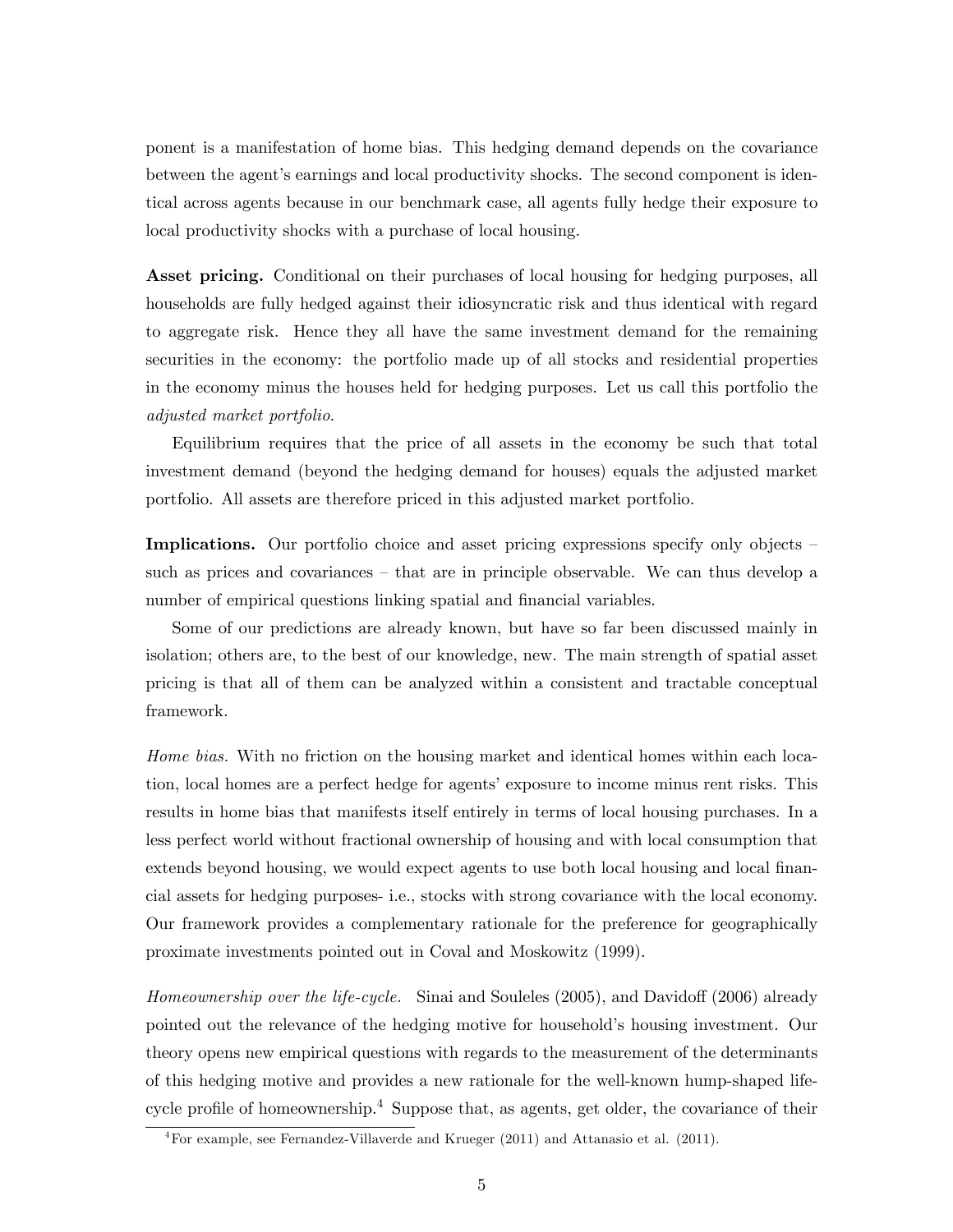ponent is a manifestation of home bias. This hedging demand depends on the covariance between the agent's earnings and local productivity shocks. The second component is identical across agents because in our benchmark case, all agents fully hedge their exposure to local productivity shocks with a purchase of local housing.

**Asset pricing.** Conditional on their purchases of local housing for hedging purposes, all households are fully hedged against their idiosyncratic risk and thus identical with regard to aggregate risk. Hence they all have the same investment demand for the remaining securities in the economy: the portfolio made up of all stocks and residential properties in the economy minus the houses held for hedging purposes. Let us call this portfolio the *adjusted market portfolio*.

Equilibrium requires that the price of all assets in the economy be such that total investment demand (beyond the hedging demand for houses) equals the adjusted market portfolio. All assets are therefore priced in this adjusted market portfolio.

**Implications.** Our portfolio choice and asset pricing expressions specify only objects – such as prices and covariances – that are in principle observable. We can thus develop a number of empirical questions linking spatial and financial variables.

Some of our predictions are already known, but have so far been discussed mainly in isolation; others are, to the best of our knowledge, new. The main strength of spatial asset pricing is that all of them can be analyzed within a consistent and tractable conceptual framework.

*Home bias.* With no friction on the housing market and identical homes within each location, local homes are a perfect hedge for agents' exposure to income minus rent risks. This results in home bias that manifests itself entirely in terms of local housing purchases. In a less perfect world without fractional ownership of housing and with local consumption that extends beyond housing, we would expect agents to use both local housing and local financial assets for hedging purposes- i.e., stocks with strong covariance with the local economy. Our framework provides a complementary rationale for the preference for geographically proximate investments pointed out in Coval and Moskowitz (1999).

*Homeownership over the life-cycle.* Sinai and Souleles (2005), and Davidoff (2006) already pointed out the relevance of the hedging motive for household's housing investment. Our theory opens new empirical questions with regards to the measurement of the determinants of this hedging motive and provides a new rationale for the well-known hump-shaped life-cycle profile of homeownership.[4] Suppose that, as agents, get older, the covariance of their

[4] For example, see Fernandez-Villaverde and Krueger (2011) and Attanasio et al. (2011).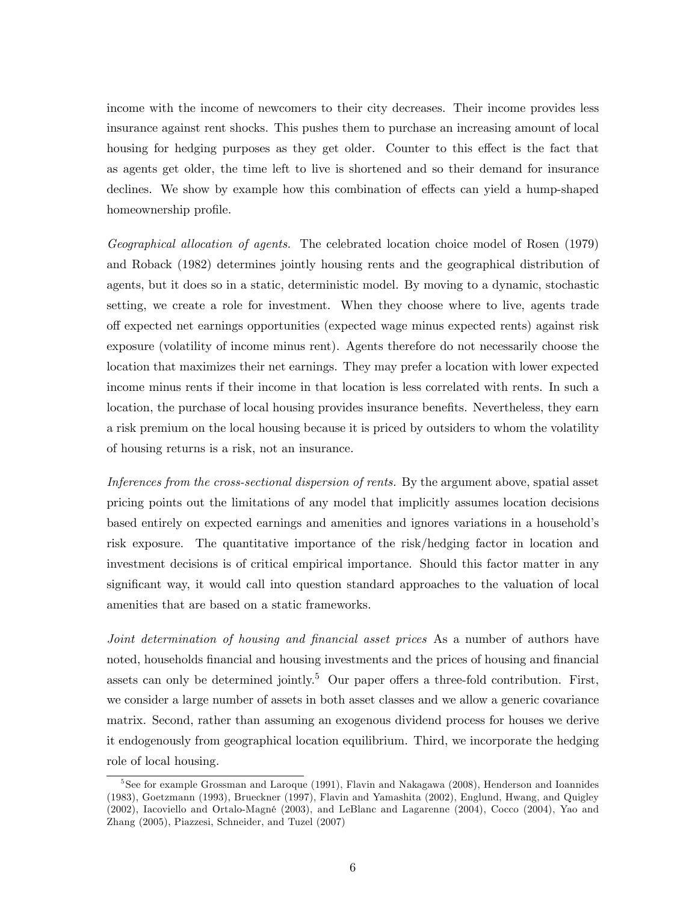income with the income of newcomers to their city decreases. Their income provides less insurance against rent shocks. This pushes them to purchase an increasing amount of local housing for hedging purposes as they get older. Counter to this effect is the fact that as agents get older, the time left to live is shortened and so their demand for insurance declines. We show by example how this combination of effects can yield a hump-shaped homeownership profile.

*Geographical allocation of agents.* The celebrated location choice model of Rosen (1979) and Roback (1982) determines jointly housing rents and the geographical distribution of agents, but it does so in a static, deterministic model. By moving to a dynamic, stochastic setting, we create a role for investment. When they choose where to live, agents trade off expected net earnings opportunities (expected wage minus expected rents) against risk exposure (volatility of income minus rent). Agents therefore do not necessarily choose the location that maximizes their net earnings. They may prefer a location with lower expected income minus rents if their income in that location is less correlated with rents. In such a location, the purchase of local housing provides insurance benefits. Nevertheless, they earn a risk premium on the local housing because it is priced by outsiders to whom the volatility of housing returns is a risk, not an insurance.

*Inferences from the cross-sectional dispersion of rents.* By the argument above, spatial asset pricing points out the limitations of any model that implicitly assumes location decisions based entirely on expected earnings and amenities and ignores variations in a household's risk exposure. The quantitative importance of the risk/hedging factor in location and investment decisions is of critical empirical importance. Should this factor matter in any significant way, it would call into question standard approaches to the valuation of local amenities that are based on a static frameworks.

*Joint determination of housing and financial asset prices* As a number of authors have noted, households financial and housing investments and the prices of housing and financial assets can only be determined jointly.[5] Our paper offers a three-fold contribution. First, we consider a large number of assets in both asset classes and we allow a generic covariance matrix. Second, rather than assuming an exogenous dividend process for houses we derive it endogenously from geographical location equilibrium. Third, we incorporate the hedging role of local housing.

[5] See for example Grossman and Laroque (1991), Flavin and Nakagawa (2008), Henderson and Ioannides (1983), Goetzmann (1993), Brueckner (1997), Flavin and Yamashita (2002), Englund, Hwang, and Quigley (2002), Iacoviello and Ortalo-Magné (2003), and LeBlanc and Lagarenne (2004), Cocco (2004), Yao and Zhang (2005), Piazzesi, Schneider, and Tuzel (2007)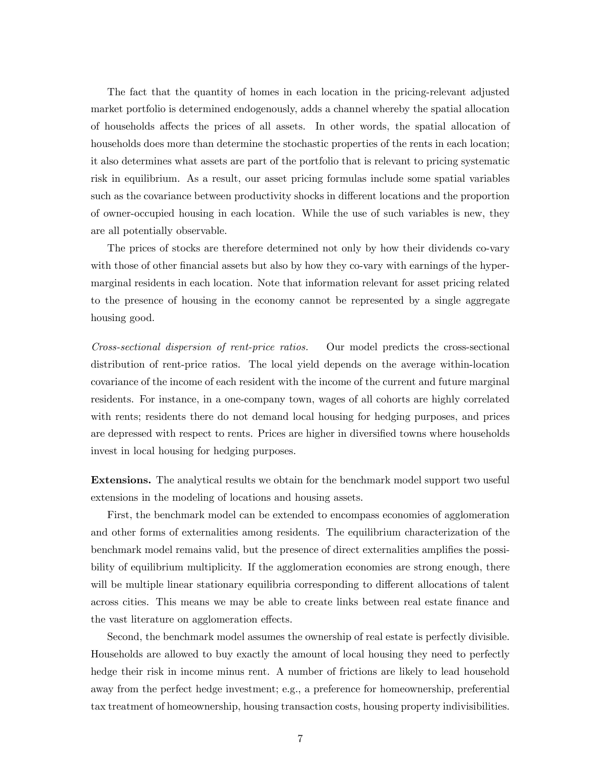The fact that the quantity of homes in each location in the pricing-relevant adjusted market portfolio is determined endogenously, adds a channel whereby the spatial allocation of households affects the prices of all assets. In other words, the spatial allocation of households does more than determine the stochastic properties of the rents in each location; it also determines what assets are part of the portfolio that is relevant to pricing systematic risk in equilibrium. As a result, our asset pricing formulas include some spatial variables such as the covariance between productivity shocks in different locations and the proportion of owner-occupied housing in each location. While the use of such variables is new, they are all potentially observable.

The prices of stocks are therefore determined not only by how their dividends co-vary with those of other financial assets but also by how they co-vary with earnings of the hyper-marginal residents in each location. Note that information relevant for asset pricing related to the presence of housing in the economy cannot be represented by a single aggregate housing good.

*Cross-sectional dispersion of rent-price ratios.* Our model predicts the cross-sectional distribution of rent-price ratios. The local yield depends on the average within-location covariance of the income of each resident with the income of the current and future marginal residents. For instance, in a one-company town, wages of all cohorts are highly correlated with rents; residents there do not demand local housing for hedging purposes, and prices are depressed with respect to rents. Prices are higher in diversified towns where households invest in local housing for hedging purposes.

**Extensions.** The analytical results we obtain for the benchmark model support two useful extensions in the modeling of locations and housing assets.

First, the benchmark model can be extended to encompass economies of agglomeration and other forms of externalities among residents. The equilibrium characterization of the benchmark model remains valid, but the presence of direct externalities amplifies the possibility of equilibrium multiplicity. If the agglomeration economies are strong enough, there will be multiple linear stationary equilibria corresponding to different allocations of talent across cities. This means we may be able to create links between real estate finance and the vast literature on agglomeration effects.

Second, the benchmark model assumes the ownership of real estate is perfectly divisible. Households are allowed to buy exactly the amount of local housing they need to perfectly hedge their risk in income minus rent. A number of frictions are likely to lead household away from the perfect hedge investment; e.g., a preference for homeownership, preferential tax treatment of homeownership, housing transaction costs, housing property indivisibilities.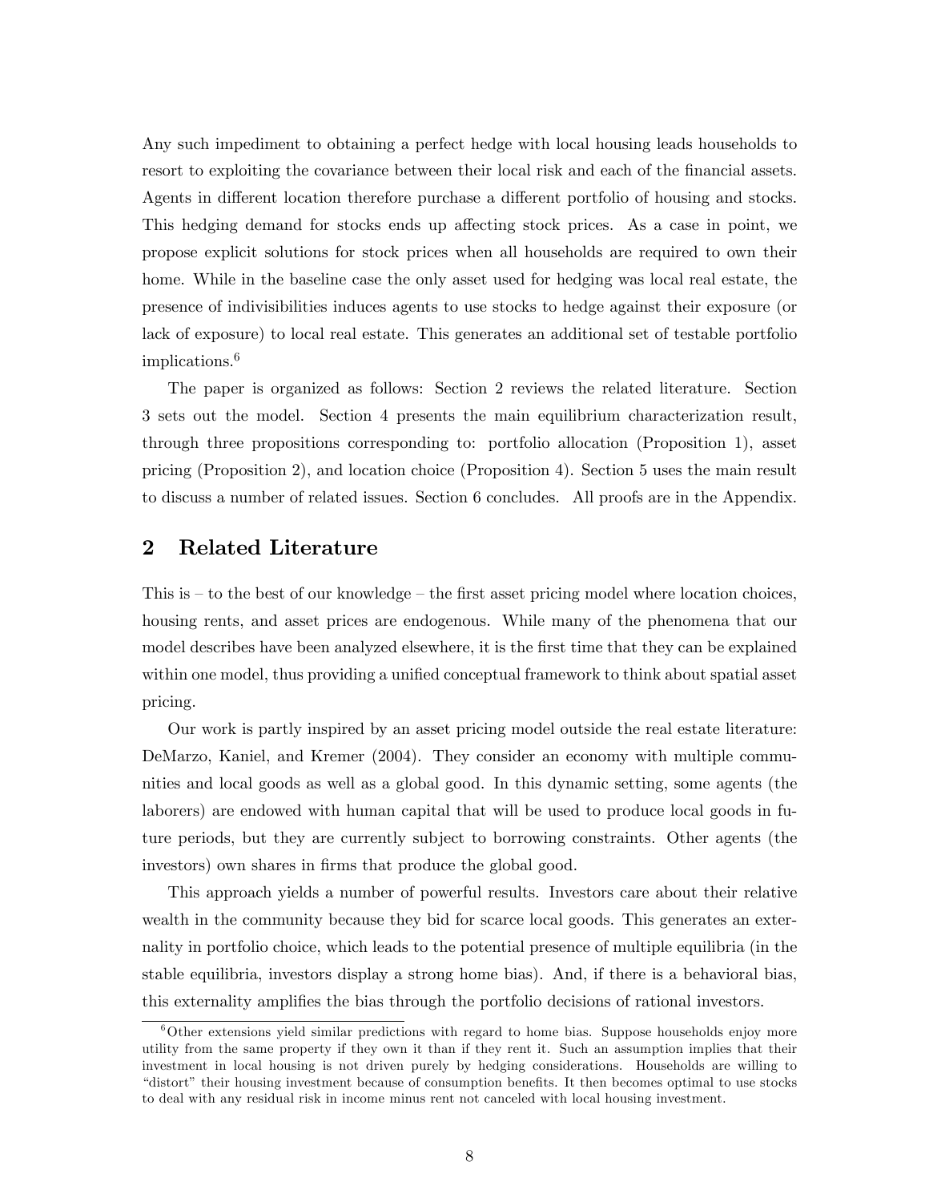Any such impediment to obtaining a perfect hedge with local housing leads households to resort to exploiting the covariance between their local risk and each of the financial assets. Agents in different location therefore purchase a different portfolio of housing and stocks. This hedging demand for stocks ends up affecting stock prices. As a case in point, we propose explicit solutions for stock prices when all households are required to own their home. While in the baseline case the only asset used for hedging was local real estate, the presence of indivisibilities induces agents to use stocks to hedge against their exposure (or lack of exposure) to local real estate. This generates an additional set of testable portfolio implications.[6]

The paper is organized as follows: Section 2 reviews the related literature. Section 3 sets out the model. Section 4 presents the main equilibrium characterization result, through three propositions corresponding to: portfolio allocation (Proposition 1), asset pricing (Proposition 2), and location choice (Proposition 4). Section 5 uses the main result to discuss a number of related issues. Section 6 concludes. All proofs are in the Appendix.

## 2 Related Literature

This is – to the best of our knowledge – the first asset pricing model where location choices, housing rents, and asset prices are endogenous. While many of the phenomena that our model describes have been analyzed elsewhere, it is the first time that they can be explained within one model, thus providing a unified conceptual framework to think about spatial asset pricing.

Our work is partly inspired by an asset pricing model outside the real estate literature: DeMarzo, Kaniel, and Kremer (2004). They consider an economy with multiple communities and local goods as well as a global good. In this dynamic setting, some agents (the laborers) are endowed with human capital that will be used to produce local goods in future periods, but they are currently subject to borrowing constraints. Other agents (the investors) own shares in firms that produce the global good.

This approach yields a number of powerful results. Investors care about their relative wealth in the community because they bid for scarce local goods. This generates an externality in portfolio choice, which leads to the potential presence of multiple equilibria (in the stable equilibria, investors display a strong home bias). And, if there is a behavioral bias, this externality amplifies the bias through the portfolio decisions of rational investors.

[6] Other extensions yield similar predictions with regard to home bias. Suppose households enjoy more utility from the same property if they own it than if they rent it. Such an assumption implies that their investment in local housing is not driven purely by hedging considerations. Households are willing to "distort" their housing investment because of consumption benefits. It then becomes optimal to use stocks to deal with any residual risk in income minus rent not canceled with local housing investment.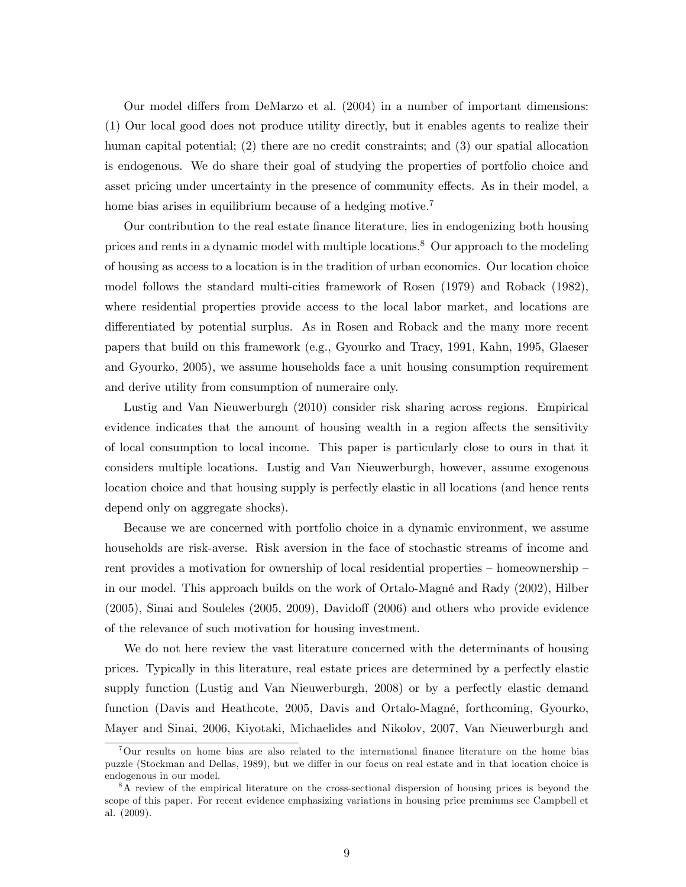Our model differs from DeMarzo et al. (2004) in a number of important dimensions: (1) Our local good does not produce utility directly, but it enables agents to realize their human capital potential; (2) there are no credit constraints; and (3) our spatial allocation is endogenous. We do share their goal of studying the properties of portfolio choice and asset pricing under uncertainty in the presence of community effects. As in their model, a home bias arises in equilibrium because of a hedging motive.[7]

Our contribution to the real estate finance literature, lies in endogenizing both housing prices and rents in a dynamic model with multiple locations.[8] Our approach to the modeling of housing as access to a location is in the tradition of urban economics. Our location choice model follows the standard multi-cities framework of Rosen (1979) and Roback (1982), where residential properties provide access to the local labor market, and locations are differentiated by potential surplus. As in Rosen and Roback and the many more recent papers that build on this framework (e.g., Gyourko and Tracy, 1991, Kahn, 1995, Glaeser and Gyourko, 2005), we assume households face a unit housing consumption requirement and derive utility from consumption of numeraire only.

Lustig and Van Nieuwerburgh (2010) consider risk sharing across regions. Empirical evidence indicates that the amount of housing wealth in a region affects the sensitivity of local consumption to local income. This paper is particularly close to ours in that it considers multiple locations. Lustig and Van Nieuwerburgh, however, assume exogenous location choice and that housing supply is perfectly elastic in all locations (and hence rents depend only on aggregate shocks).

Because we are concerned with portfolio choice in a dynamic environment, we assume households are risk-averse. Risk aversion in the face of stochastic streams of income and rent provides a motivation for ownership of local residential properties – homeownership – in our model. This approach builds on the work of Ortalo-Magné and Rady (2002), Hilber (2005), Sinai and Souleles (2005, 2009), Davidoff (2006) and others who provide evidence of the relevance of such motivation for housing investment.

We do not here review the vast literature concerned with the determinants of housing prices. Typically in this literature, real estate prices are determined by a perfectly elastic supply function (Lustig and Van Nieuwerburgh, 2008) or by a perfectly elastic demand function (Davis and Heathcote, 2005, Davis and Ortalo-Magné, forthcoming, Gyourko, Mayer and Sinai, 2006, Kiyotaki, Michaelides and Nikolov, 2007, Van Nieuwerburgh and

[7] Our results on home bias are also related to the international finance literature on the home bias puzzle (Stockman and Dellas, 1989), but we differ in our focus on real estate and in that location choice is endogenous in our model.

[8] A review of the empirical literature on the cross-sectional dispersion of housing prices is beyond the scope of this paper. For recent evidence emphasizing variations in housing price premiums see Campbell et al. (2009).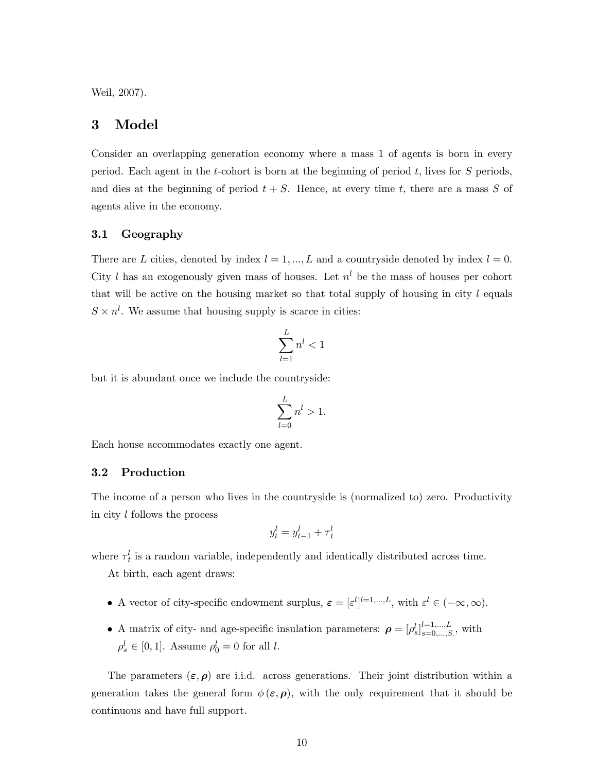Weil, 2007).

# 3 Model

Consider an overlapping generation economy where a mass 1 of agents is born in every period. Each agent in the $t$-cohort is born at the beginning of period $t$, lives for $S$ periods, and dies at the beginning of period $t+S$. Hence, at every time $t$, there are a mass $S$ of agents alive in the economy.

## 3.1 Geography

There are $L$ cities, denoted by index $l = 1, ..., L$ and a countryside denoted by index $l = 0$. City $l$ has an exogenously given mass of houses. Let $n^l$ be the mass of houses per cohort that will be active on the housing market so that total supply of housing in city $l$ equals $S \times n^l$. We assume that housing supply is scarce in cities:

$$\sum_{l=1}^{L} n^l < 1$$

but it is abundant once we include the countryside:

$$\sum_{l=0}^{L} n^l > 1.$$

Each house accommodates exactly one agent.

## 3.2 Production

The income of a person who lives in the countryside is (normalized to) zero. Productivity in city $l$ follows the process

$$y_t^l = y_{t-1}^l + \tau_t^l$$

where $\tau_t^l$ is a random variable, independently and identically distributed across time.

At birth, each agent draws:

- A vector of city-specific endowment surplus, $\boldsymbol{\varepsilon} = [\varepsilon^l]^{l=1,...,L}$, with $\varepsilon^l \in (-\infty, \infty)$.
- A matrix of city- and age-specific insulation parameters: $\boldsymbol{\rho} = [\rho_s^l]_{s=0,...,S.}^{l=1,...,L}$, with $\rho_s^l \in [0,1]$. Assume $\rho_0^l = 0$ for all $l$.

The parameters $(\boldsymbol{\varepsilon}, \boldsymbol{\rho})$ are i.i.d. across generations. Their joint distribution within a generation takes the general form $\phi(\boldsymbol{\varepsilon}, \boldsymbol{\rho})$, with the only requirement that it should be continuous and have full support.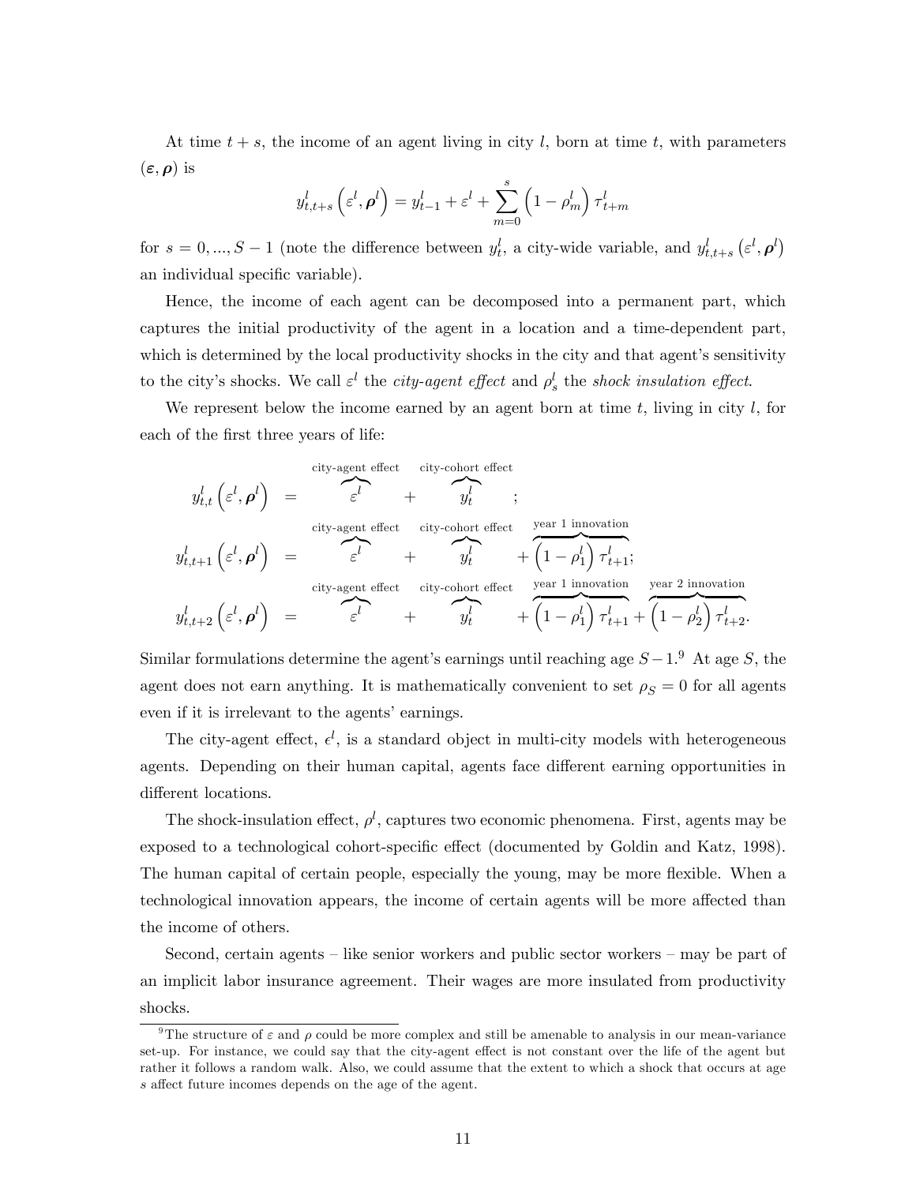At time $t+s$, the income of an agent living in city $l$, born at time $t$, with parameters $(\boldsymbol{\varepsilon}, \boldsymbol{\rho})$ is

$$y^l_{t,t+s}\left(\varepsilon^l, \boldsymbol{\rho}^l\right) = y^l_{t-1} + \varepsilon^l + \sum_{m=0}^{s}\left(1-\rho^l_m\right)\tau^l_{t+m}$$

for $s = 0, ..., S-1$ (note the difference between $y^l_t$, a city-wide variable, and $y^l_{t,t+s}\left(\varepsilon^l, \boldsymbol{\rho}^l\right)$ an individual specific variable).

Hence, the income of each agent can be decomposed into a permanent part, which captures the initial productivity of the agent in a location and a time-dependent part, which is determined by the local productivity shocks in the city and that agent's sensitivity to the city's shocks. We call $\varepsilon^l$ the *city-agent effect* and $\rho^l_s$ the *shock insulation effect*.

We represent below the income earned by an agent born at time $t$, living in city $l$, for each of the first three years of life:

$$\begin{aligned}
y^l_{t,t}\left(\varepsilon^l, \boldsymbol{\rho}^l\right) &= \overbrace{\varepsilon^l}^{\text{city-agent effect}} + \overbrace{y^l_t}^{\text{city-cohort effect}};\\
y^l_{t,t+1}\left(\varepsilon^l, \boldsymbol{\rho}^l\right) &= \overbrace{\varepsilon^l}^{\text{city-agent effect}} + \overbrace{y^l_t}^{\text{city-cohort effect}} + \overbrace{\left(1-\rho^l_1\right)\tau^l_{t+1}}^{\text{year 1 innovation}};\\
y^l_{t,t+2}\left(\varepsilon^l, \boldsymbol{\rho}^l\right) &= \overbrace{\varepsilon^l}^{\text{city-agent effect}} + \overbrace{y^l_t}^{\text{city-cohort effect}} + \overbrace{\left(1-\rho^l_1\right)\tau^l_{t+1}}^{\text{year 1 innovation}} + \overbrace{\left(1-\rho^l_2\right)\tau^l_{t+2}}^{\text{year 2 innovation}}.
\end{aligned}$$

Similar formulations determine the agent's earnings until reaching age $S-1$.[9] At age $S$, the agent does not earn anything. It is mathematically convenient to set $\rho_S = 0$ for all agents even if it is irrelevant to the agents' earnings.

The city-agent effect, $\epsilon^l$, is a standard object in multi-city models with heterogeneous agents. Depending on their human capital, agents face different earning opportunities in different locations.

The shock-insulation effect, $\rho^l$, captures two economic phenomena. First, agents may be exposed to a technological cohort-specific effect (documented by Goldin and Katz, 1998). The human capital of certain people, especially the young, may be more flexible. When a technological innovation appears, the income of certain agents will be more affected than the income of others.

Second, certain agents – like senior workers and public sector workers – may be part of an implicit labor insurance agreement. Their wages are more insulated from productivity shocks.

[9] The structure of $\varepsilon$ and $\rho$ could be more complex and still be amenable to analysis in our mean-variance set-up. For instance, we could say that the city-agent effect is not constant over the life of the agent but rather it follows a random walk. Also, we could assume that the extent to which a shock that occurs at age $s$ affect future incomes depends on the age of the agent.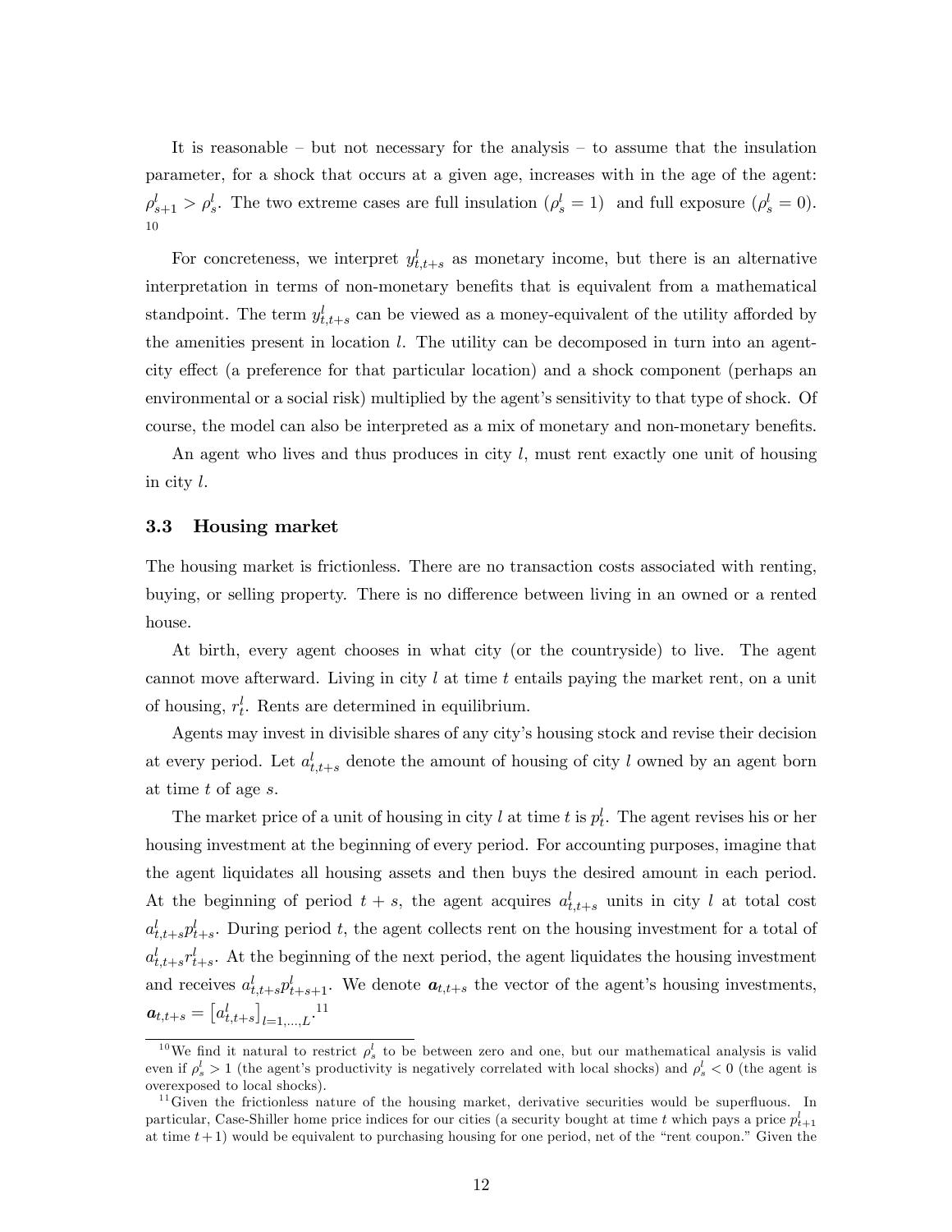It is reasonable – but not necessary for the analysis – to assume that the insulation parameter, for a shock that occurs at a given age, increases with in the age of the agent: $\rho^l_{s+1} > \rho^l_s$. The two extreme cases are full insulation ($\rho^l_s = 1$) and full exposure ($\rho^l_s = 0$). [10]

For concreteness, we interpret $y^l_{t,t+s}$ as monetary income, but there is an alternative interpretation in terms of non-monetary benefits that is equivalent from a mathematical standpoint. The term $y^l_{t,t+s}$ can be viewed as a money-equivalent of the utility afforded by the amenities present in location $l$. The utility can be decomposed in turn into an agent-city effect (a preference for that particular location) and a shock component (perhaps an environmental or a social risk) multiplied by the agent's sensitivity to that type of shock. Of course, the model can also be interpreted as a mix of monetary and non-monetary benefits.

An agent who lives and thus produces in city $l$, must rent exactly one unit of housing in city $l$.

### 3.3 Housing market

The housing market is frictionless. There are no transaction costs associated with renting, buying, or selling property. There is no difference between living in an owned or a rented house.

At birth, every agent chooses in what city (or the countryside) to live. The agent cannot move afterward. Living in city $l$ at time $t$ entails paying the market rent, on a unit of housing, $r^l_t$. Rents are determined in equilibrium.

Agents may invest in divisible shares of any city's housing stock and revise their decision at every period. Let $a^l_{t,t+s}$ denote the amount of housing of city $l$ owned by an agent born at time $t$ of age $s$.

The market price of a unit of housing in city $l$ at time $t$ is $p^l_t$. The agent revises his or her housing investment at the beginning of every period. For accounting purposes, imagine that the agent liquidates all housing assets and then buys the desired amount in each period. At the beginning of period $t+s$, the agent acquires $a^l_{t,t+s}$ units in city $l$ at total cost $a^l_{t,t+s}p^l_{t+s}$. During period $t$, the agent collects rent on the housing investment for a total of $a^l_{t,t+s}r^l_{t+s}$. At the beginning of the next period, the agent liquidates the housing investment and receives $a^l_{t,t+s}p^l_{t+s+1}$. We denote $\boldsymbol{a}_{t,t+s}$ the vector of the agent's housing investments, $\boldsymbol{a}_{t,t+s} = \left[a^l_{t,t+s}\right]_{l=1,...,L}$.[11]

---

[10] We find it natural to restrict $\rho^l_s$ to be between zero and one, but our mathematical analysis is valid even if $\rho^l_s > 1$ (the agent's productivity is negatively correlated with local shocks) and $\rho^l_s < 0$ (the agent is overexposed to local shocks).

[11] Given the frictionless nature of the housing market, derivative securities would be superfluous. In particular, Case-Shiller home price indices for our cities (a security bought at time $t$ which pays a price $p^l_{t+1}$ at time $t+1$) would be equivalent to purchasing housing for one period, net of the "rent coupon." Given the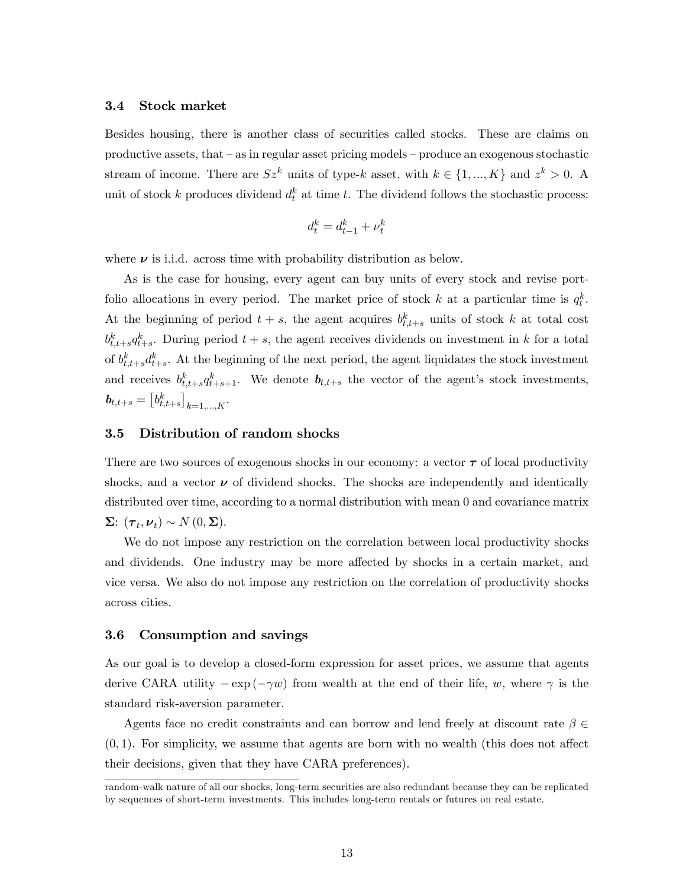### 3.4 Stock market

Besides housing, there is another class of securities called stocks. These are claims on productive assets, that – as in regular asset pricing models – produce an exogenous stochastic stream of income. There are $Sz^k$ units of type-$k$ asset, with $k \in \{1, ..., K\}$ and $z^k > 0$. A unit of stock $k$ produces dividend $d_t^k$ at time $t$. The dividend follows the stochastic process:

$$d_t^k = d_{t-1}^k + \nu_t^k$$

where $\boldsymbol{\nu}$ is i.i.d. across time with probability distribution as below.

As is the case for housing, every agent can buy units of every stock and revise portfolio allocations in every period. The market price of stock $k$ at a particular time is $q_t^k$. At the beginning of period $t+s$, the agent acquires $b_{t,t+s}^k$ units of stock $k$ at total cost $b_{t,t+s}^k q_{t+s}^k$. During period $t+s$, the agent receives dividends on investment in $k$ for a total of $b_{t,t+s}^k d_{t+s}^k$. At the beginning of the next period, the agent liquidates the stock investment and receives $b_{t,t+s}^k q_{t+s+1}^k$. We denote $\boldsymbol{b}_{t,t+s}$ the vector of the agent's stock investments, $\boldsymbol{b}_{t,t+s} = \left[b_{t,t+s}^k\right]_{k=1,...,K}$.

### 3.5 Distribution of random shocks

There are two sources of exogenous shocks in our economy: a vector $\boldsymbol{\tau}$ of local productivity shocks, and a vector $\boldsymbol{\nu}$ of dividend shocks. The shocks are independently and identically distributed over time, according to a normal distribution with mean 0 and covariance matrix $\boldsymbol{\Sigma}$: $(\boldsymbol{\tau}_t, \boldsymbol{\nu}_t) \sim N(0, \boldsymbol{\Sigma})$.

We do not impose any restriction on the correlation between local productivity shocks and dividends. One industry may be more affected by shocks in a certain market, and vice versa. We also do not impose any restriction on the correlation of productivity shocks across cities.

### 3.6 Consumption and savings

As our goal is to develop a closed-form expression for asset prices, we assume that agents derive CARA utility $-\exp(-\gamma w)$ from wealth at the end of their life, $w$, where $\gamma$ is the standard risk-aversion parameter.

Agents face no credit constraints and can borrow and lend freely at discount rate $\beta \in (0, 1)$. For simplicity, we assume that agents are born with no wealth (this does not affect their decisions, given that they have CARA preferences).

random-walk nature of all our shocks, long-term securities are also redundant because they can be replicated by sequences of short-term investments. This includes long-term rentals or futures on real estate.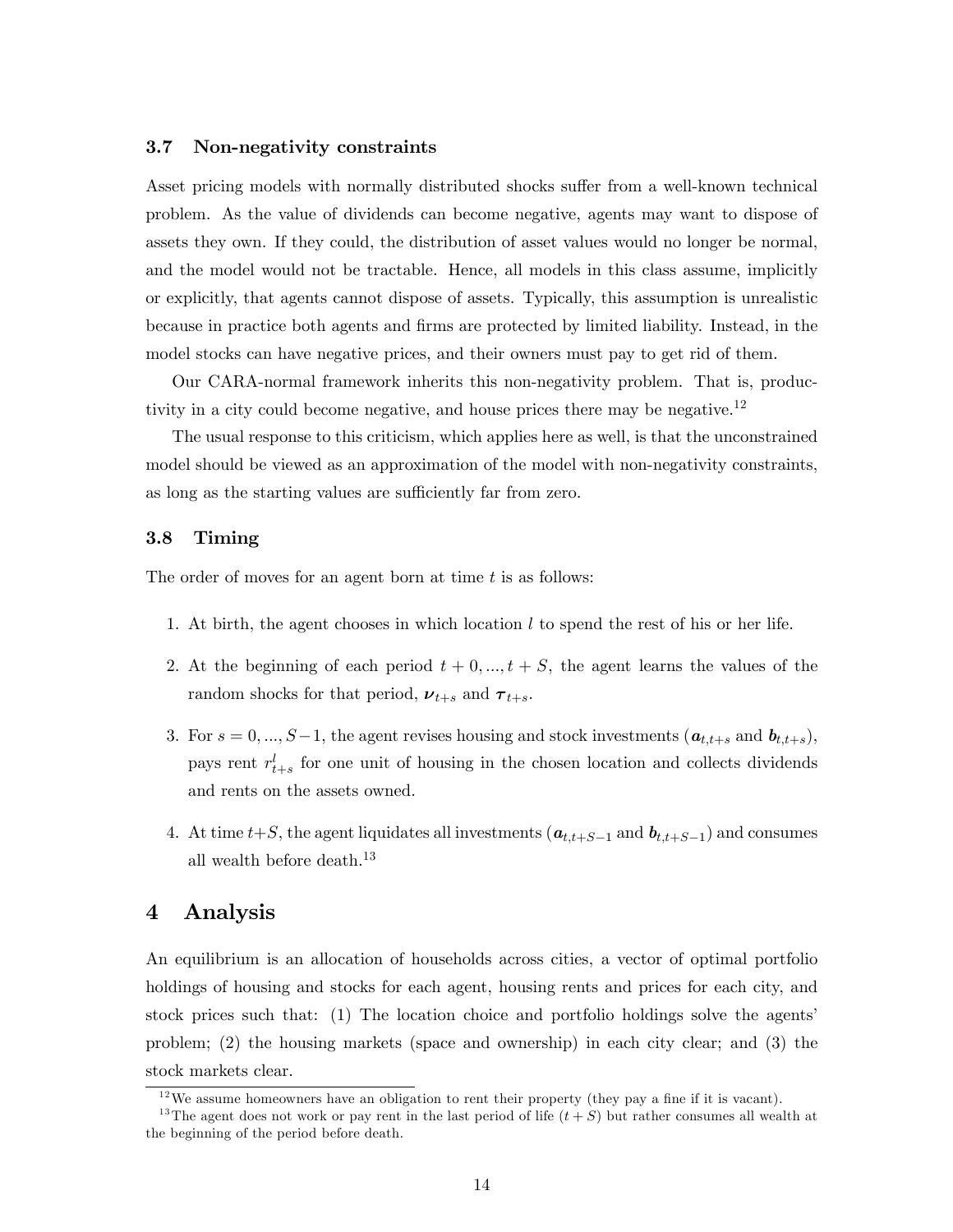### 3.7 Non-negativity constraints

Asset pricing models with normally distributed shocks suffer from a well-known technical problem. As the value of dividends can become negative, agents may want to dispose of assets they own. If they could, the distribution of asset values would no longer be normal, and the model would not be tractable. Hence, all models in this class assume, implicitly or explicitly, that agents cannot dispose of assets. Typically, this assumption is unrealistic because in practice both agents and firms are protected by limited liability. Instead, in the model stocks can have negative prices, and their owners must pay to get rid of them.

Our CARA-normal framework inherits this non-negativity problem. That is, productivity in a city could become negative, and house prices there may be negative.[12]

The usual response to this criticism, which applies here as well, is that the unconstrained model should be viewed as an approximation of the model with non-negativity constraints, as long as the starting values are sufficiently far from zero.

### 3.8 Timing

The order of moves for an agent born at time $t$ is as follows:

1. At birth, the agent chooses in which location $l$ to spend the rest of his or her life.
2. At the beginning of each period $t+0,...,t+S$, the agent learns the values of the random shocks for that period, $\boldsymbol{\nu}_{t+s}$ and $\boldsymbol{\tau}_{t+s}$.
3. For $s = 0,...,S-1$, the agent revises housing and stock investments ($\boldsymbol{a}_{t,t+s}$ and $\boldsymbol{b}_{t,t+s}$), pays rent $r^l_{t+s}$ for one unit of housing in the chosen location and collects dividends and rents on the assets owned.
4. At time $t+S$, the agent liquidates all investments ($\boldsymbol{a}_{t,t+S-1}$ and $\boldsymbol{b}_{t,t+S-1}$) and consumes all wealth before death.[13]

## 4 Analysis

An equilibrium is an allocation of households across cities, a vector of optimal portfolio holdings of housing and stocks for each agent, housing rents and prices for each city, and stock prices such that: (1) The location choice and portfolio holdings solve the agents' problem; (2) the housing markets (space and ownership) in each city clear; and (3) the stock markets clear.

[12] We assume homeowners have an obligation to rent their property (they pay a fine if it is vacant).

[13] The agent does not work or pay rent in the last period of life ($t+S$) but rather consumes all wealth at the beginning of the period before death.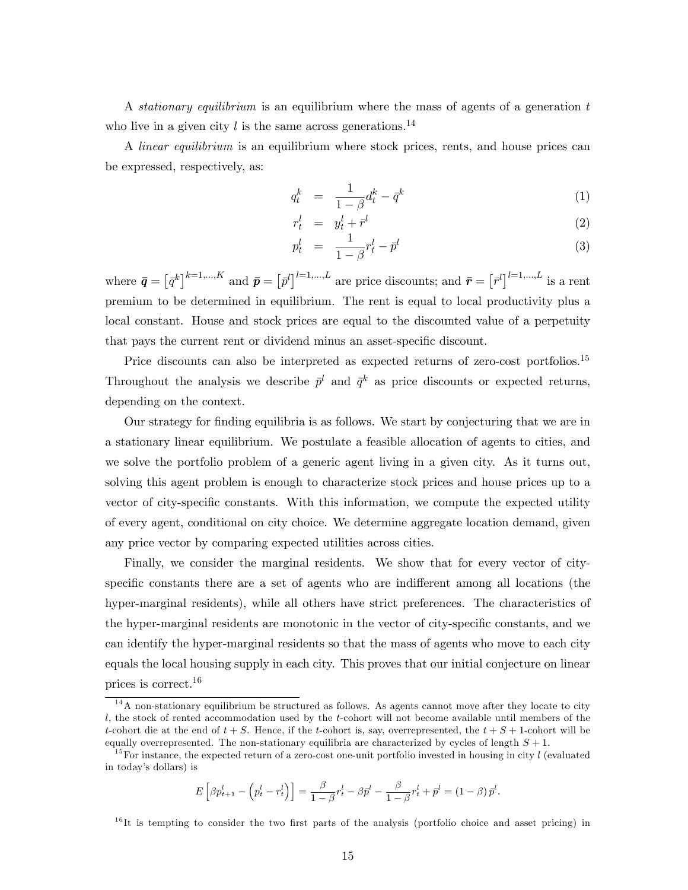A *stationary equilibrium* is an equilibrium where the mass of agents of a generation $t$ who live in a given city $l$ is the same across generations.[14]

A *linear equilibrium* is an equilibrium where stock prices, rents, and house prices can be expressed, respectively, as:

$$q_t^k = \frac{1}{1-\beta} d_t^k - \bar{q}^k \tag{1}$$

$$r_t^l = y_t^l + \bar{r}^l \tag{2}$$

$$p_t^l = \frac{1}{1-\beta} r_t^l - \bar{p}^l \tag{3}$$

where $\bar{\boldsymbol{q}} = \left[\bar{q}^k\right]^{k=1,\dots,K}$ and $\bar{\boldsymbol{p}} = \left[\bar{p}^l\right]^{l=1,\dots,L}$ are price discounts; and $\bar{\boldsymbol{r}} = \left[\bar{r}^l\right]^{l=1,\dots,L}$ is a rent premium to be determined in equilibrium. The rent is equal to local productivity plus a local constant. House and stock prices are equal to the discounted value of a perpetuity that pays the current rent or dividend minus an asset-specific discount.

Price discounts can also be interpreted as expected returns of zero-cost portfolios.[15] Throughout the analysis we describe $\bar{p}^l$ and $\bar{q}^k$ as price discounts or expected returns, depending on the context.

Our strategy for finding equilibria is as follows. We start by conjecturing that we are in a stationary linear equilibrium. We postulate a feasible allocation of agents to cities, and we solve the portfolio problem of a generic agent living in a given city. As it turns out, solving this agent problem is enough to characterize stock prices and house prices up to a vector of city-specific constants. With this information, we compute the expected utility of every agent, conditional on city choice. We determine aggregate location demand, given any price vector by comparing expected utilities across cities.

Finally, we consider the marginal residents. We show that for every vector of city-specific constants there are a set of agents who are indifferent among all locations (the hyper-marginal residents), while all others have strict preferences. The characteristics of the hyper-marginal residents are monotonic in the vector of city-specific constants, and we can identify the hyper-marginal residents so that the mass of agents who move to each city equals the local housing supply in each city. This proves that our initial conjecture on linear prices is correct.[16]

[14] A non-stationary equilibrium be structured as follows. As agents cannot move after they locate to city $l$, the stock of rented accommodation used by the $t$-cohort will not become available until members of the $t$-cohort die at the end of $t+S$. Hence, if the $t$-cohort is, say, overrepresented, the $t+S+1$-cohort will be equally overrepresented. The non-stationary equilibria are characterized by cycles of length $S+1$.

[15] For instance, the expected return of a zero-cost one-unit portfolio invested in housing in city $l$ (evaluated in today's dollars) is

$$E\left[\beta p_{t+1}^l - \left(p_t^l - r_t^l\right)\right] = \frac{\beta}{1-\beta} r_t^l - \beta \bar{p}^l - \frac{\beta}{1-\beta} r_t^l + \bar{p}^l = (1-\beta)\,\bar{p}^l.$$

[16] It is tempting to consider the two first parts of the analysis (portfolio choice and asset pricing) in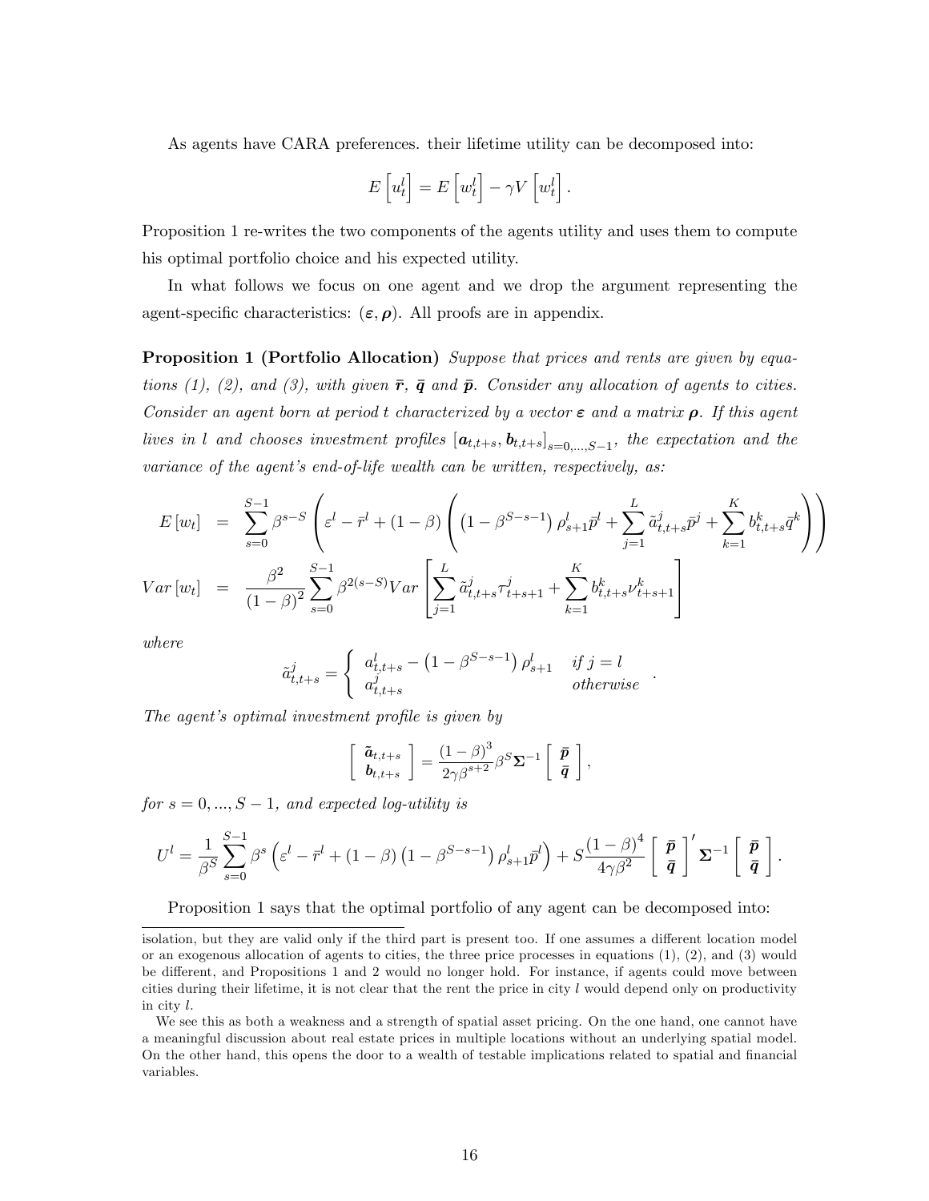As agents have CARA preferences. their lifetime utility can be decomposed into:

$$E\left[u_t^l\right] = E\left[w_t^l\right] - \gamma V\left[w_t^l\right].$$

Proposition 1 re-writes the two components of the agents utility and uses them to compute his optimal portfolio choice and his expected utility.

In what follows we focus on one agent and we drop the argument representing the agent-specific characteristics: $(\boldsymbol{\varepsilon}, \boldsymbol{\rho})$. All proofs are in appendix.

**Proposition 1 (Portfolio Allocation)** *Suppose that prices and rents are given by equations (1), (2), and (3), with given $\bar{\boldsymbol{r}}$, $\bar{\boldsymbol{q}}$ and $\bar{\boldsymbol{p}}$. Consider any allocation of agents to cities. Consider an agent born at period $t$ characterized by a vector $\boldsymbol{\varepsilon}$ and a matrix $\boldsymbol{\rho}$. If this agent lives in $l$ and chooses investment profiles $\left[\boldsymbol{a}_{t,t+s}, \boldsymbol{b}_{t,t+s}\right]_{s=0,...,S-1}$, the expectation and the variance of the agent's end-of-life wealth can be written, respectively, as:*

$$\begin{aligned}
E\left[w_t\right] &= \sum_{s=0}^{S-1} \beta^{s-S}\left(\varepsilon^l - \bar{r}^l + (1-\beta)\left(\left(1-\beta^{S-s-1}\right)\rho_{s+1}^l \bar{p}^l + \sum_{j=1}^{L} \tilde{a}_{t,t+s}^j \bar{p}^j + \sum_{k=1}^{K} b_{t,t+s}^k \bar{q}^k\right)\right) \\
Var\left[w_t\right] &= \frac{\beta^2}{(1-\beta)^2}\sum_{s=0}^{S-1}\beta^{2(s-S)} Var\left[\sum_{j=1}^{L}\tilde{a}_{t,t+s}^j \tau_{t+s+1}^j + \sum_{k=1}^{K} b_{t,t+s}^k \nu_{t+s+1}^k\right]
\end{aligned}$$

*where*

$$\tilde{a}_{t,t+s}^j = \begin{cases} a_{t,t+s}^l - \left(1-\beta^{S-s-1}\right)\rho_{s+1}^l & \text{if } j = l \\ a_{t,t+s}^j & \text{otherwise} \end{cases}.$$

*The agent's optimal investment profile is given by*

$$\left[\begin{array}{c} \tilde{\boldsymbol{a}}_{t,t+s} \\ \boldsymbol{b}_{t,t+s} \end{array}\right] = \frac{(1-\beta)^3}{2\gamma\beta^{s+2}}\beta^S \boldsymbol{\Sigma}^{-1}\left[\begin{array}{c} \bar{\boldsymbol{p}} \\ \bar{\boldsymbol{q}} \end{array}\right],$$

*for $s = 0, ..., S-1$, and expected log-utility is*

$$U^l = \frac{1}{\beta^S}\sum_{s=0}^{S-1}\beta^s\left(\varepsilon^l - \bar{r}^l + (1-\beta)\left(1-\beta^{S-s-1}\right)\rho_{s+1}^l \bar{p}^l\right) + S\frac{(1-\beta)^4}{4\gamma\beta^2}\left[\begin{array}{c} \bar{\boldsymbol{p}} \\ \bar{\boldsymbol{q}} \end{array}\right]' \boldsymbol{\Sigma}^{-1}\left[\begin{array}{c} \bar{\boldsymbol{p}} \\ \bar{\boldsymbol{q}} \end{array}\right].$$

Proposition 1 says that the optimal portfolio of any agent can be decomposed into:

---

isolation, but they are valid only if the third part is present too. If one assumes a different location model or an exogenous allocation of agents to cities, the three price processes in equations (1), (2), and (3) would be different, and Propositions 1 and 2 would no longer hold. For instance, if agents could move between cities during their lifetime, it is not clear that the rent the price in city $l$ would depend only on productivity in city $l$.

We see this as both a weakness and a strength of spatial asset pricing. On the one hand, one cannot have a meaningful discussion about real estate prices in multiple locations without an underlying spatial model. On the other hand, this opens the door to a wealth of testable implications related to spatial and financial variables.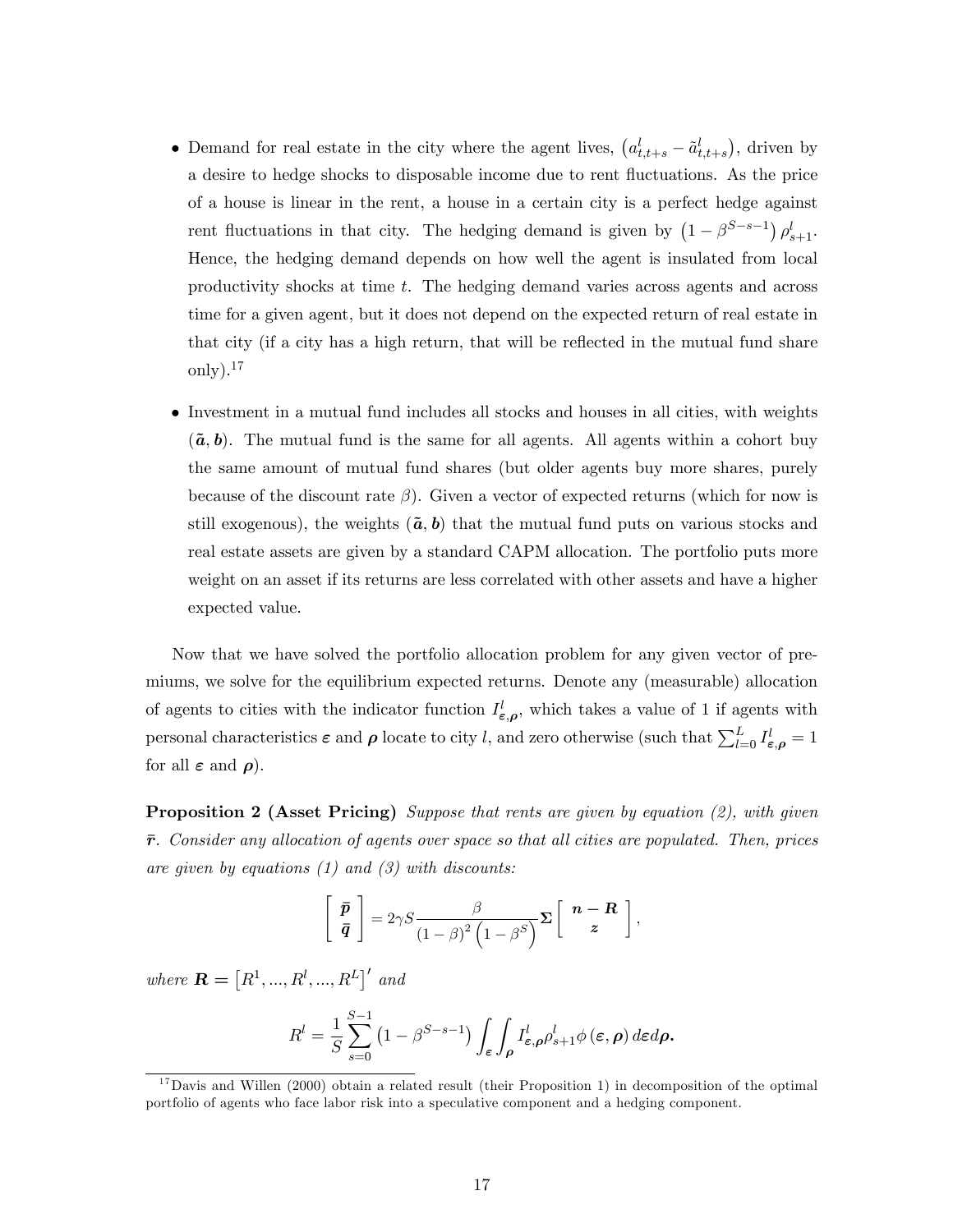- Demand for real estate in the city where the agent lives, $\left(a^l_{t,t+s} - \tilde{a}^l_{t,t+s}\right)$, driven by a desire to hedge shocks to disposable income due to rent fluctuations. As the price of a house is linear in the rent, a house in a certain city is a perfect hedge against rent fluctuations in that city. The hedging demand is given by $\left(1 - \beta^{S-s-1}\right) \rho^l_{s+1}$. Hence, the hedging demand depends on how well the agent is insulated from local productivity shocks at time $t$. The hedging demand varies across agents and across time for a given agent, but it does not depend on the expected return of real estate in that city (if a city has a high return, that will be reflected in the mutual fund share only).[17]

- Investment in a mutual fund includes all stocks and houses in all cities, with weights $(\tilde{\boldsymbol{a}}, \boldsymbol{b})$. The mutual fund is the same for all agents. All agents within a cohort buy the same amount of mutual fund shares (but older agents buy more shares, purely because of the discount rate $\beta$). Given a vector of expected returns (which for now is still exogenous), the weights $(\tilde{\boldsymbol{a}}, \boldsymbol{b})$ that the mutual fund puts on various stocks and real estate assets are given by a standard CAPM allocation. The portfolio puts more weight on an asset if its returns are less correlated with other assets and have a higher expected value.

Now that we have solved the portfolio allocation problem for any given vector of premiums, we solve for the equilibrium expected returns. Denote any (measurable) allocation of agents to cities with the indicator function $I^l_{\boldsymbol{\varepsilon},\boldsymbol{\rho}}$, which takes a value of 1 if agents with personal characteristics $\boldsymbol{\varepsilon}$ and $\boldsymbol{\rho}$ locate to city $l$, and zero otherwise (such that $\sum_{l=0}^{L} I^l_{\boldsymbol{\varepsilon},\boldsymbol{\rho}} = 1$ for all $\boldsymbol{\varepsilon}$ and $\boldsymbol{\rho}$).

**Proposition 2 (Asset Pricing)** *Suppose that rents are given by equation (2), with given $\bar{\boldsymbol{r}}$. Consider any allocation of agents over space so that all cities are populated. Then, prices are given by equations (1) and (3) with discounts:*

$$\begin{bmatrix} \bar{\boldsymbol{p}} \\ \bar{\boldsymbol{q}} \end{bmatrix} = 2\gamma S \frac{\beta}{(1-\beta)^2 \left(1-\beta^S\right)} \boldsymbol{\Sigma} \begin{bmatrix} \boldsymbol{n} - \boldsymbol{R} \\ \boldsymbol{z} \end{bmatrix},$$

*where $\boldsymbol{R} = \left[R^1, ..., R^l, ..., R^L\right]'$ and*

$$R^l = \frac{1}{S} \sum_{s=0}^{S-1} \left(1 - \beta^{S-s-1}\right) \int_{\boldsymbol{\varepsilon}} \int_{\boldsymbol{\rho}} I^l_{\boldsymbol{\varepsilon},\boldsymbol{\rho}} \rho^l_{s+1} \phi\left(\boldsymbol{\varepsilon}, \boldsymbol{\rho}\right) d\boldsymbol{\varepsilon} d\boldsymbol{\rho}.$$

[17] Davis and Willen (2000) obtain a related result (their Proposition 1) in decomposition of the optimal portfolio of agents who face labor risk into a speculative component and a hedging component.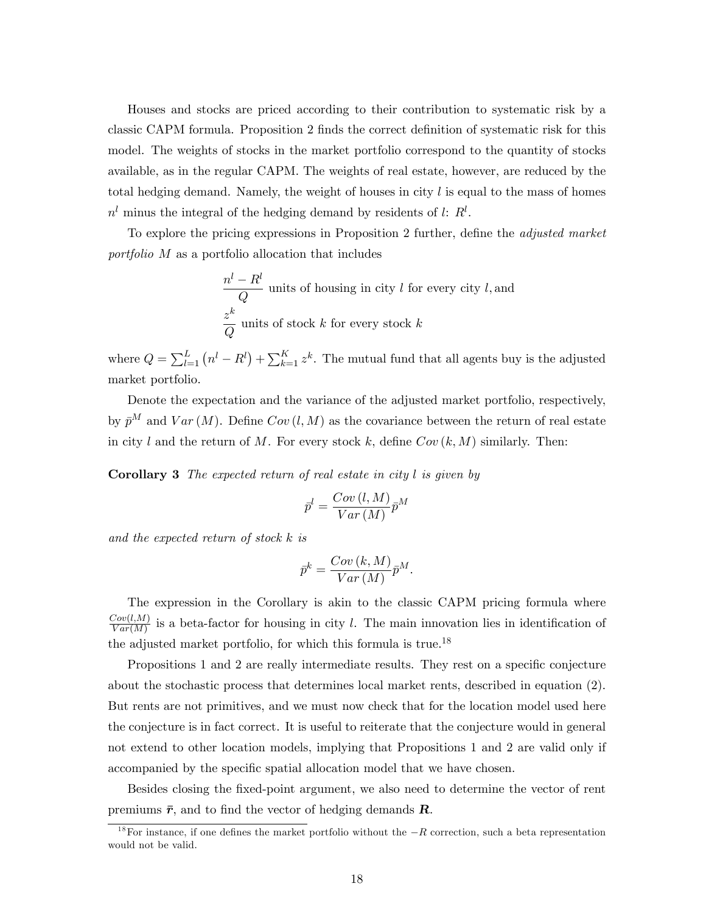Houses and stocks are priced according to their contribution to systematic risk by a classic CAPM formula. Proposition 2 finds the correct definition of systematic risk for this model. The weights of stocks in the market portfolio correspond to the quantity of stocks available, as in the regular CAPM. The weights of real estate, however, are reduced by the total hedging demand. Namely, the weight of houses in city $l$ is equal to the mass of homes $n^l$ minus the integral of the hedging demand by residents of $l$: $R^l$.

To explore the pricing expressions in Proposition 2 further, define the *adjusted market portfolio* $M$ as a portfolio allocation that includes

$$\frac{n^l - R^l}{Q} \text{ units of housing in city } l \text{ for every city } l, \text{and}$$
$$\frac{z^k}{Q} \text{ units of stock } k \text{ for every stock } k$$

where $Q = \sum_{l=1}^{L} \left(n^l - R^l\right) + \sum_{k=1}^{K} z^k$. The mutual fund that all agents buy is the adjusted market portfolio.

Denote the expectation and the variance of the adjusted market portfolio, respectively, by $\bar{p}^M$ and $Var(M)$. Define $Cov(l, M)$ as the covariance between the return of real estate in city $l$ and the return of $M$. For every stock $k$, define $Cov(k, M)$ similarly. Then:

**Corollary 3** *The expected return of real estate in city $l$ is given by*

$$\bar{p}^l = \frac{Cov(l, M)}{Var(M)} \bar{p}^M$$

*and the expected return of stock $k$ is*

$$\bar{p}^k = \frac{Cov(k, M)}{Var(M)} \bar{p}^M.$$

The expression in the Corollary is akin to the classic CAPM pricing formula where $\frac{Cov(l,M)}{Var(M)}$ is a beta-factor for housing in city $l$. The main innovation lies in identification of the adjusted market portfolio, for which this formula is true.[18]

Propositions 1 and 2 are really intermediate results. They rest on a specific conjecture about the stochastic process that determines local market rents, described in equation (2). But rents are not primitives, and we must now check that for the location model used here the conjecture is in fact correct. It is useful to reiterate that the conjecture would in general not extend to other location models, implying that Propositions 1 and 2 are valid only if accompanied by the specific spatial allocation model that we have chosen.

Besides closing the fixed-point argument, we also need to determine the vector of rent premiums $\bar{\boldsymbol{r}}$, and to find the vector of hedging demands $\boldsymbol{R}$.

[18] For instance, if one defines the market portfolio without the $-R$ correction, such a beta representation would not be valid.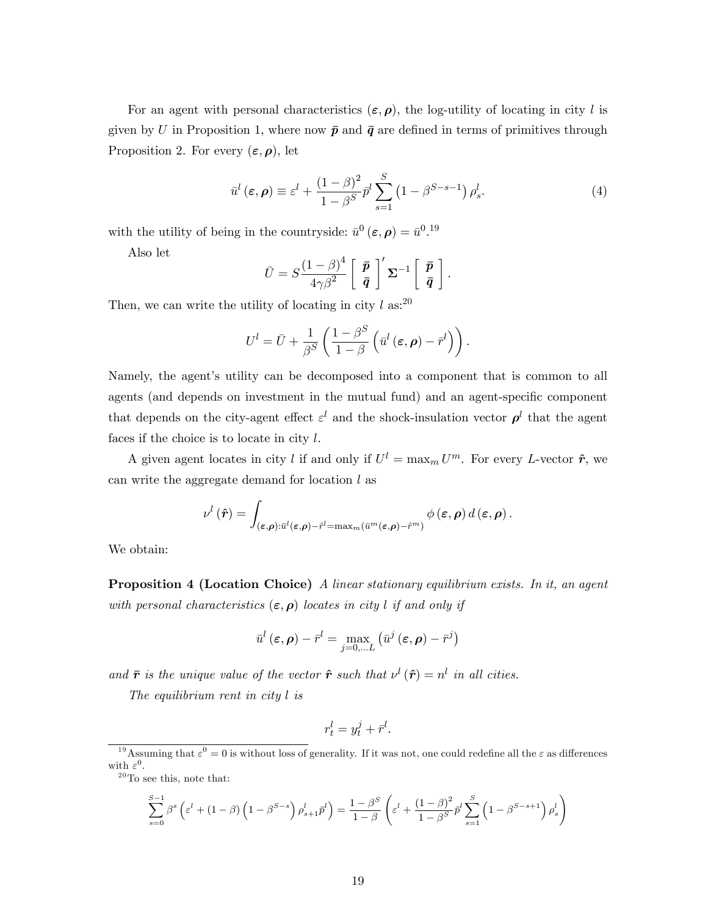For an agent with personal characteristics $(\boldsymbol{\varepsilon}, \boldsymbol{\rho})$, the log-utility of locating in city $l$ is given by $U$ in Proposition 1, where now $\bar{\boldsymbol{p}}$ and $\bar{\boldsymbol{q}}$ are defined in terms of primitives through Proposition 2. For every $(\boldsymbol{\varepsilon}, \boldsymbol{\rho})$, let

$$\bar{u}^l(\boldsymbol{\varepsilon}, \boldsymbol{\rho}) \equiv \varepsilon^l + \frac{(1-\beta)^2}{1-\beta^S}\bar{p}^l \sum_{s=1}^{S}\left(1-\beta^{S-s-1}\right)\rho_s^l. \tag{4}$$

with the utility of being in the countryside: $\bar{u}^0(\boldsymbol{\varepsilon}, \boldsymbol{\rho}) = \bar{u}^0$.[19]

Also let

$$\bar{U} = S\frac{(1-\beta)^4}{4\gamma\beta^2}\begin{bmatrix}\bar{\boldsymbol{p}}\\ \bar{\boldsymbol{q}}\end{bmatrix}'\boldsymbol{\Sigma}^{-1}\begin{bmatrix}\bar{\boldsymbol{p}}\\ \bar{\boldsymbol{q}}\end{bmatrix}.$$

Then, we can write the utility of locating in city $l$ as:[20]

$$U^l = \bar{U} + \frac{1}{\beta^S}\left(\frac{1-\beta^S}{1-\beta}\left(\bar{u}^l(\boldsymbol{\varepsilon}, \boldsymbol{\rho}) - \bar{r}^l\right)\right).$$

Namely, the agent's utility can be decomposed into a component that is common to all agents (and depends on investment in the mutual fund) and an agent-specific component that depends on the city-agent effect $\varepsilon^l$ and the shock-insulation vector $\boldsymbol{\rho}^l$ that the agent faces if the choice is to locate in city $l$.

A given agent locates in city $l$ if and only if $U^l = \max_m U^m$. For every $L$-vector $\hat{\boldsymbol{r}}$, we can write the aggregate demand for location $l$ as

$$\nu^l(\hat{\boldsymbol{r}}) = \int_{(\boldsymbol{\varepsilon}, \boldsymbol{\rho}):\bar{u}^l(\boldsymbol{\varepsilon}, \boldsymbol{\rho}) - \hat{r}^l = \max_m\left(\bar{u}^m(\boldsymbol{\varepsilon}, \boldsymbol{\rho}) - \hat{r}^m\right)} \phi(\boldsymbol{\varepsilon}, \boldsymbol{\rho})\, d(\boldsymbol{\varepsilon}, \boldsymbol{\rho}).$$

We obtain:

**Proposition 4 (Location Choice)** *A linear stationary equilibrium exists. In it, an agent with personal characteristics $(\boldsymbol{\varepsilon}, \boldsymbol{\rho})$ locates in city $l$ if and only if*

$$\bar{u}^l(\boldsymbol{\varepsilon}, \boldsymbol{\rho}) - \bar{r}^l = \max_{j=0,\ldots L}\left(\bar{u}^j(\boldsymbol{\varepsilon}, \boldsymbol{\rho}) - \bar{r}^j\right)$$

*and $\bar{\boldsymbol{r}}$ is the unique value of the vector $\hat{\boldsymbol{r}}$ such that $\nu^l(\hat{\boldsymbol{r}}) = n^l$ in all cities.*

*The equilibrium rent in city $l$ is*

$$r_t^l = y_t^j + \bar{r}^l.$$

---

[19] Assuming that $\varepsilon^0 = 0$ is without loss of generality. If it was not, one could redefine all the $\varepsilon$ as differences with $\varepsilon^0$.

[20] To see this, note that:

$$\sum_{s=0}^{S-1}\beta^s\left(\varepsilon^l + (1-\beta)\left(1-\beta^{S-s}\right)\rho_{s+1}^l\bar{p}^l\right) = \frac{1-\beta^S}{1-\beta}\left(\varepsilon^l + \frac{(1-\beta)^2}{1-\beta^S}\bar{p}^l\sum_{s=1}^{S}\left(1-\beta^{S-s+1}\right)\rho_s^l\right)$$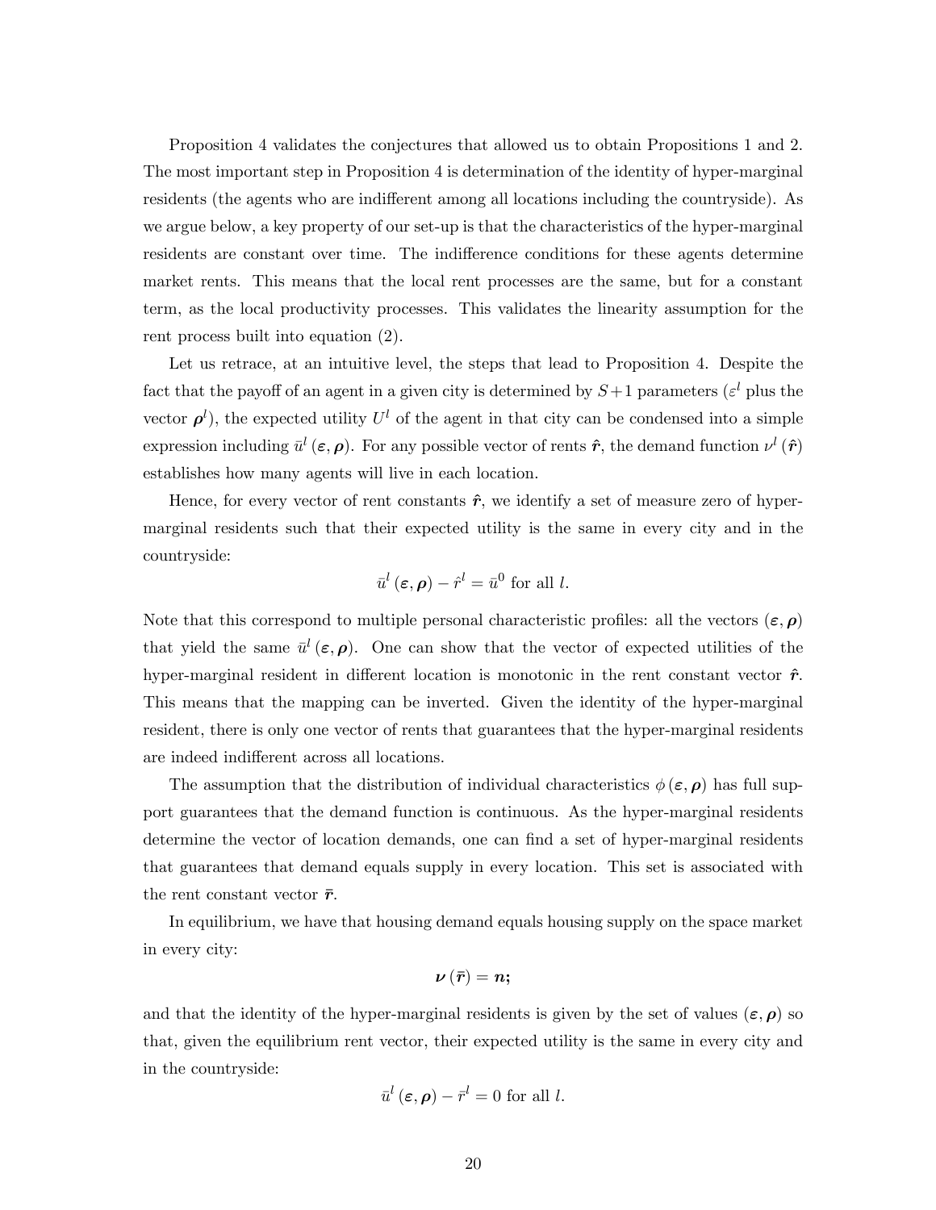Proposition 4 validates the conjectures that allowed us to obtain Propositions 1 and 2. The most important step in Proposition 4 is determination of the identity of hyper-marginal residents (the agents who are indifferent among all locations including the countryside). As we argue below, a key property of our set-up is that the characteristics of the hyper-marginal residents are constant over time. The indifference conditions for these agents determine market rents. This means that the local rent processes are the same, but for a constant term, as the local productivity processes. This validates the linearity assumption for the rent process built into equation (2).

Let us retrace, at an intuitive level, the steps that lead to Proposition 4. Despite the fact that the payoff of an agent in a given city is determined by $S+1$ parameters ($\varepsilon^l$ plus the vector $\boldsymbol{\rho}^l$), the expected utility $U^l$ of the agent in that city can be condensed into a simple expression including $\bar{u}^l(\boldsymbol{\varepsilon}, \boldsymbol{\rho})$. For any possible vector of rents $\hat{\boldsymbol{r}}$, the demand function $\nu^l(\hat{\boldsymbol{r}})$ establishes how many agents will live in each location.

Hence, for every vector of rent constants $\hat{\boldsymbol{r}}$, we identify a set of measure zero of hyper-marginal residents such that their expected utility is the same in every city and in the countryside:

$$\bar{u}^l(\boldsymbol{\varepsilon}, \boldsymbol{\rho}) - \hat{r}^l = \bar{u}^0 \text{ for all } l.$$

Note that this correspond to multiple personal characteristic profiles: all the vectors $(\boldsymbol{\varepsilon}, \boldsymbol{\rho})$ that yield the same $\bar{u}^l(\boldsymbol{\varepsilon}, \boldsymbol{\rho})$. One can show that the vector of expected utilities of the hyper-marginal resident in different location is monotonic in the rent constant vector $\hat{\boldsymbol{r}}$. This means that the mapping can be inverted. Given the identity of the hyper-marginal resident, there is only one vector of rents that guarantees that the hyper-marginal residents are indeed indifferent across all locations.

The assumption that the distribution of individual characteristics $\phi(\boldsymbol{\varepsilon}, \boldsymbol{\rho})$ has full support guarantees that the demand function is continuous. As the hyper-marginal residents determine the vector of location demands, one can find a set of hyper-marginal residents that guarantees that demand equals supply in every location. This set is associated with the rent constant vector $\bar{\boldsymbol{r}}$.

In equilibrium, we have that housing demand equals housing supply on the space market in every city:

$$\boldsymbol{\nu}(\bar{\boldsymbol{r}}) = \boldsymbol{n};$$

and that the identity of the hyper-marginal residents is given by the set of values $(\boldsymbol{\varepsilon}, \boldsymbol{\rho})$ so that, given the equilibrium rent vector, their expected utility is the same in every city and in the countryside:

$$\bar{u}^l(\boldsymbol{\varepsilon}, \boldsymbol{\rho}) - \bar{r}^l = 0 \text{ for all } l.$$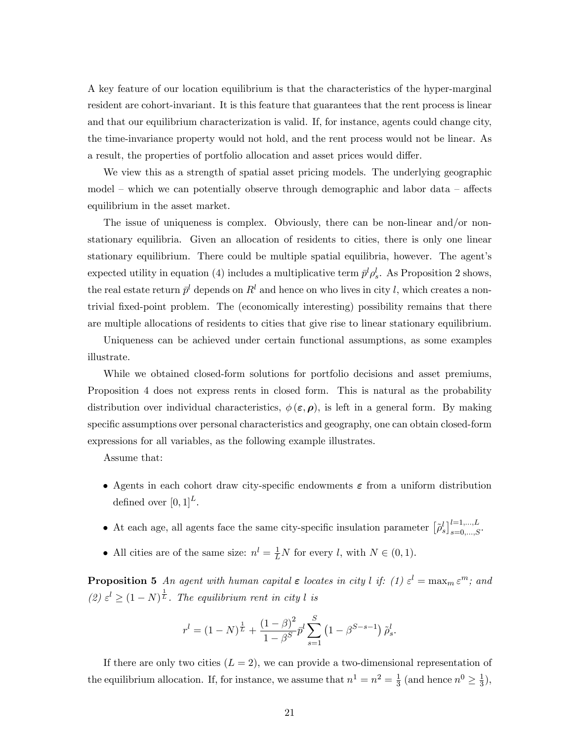A key feature of our location equilibrium is that the characteristics of the hyper-marginal resident are cohort-invariant. It is this feature that guarantees that the rent process is linear and that our equilibrium characterization is valid. If, for instance, agents could change city, the time-invariance property would not hold, and the rent process would not be linear. As a result, the properties of portfolio allocation and asset prices would differ.

We view this as a strength of spatial asset pricing models. The underlying geographic model – which we can potentially observe through demographic and labor data – affects equilibrium in the asset market.

The issue of uniqueness is complex. Obviously, there can be non-linear and/or non-stationary equilibria. Given an allocation of residents to cities, there is only one linear stationary equilibrium. There could be multiple spatial equilibria, however. The agent's expected utility in equation (4) includes a multiplicative term $\bar{p}^l \rho_s^l$. As Proposition 2 shows, the real estate return $\bar{p}^l$ depends on $R^l$ and hence on who lives in city $l$, which creates a non-trivial fixed-point problem. The (economically interesting) possibility remains that there are multiple allocations of residents to cities that give rise to linear stationary equilibrium.

Uniqueness can be achieved under certain functional assumptions, as some examples illustrate.

While we obtained closed-form solutions for portfolio decisions and asset premiums, Proposition 4 does not express rents in closed form. This is natural as the probability distribution over individual characteristics, $\phi(\boldsymbol{\varepsilon}, \boldsymbol{\rho})$, is left in a general form. By making specific assumptions over personal characteristics and geography, one can obtain closed-form expressions for all variables, as the following example illustrates.

Assume that:

- Agents in each cohort draw city-specific endowments $\boldsymbol{\varepsilon}$ from a uniform distribution defined over $[0,1]^L$.
- At each age, all agents face the same city-specific insulation parameter $\left[\tilde{\rho}_s^l\right]_{s=0,\ldots,S}^{l=1,\ldots,L}$.
- All cities are of the same size: $n^l = \frac{1}{L}N$ for every $l$, with $N \in (0,1)$.

**Proposition 5** *An agent with human capital $\boldsymbol{\varepsilon}$ locates in city $l$ if: (1) $\varepsilon^l = \max_m \varepsilon^m$; and (2) $\varepsilon^l \geq (1-N)^{\frac{1}{L}}$. The equilibrium rent in city $l$ is*

$$r^l = (1-N)^{\frac{1}{L}} + \frac{(1-\beta)^2}{1-\beta^S}\bar{p}^l \sum_{s=1}^{S} \left(1-\beta^{S-s-1}\right)\tilde{\rho}_s^l.$$

If there are only two cities ($L = 2$), we can provide a two-dimensional representation of the equilibrium allocation. If, for instance, we assume that $n^1 = n^2 = \frac{1}{3}$ (and hence $n^0 \geq \frac{1}{3}$),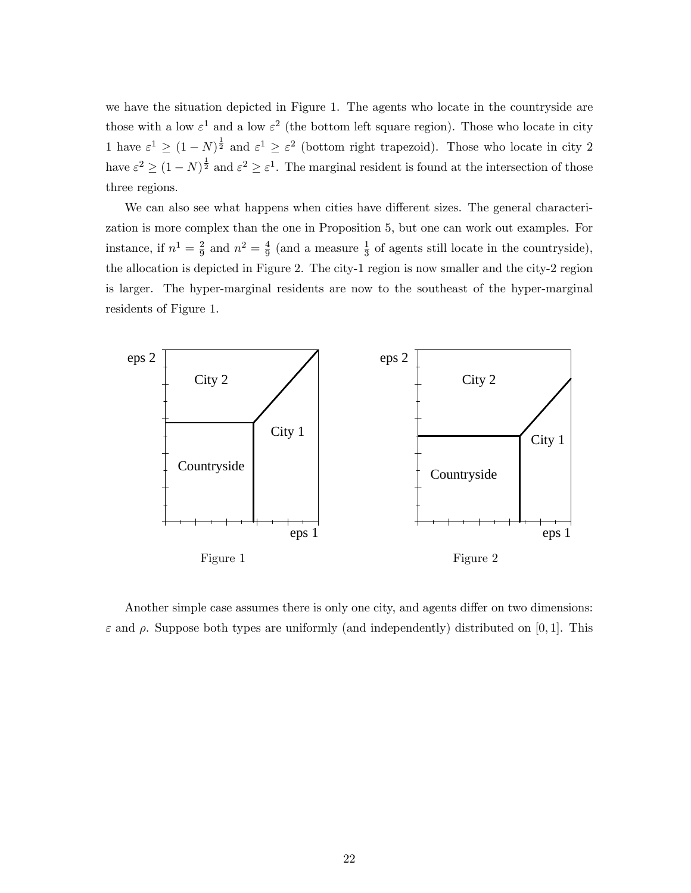we have the situation depicted in Figure 1. The agents who locate in the countryside are those with a low $\varepsilon^1$ and a low $\varepsilon^2$ (the bottom left square region). Those who locate in city 1 have $\varepsilon^1 \geq (1-N)^{\frac{1}{2}}$ and $\varepsilon^1 \geq \varepsilon^2$ (bottom right trapezoid). Those who locate in city 2 have $\varepsilon^2 \geq (1-N)^{\frac{1}{2}}$ and $\varepsilon^2 \geq \varepsilon^1$. The marginal resident is found at the intersection of those three regions.

We can also see what happens when cities have different sizes. The general characterization is more complex than the one in Proposition 5, but one can work out examples. For instance, if $n^1 = \frac{2}{9}$ and $n^2 = \frac{4}{9}$ (and a measure $\frac{1}{3}$ of agents still locate in the countryside), the allocation is depicted in Figure 2. The city-1 region is now smaller and the city-2 region is larger. The hyper-marginal residents are now to the southeast of the hyper-marginal residents of Figure 1.

Figure 1

Figure 2

Another simple case assumes there is only one city, and agents differ on two dimensions: $\varepsilon$ and $\rho$. Suppose both types are uniformly (and independently) distributed on $[0, 1]$. This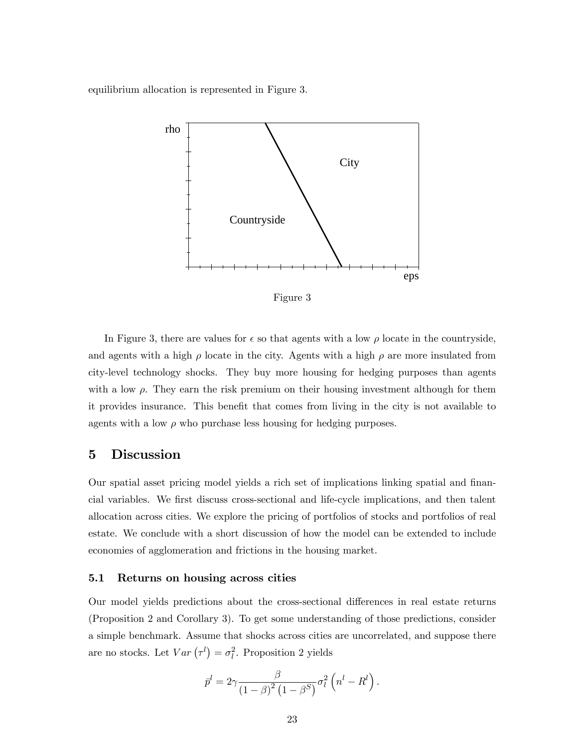equilibrium allocation is represented in Figure 3.

Figure 3

In Figure 3, there are values for $\epsilon$ so that agents with a low $\rho$ locate in the countryside, and agents with a high $\rho$ locate in the city. Agents with a high $\rho$ are more insulated from city-level technology shocks. They buy more housing for hedging purposes than agents with a low $\rho$. They earn the risk premium on their housing investment although for them it provides insurance. This benefit that comes from living in the city is not available to agents with a low $\rho$ who purchase less housing for hedging purposes.

## 5 Discussion

Our spatial asset pricing model yields a rich set of implications linking spatial and financial variables. We first discuss cross-sectional and life-cycle implications, and then talent allocation across cities. We explore the pricing of portfolios of stocks and portfolios of real estate. We conclude with a short discussion of how the model can be extended to include economies of agglomeration and frictions in the housing market.

### 5.1 Returns on housing across cities

Our model yields predictions about the cross-sectional differences in real estate returns (Proposition 2 and Corollary 3). To get some understanding of those predictions, consider a simple benchmark. Assume that shocks across cities are uncorrelated, and suppose there are no stocks. Let $Var\left(\tau^l\right) = \sigma_l^2$. Proposition 2 yields

$$\bar{p}^l = 2\gamma \frac{\beta}{(1-\beta)^2 \left(1-\beta^S\right)} \sigma_l^2 \left(n^l - R^l\right).$$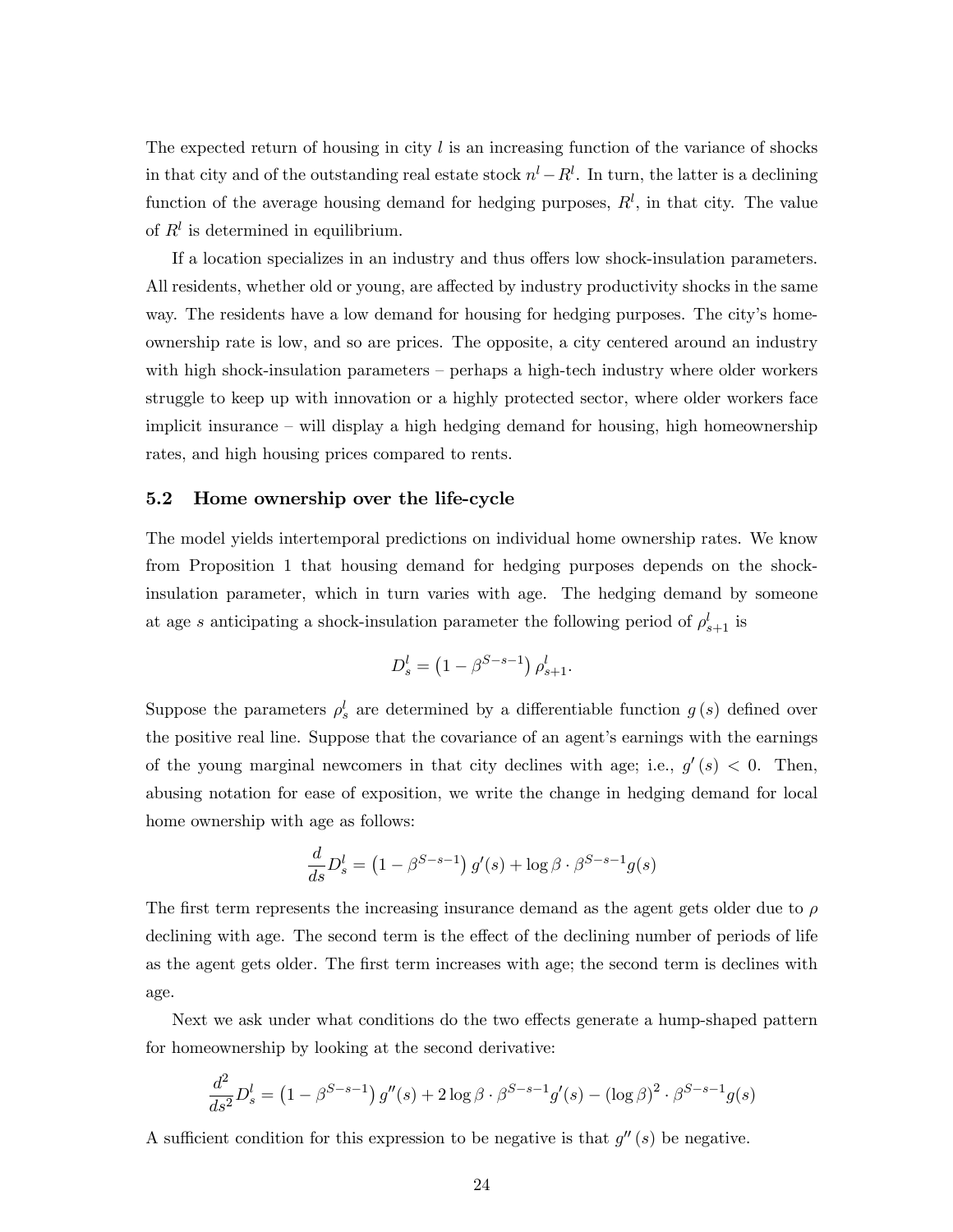The expected return of housing in city $l$ is an increasing function of the variance of shocks in that city and of the outstanding real estate stock $n^l - R^l$. In turn, the latter is a declining function of the average housing demand for hedging purposes, $R^l$, in that city. The value of $R^l$ is determined in equilibrium.

If a location specializes in an industry and thus offers low shock-insulation parameters. All residents, whether old or young, are affected by industry productivity shocks in the same way. The residents have a low demand for housing for hedging purposes. The city's home-ownership rate is low, and so are prices. The opposite, a city centered around an industry with high shock-insulation parameters – perhaps a high-tech industry where older workers struggle to keep up with innovation or a highly protected sector, where older workers face implicit insurance – will display a high hedging demand for housing, high homeownership rates, and high housing prices compared to rents.

## 5.2 Home ownership over the life-cycle

The model yields intertemporal predictions on individual home ownership rates. We know from Proposition 1 that housing demand for hedging purposes depends on the shock-insulation parameter, which in turn varies with age. The hedging demand by someone at age $s$ anticipating a shock-insulation parameter the following period of $\rho^l_{s+1}$ is

$$D^l_s = \left(1 - \beta^{S-s-1}\right) \rho^l_{s+1}.$$

Suppose the parameters $\rho^l_s$ are determined by a differentiable function $g(s)$ defined over the positive real line. Suppose that the covariance of an agent's earnings with the earnings of the young marginal newcomers in that city declines with age; i.e., $g'(s) < 0$. Then, abusing notation for ease of exposition, we write the change in hedging demand for local home ownership with age as follows:

$$\frac{d}{ds} D^l_s = \left(1 - \beta^{S-s-1}\right) g'(s) + \log \beta \cdot \beta^{S-s-1} g(s)$$

The first term represents the increasing insurance demand as the agent gets older due to $\rho$ declining with age. The second term is the effect of the declining number of periods of life as the agent gets older. The first term increases with age; the second term is declines with age.

Next we ask under what conditions do the two effects generate a hump-shaped pattern for homeownership by looking at the second derivative:

$$\frac{d^2}{ds^2} D^l_s = \left(1 - \beta^{S-s-1}\right) g''(s) + 2 \log \beta \cdot \beta^{S-s-1} g'(s) - (\log \beta)^2 \cdot \beta^{S-s-1} g(s)$$

A sufficient condition for this expression to be negative is that $g''(s)$ be negative.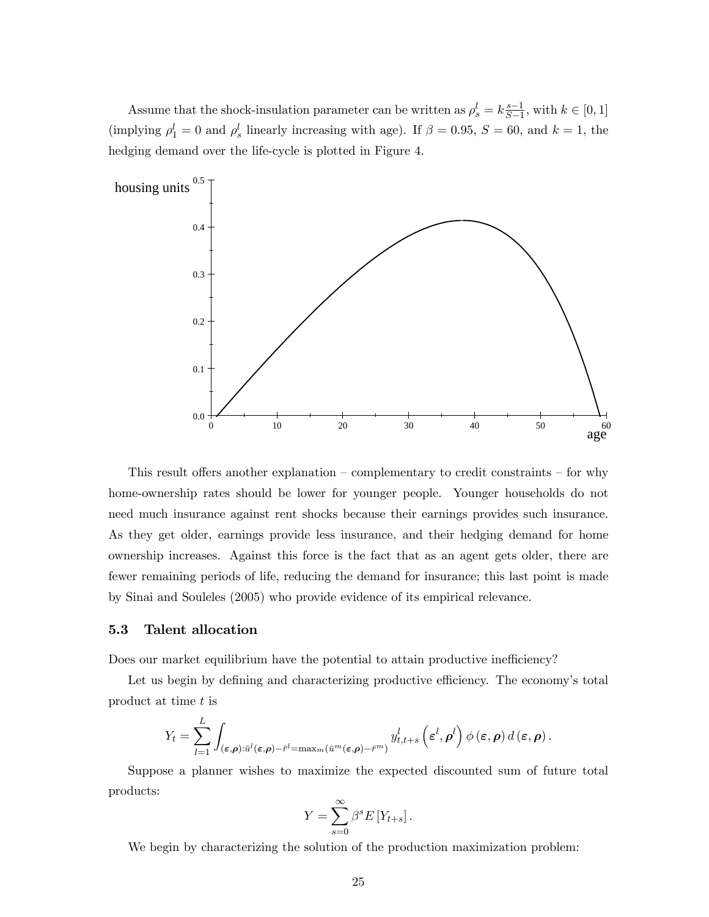Assume that the shock-insulation parameter can be written as $\rho_s^l = k\frac{s-1}{S-1}$, with $k \in [0,1]$ (implying $\rho_1^l = 0$ and $\rho_s^l$ linearly increasing with age). If $\beta = 0.95$, $S = 60$, and $k = 1$, the hedging demand over the life-cycle is plotted in Figure 4.

This result offers another explanation – complementary to credit constraints – for why home-ownership rates should be lower for younger people. Younger households do not need much insurance against rent shocks because their earnings provides such insurance. As they get older, earnings provide less insurance, and their hedging demand for home ownership increases. Against this force is the fact that as an agent gets older, there are fewer remaining periods of life, reducing the demand for insurance; this last point is made by Sinai and Souleles (2005) who provide evidence of its empirical relevance.

### 5.3 Talent allocation

Does our market equilibrium have the potential to attain productive inefficiency?

Let us begin by defining and characterizing productive efficiency. The economy's total product at time $t$ is

$$Y_t = \sum_{l=1}^{L} \int_{(\boldsymbol{\varepsilon},\boldsymbol{\rho}):\bar{u}^l(\boldsymbol{\varepsilon},\boldsymbol{\rho})-\bar{r}^l=\max_m(\bar{u}^m(\boldsymbol{\varepsilon},\boldsymbol{\rho})-\bar{r}^m)} y_{t,t+s}^l\left(\boldsymbol{\varepsilon}^l,\boldsymbol{\rho}^l\right)\phi\left(\boldsymbol{\varepsilon},\boldsymbol{\rho}\right)d\left(\boldsymbol{\varepsilon},\boldsymbol{\rho}\right).$$

Suppose a planner wishes to maximize the expected discounted sum of future total products:

$$Y = \sum_{s=0}^{\infty} \beta^s E\left[Y_{t+s}\right].$$

We begin by characterizing the solution of the production maximization problem: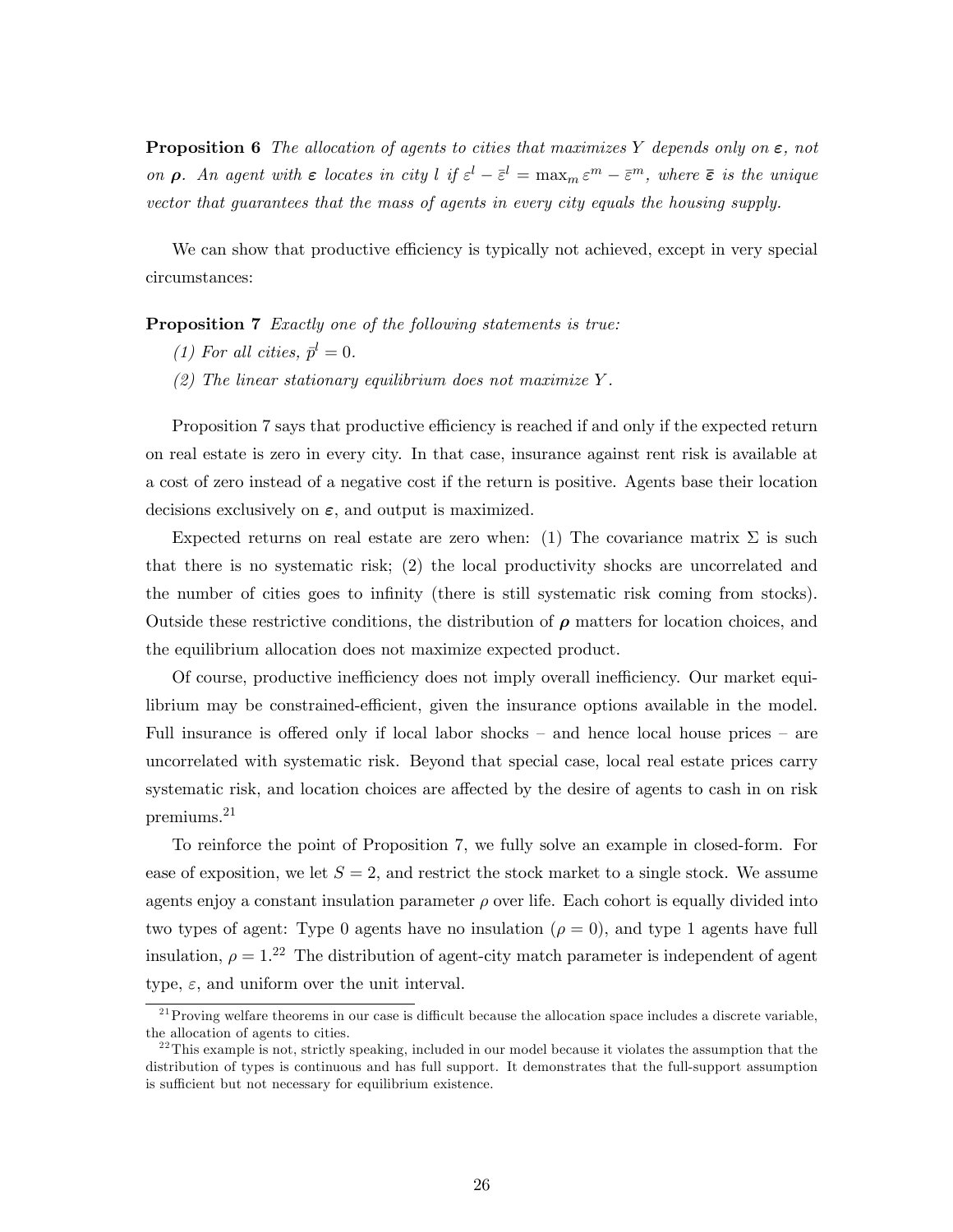**Proposition 6** *The allocation of agents to cities that maximizes $Y$ depends only on $\boldsymbol{\varepsilon}$, not on $\boldsymbol{\rho}$. An agent with $\boldsymbol{\varepsilon}$ locates in city $l$ if $\varepsilon^l - \bar{\varepsilon}^l = \max_m \varepsilon^m - \bar{\varepsilon}^m$, where $\bar{\boldsymbol{\varepsilon}}$ is the unique vector that guarantees that the mass of agents in every city equals the housing supply.*

We can show that productive efficiency is typically not achieved, except in very special circumstances:

**Proposition 7** *Exactly one of the following statements is true:*

*(1) For all cities, $\bar{p}^l = 0$.*

*(2) The linear stationary equilibrium does not maximize $Y$.*

Proposition 7 says that productive efficiency is reached if and only if the expected return on real estate is zero in every city. In that case, insurance against rent risk is available at a cost of zero instead of a negative cost if the return is positive. Agents base their location decisions exclusively on $\boldsymbol{\varepsilon}$, and output is maximized.

Expected returns on real estate are zero when: (1) The covariance matrix $\Sigma$ is such that there is no systematic risk; (2) the local productivity shocks are uncorrelated and the number of cities goes to infinity (there is still systematic risk coming from stocks). Outside these restrictive conditions, the distribution of $\boldsymbol{\rho}$ matters for location choices, and the equilibrium allocation does not maximize expected product.

Of course, productive inefficiency does not imply overall inefficiency. Our market equilibrium may be constrained-efficient, given the insurance options available in the model. Full insurance is offered only if local labor shocks – and hence local house prices – are uncorrelated with systematic risk. Beyond that special case, local real estate prices carry systematic risk, and location choices are affected by the desire of agents to cash in on risk premiums.[21]

To reinforce the point of Proposition 7, we fully solve an example in closed-form. For ease of exposition, we let $S = 2$, and restrict the stock market to a single stock. We assume agents enjoy a constant insulation parameter $\rho$ over life. Each cohort is equally divided into two types of agent: Type 0 agents have no insulation ($\rho = 0$), and type 1 agents have full insulation, $\rho = 1$.[22] The distribution of agent-city match parameter is independent of agent type, $\varepsilon$, and uniform over the unit interval.

[21] Proving welfare theorems in our case is difficult because the allocation space includes a discrete variable, the allocation of agents to cities.

[22] This example is not, strictly speaking, included in our model because it violates the assumption that the distribution of types is continuous and has full support. It demonstrates that the full-support assumption is sufficient but not necessary for equilibrium existence.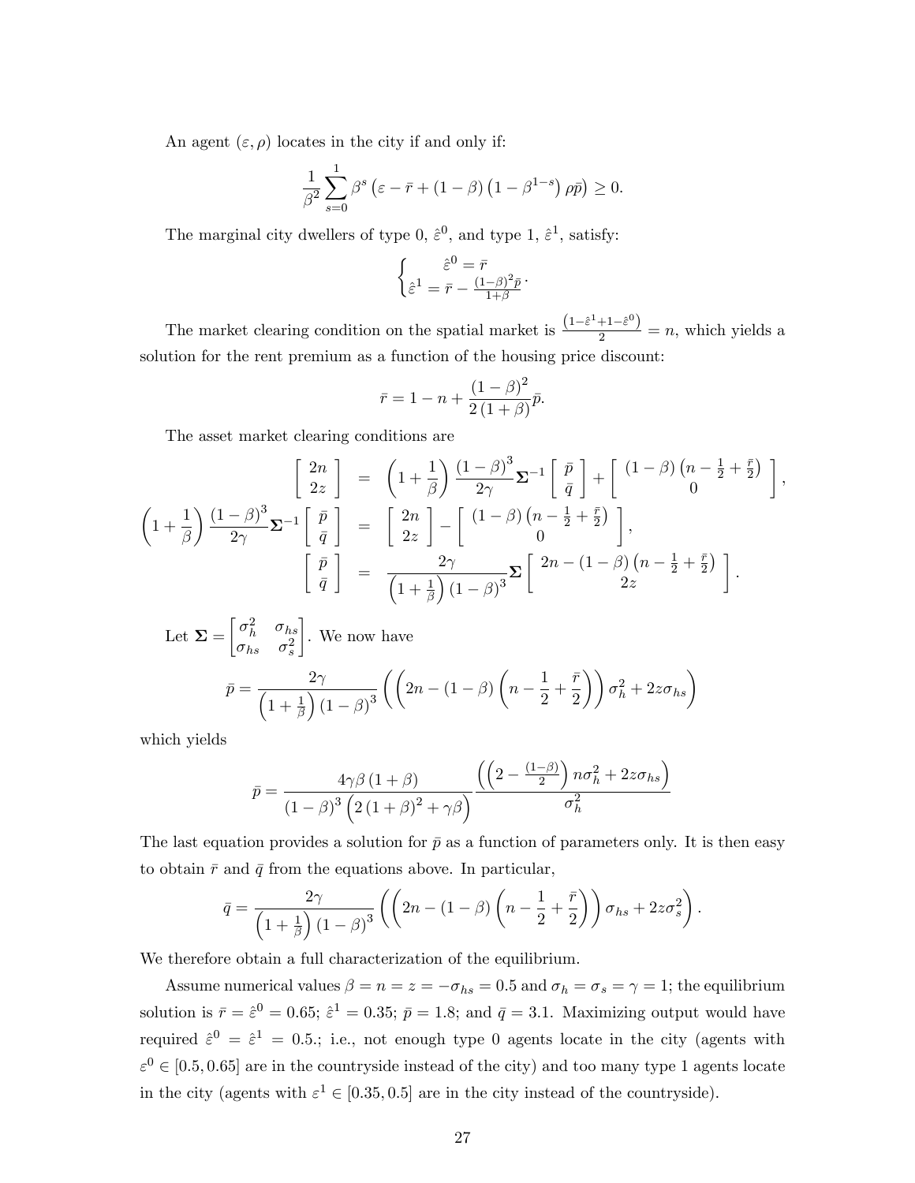An agent $(\varepsilon, \rho)$ locates in the city if and only if:

$$\frac{1}{\beta^2} \sum_{s=0}^{1} \beta^s \left( \varepsilon - \bar{r} + (1-\beta) \left(1 - \beta^{1-s}\right) \rho \bar{p} \right) \geq 0.$$

The marginal city dwellers of type 0, $\hat{\varepsilon}^0$, and type 1, $\hat{\varepsilon}^1$, satisfy:

$$\begin{cases} \hat{\varepsilon}^0 = \bar{r} \\ \hat{\varepsilon}^1 = \bar{r} - \frac{(1-\beta)^2 \bar{p}}{1+\beta} \end{cases}.$$

The market clearing condition on the spatial market is $\frac{\left(1-\hat{\varepsilon}^1+1-\hat{\varepsilon}^0\right)}{2} = n$, which yields a solution for the rent premium as a function of the housing price discount:

$$\bar{r} = 1 - n + \frac{(1-\beta)^2}{2(1+\beta)} \bar{p}.$$

The asset market clearing conditions are

$$\begin{aligned}
\left[ \begin{array}{c} 2n \\ 2z \end{array} \right] &= \left(1 + \frac{1}{\beta}\right) \frac{(1-\beta)^3}{2\gamma} \mathbf{\Sigma}^{-1} \left[ \begin{array}{c} \bar{p} \\ \bar{q} \end{array} \right] + \left[ \begin{array}{c} (1-\beta)\left(n - \frac{1}{2} + \frac{\bar{r}}{2}\right) \\ 0 \end{array} \right], \\
\left(1 + \frac{1}{\beta}\right) \frac{(1-\beta)^3}{2\gamma} \mathbf{\Sigma}^{-1} \left[ \begin{array}{c} \bar{p} \\ \bar{q} \end{array} \right] &= \left[ \begin{array}{c} 2n \\ 2z \end{array} \right] - \left[ \begin{array}{c} (1-\beta)\left(n - \frac{1}{2} + \frac{\bar{r}}{2}\right) \\ 0 \end{array} \right], \\
\left[ \begin{array}{c} \bar{p} \\ \bar{q} \end{array} \right] &= \frac{2\gamma}{\left(1+\frac{1}{\beta}\right)(1-\beta)^3} \mathbf{\Sigma} \left[ \begin{array}{c} 2n - (1-\beta)\left(n - \frac{1}{2} + \frac{\bar{r}}{2}\right) \\ 2z \end{array} \right].
\end{aligned}$$

Let $\mathbf{\Sigma} = \begin{bmatrix} \sigma_h^2 & \sigma_{hs} \\ \sigma_{hs} & \sigma_s^2 \end{bmatrix}$. We now have

$$\bar{p} = \frac{2\gamma}{\left(1+\frac{1}{\beta}\right)(1-\beta)^3} \left( \left( 2n - (1-\beta)\left(n - \frac{1}{2} + \frac{\bar{r}}{2}\right) \right) \sigma_h^2 + 2z\sigma_{hs} \right)$$

which yields

$$\bar{p} = \frac{4\gamma\beta(1+\beta)}{(1-\beta)^3 \left(2(1+\beta)^2 + \gamma\beta\right)} \frac{\left(\left(2 - \frac{(1-\beta)}{2}\right) n\sigma_h^2 + 2z\sigma_{hs}\right)}{\sigma_h^2}$$

The last equation provides a solution for $\bar{p}$ as a function of parameters only. It is then easy to obtain $\bar{r}$ and $\bar{q}$ from the equations above. In particular,

$$\bar{q} = \frac{2\gamma}{\left(1+\frac{1}{\beta}\right)(1-\beta)^3} \left( \left( 2n - (1-\beta)\left(n - \frac{1}{2} + \frac{\bar{r}}{2}\right) \right) \sigma_{hs} + 2z\sigma_s^2 \right).$$

We therefore obtain a full characterization of the equilibrium.

Assume numerical values $\beta = n = z = -\sigma_{hs} = 0.5$ and $\sigma_h = \sigma_s = \gamma = 1$; the equilibrium solution is $\bar{r} = \hat{\varepsilon}^0 = 0.65$; $\hat{\varepsilon}^1 = 0.35$; $\bar{p} = 1.8$; and $\bar{q} = 3.1$. Maximizing output would have required $\hat{\varepsilon}^0 = \hat{\varepsilon}^1 = 0.5$.; i.e., not enough type 0 agents locate in the city (agents with $\varepsilon^0 \in [0.5, 0.65]$ are in the countryside instead of the city) and too many type 1 agents locate in the city (agents with $\varepsilon^1 \in [0.35, 0.5]$ are in the city instead of the countryside).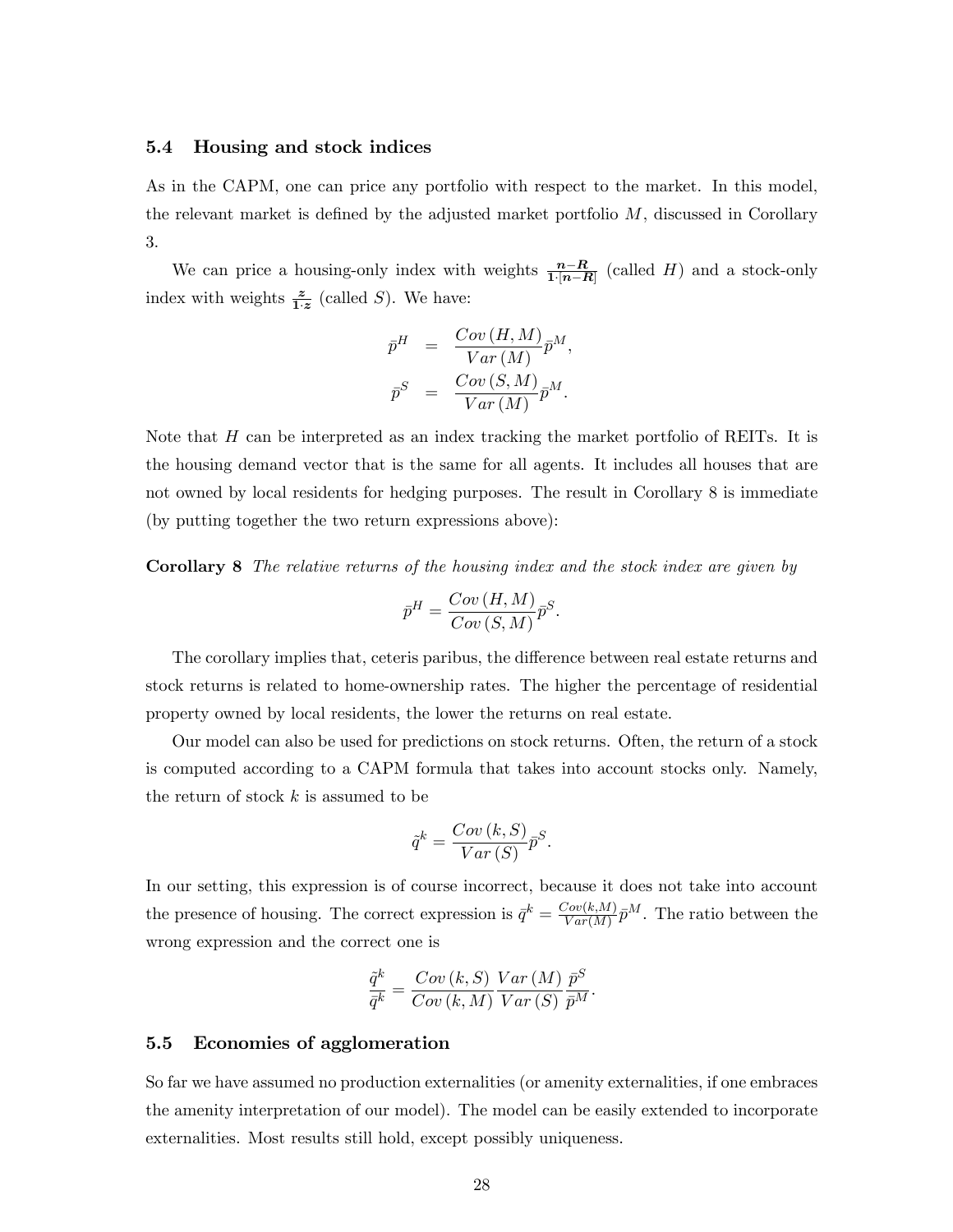### 5.4 Housing and stock indices

As in the CAPM, one can price any portfolio with respect to the market. In this model, the relevant market is defined by the adjusted market portfolio $M$, discussed in Corollary 3.

We can price a housing-only index with weights $\frac{\boldsymbol{n}-\boldsymbol{R}}{\mathbf{1}\cdot[\boldsymbol{n}-\boldsymbol{R}]}$ (called $H$) and a stock-only index with weights $\frac{\boldsymbol{z}}{\mathbf{1}\cdot\boldsymbol{z}}$ (called $S$). We have:

$$
\begin{aligned}
\bar{p}^H &= \frac{Cov(H,M)}{Var(M)}\bar{p}^M, \\
\bar{p}^S &= \frac{Cov(S,M)}{Var(M)}\bar{p}^M.
\end{aligned}
$$

Note that $H$ can be interpreted as an index tracking the market portfolio of REITs. It is the housing demand vector that is the same for all agents. It includes all houses that are not owned by local residents for hedging purposes. The result in Corollary 8 is immediate (by putting together the two return expressions above):

**Corollary 8** *The relative returns of the housing index and the stock index are given by*

$$
\bar{p}^H = \frac{Cov(H,M)}{Cov(S,M)}\bar{p}^S.
$$

The corollary implies that, ceteris paribus, the difference between real estate returns and stock returns is related to home-ownership rates. The higher the percentage of residential property owned by local residents, the lower the returns on real estate.

Our model can also be used for predictions on stock returns. Often, the return of a stock is computed according to a CAPM formula that takes into account stocks only. Namely, the return of stock $k$ is assumed to be

$$
\tilde{q}^k = \frac{Cov(k,S)}{Var(S)}\bar{p}^S.
$$

In our setting, this expression is of course incorrect, because it does not take into account the presence of housing. The correct expression is $\bar{q}^k = \frac{Cov(k,M)}{Var(M)}\bar{p}^M$. The ratio between the wrong expression and the correct one is

$$
\frac{\tilde{q}^k}{\bar{q}^k} = \frac{Cov(k,S)}{Cov(k,M)}\frac{Var(M)}{Var(S)}\frac{\bar{p}^S}{\bar{p}^M}.
$$

### 5.5 Economies of agglomeration

So far we have assumed no production externalities (or amenity externalities, if one embraces the amenity interpretation of our model). The model can be easily extended to incorporate externalities. Most results still hold, except possibly uniqueness.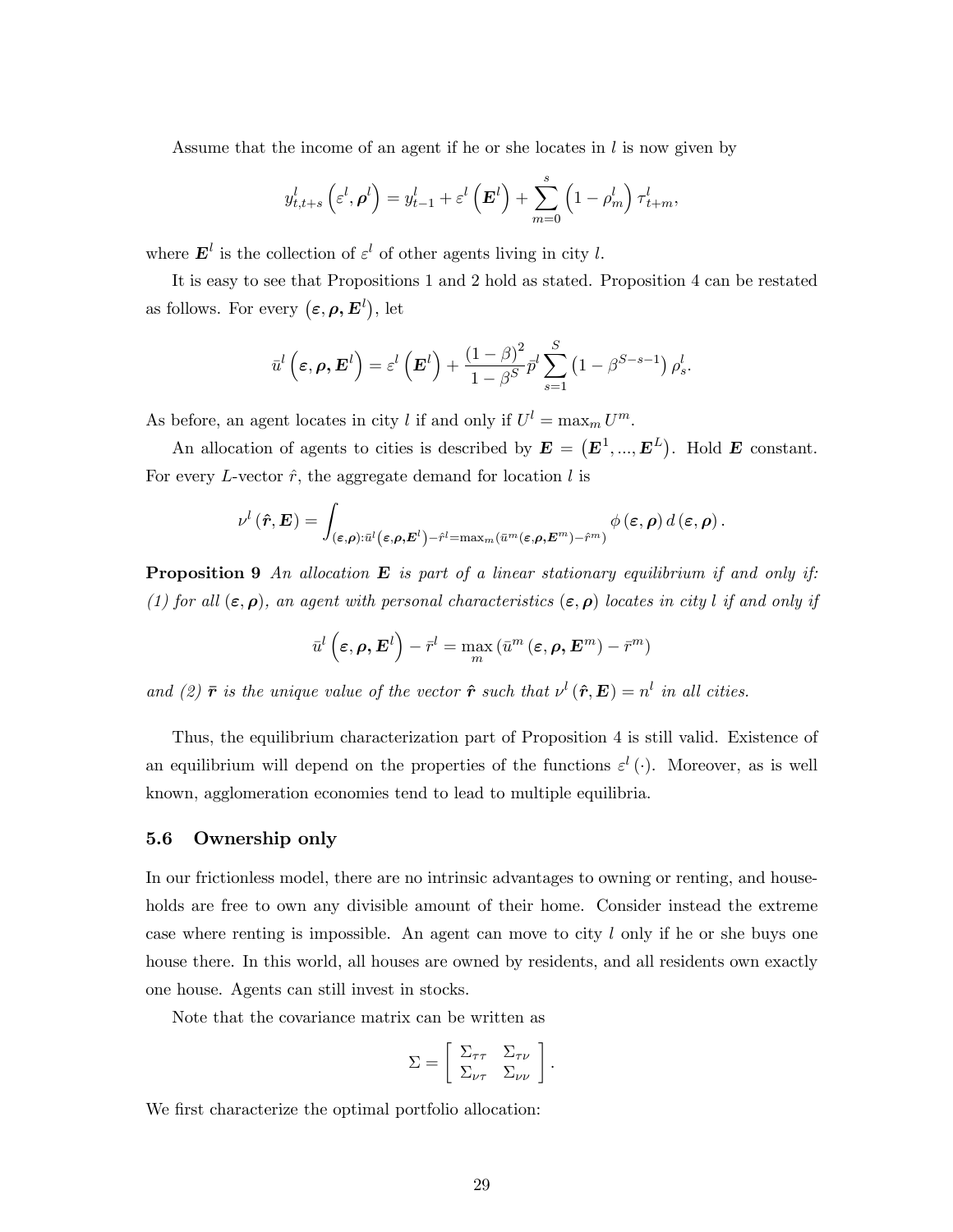Assume that the income of an agent if he or she locates in $l$ is now given by

$$y_{t,t+s}^{l}\left(\varepsilon^{l},\boldsymbol{\rho}^{l}\right)=y_{t-1}^{l}+\varepsilon^{l}\left(\boldsymbol{E}^{l}\right)+\sum_{m=0}^{s}\left(1-\rho_{m}^{l}\right)\tau_{t+m}^{l},$$

where $\boldsymbol{E}^{l}$ is the collection of $\varepsilon^{l}$ of other agents living in city $l$.

It is easy to see that Propositions 1 and 2 hold as stated. Proposition 4 can be restated as follows. For every $\left(\boldsymbol{\varepsilon},\boldsymbol{\rho},\boldsymbol{E}^{l}\right)$, let

$$\bar{u}^{l}\left(\boldsymbol{\varepsilon},\boldsymbol{\rho},\boldsymbol{E}^{l}\right)=\varepsilon^{l}\left(\boldsymbol{E}^{l}\right)+\frac{(1-\beta)^{2}}{1-\beta^{S}}\bar{p}^{l}\sum_{s=1}^{S}\left(1-\beta^{S-s-1}\right)\rho_{s}^{l}.$$

As before, an agent locates in city $l$ if and only if $U^{l}=\max_{m}U^{m}$.

An allocation of agents to cities is described by $\boldsymbol{E}=\left(\boldsymbol{E}^{1},...,\boldsymbol{E}^{L}\right)$. Hold $\boldsymbol{E}$ constant. For every $L$-vector $\hat{r}$, the aggregate demand for location $l$ is

$$\nu^{l}\left(\hat{\boldsymbol{r}},\boldsymbol{E}\right)=\int_{(\boldsymbol{\varepsilon},\boldsymbol{\rho}):\bar{u}^{l}\left(\boldsymbol{\varepsilon},\boldsymbol{\rho},\boldsymbol{E}^{l}\right)-\hat{r}^{l}=\max_{m}\left(\bar{u}^{m}\left(\boldsymbol{\varepsilon},\boldsymbol{\rho},\boldsymbol{E}^{m}\right)-\hat{r}^{m}\right)}\phi\left(\boldsymbol{\varepsilon},\boldsymbol{\rho}\right)d\left(\boldsymbol{\varepsilon},\boldsymbol{\rho}\right).$$

**Proposition 9** *An allocation $\boldsymbol{E}$ is part of a linear stationary equilibrium if and only if: (1) for all $(\boldsymbol{\varepsilon},\boldsymbol{\rho})$, an agent with personal characteristics $(\boldsymbol{\varepsilon},\boldsymbol{\rho})$ locates in city $l$ if and only if*

$$\bar{u}^{l}\left(\boldsymbol{\varepsilon},\boldsymbol{\rho},\boldsymbol{E}^{l}\right)-\bar{r}^{l}=\max_{m}\left(\bar{u}^{m}\left(\boldsymbol{\varepsilon},\boldsymbol{\rho},\boldsymbol{E}^{m}\right)-\bar{r}^{m}\right)$$

*and (2) $\bar{\boldsymbol{r}}$ is the unique value of the vector $\hat{\boldsymbol{r}}$ such that $\nu^{l}\left(\hat{\boldsymbol{r}},\boldsymbol{E}\right)=n^{l}$ in all cities.*

Thus, the equilibrium characterization part of Proposition 4 is still valid. Existence of an equilibrium will depend on the properties of the functions $\varepsilon^{l}(\cdot)$. Moreover, as is well known, agglomeration economies tend to lead to multiple equilibria.

### 5.6 Ownership only

In our frictionless model, there are no intrinsic advantages to owning or renting, and households are free to own any divisible amount of their home. Consider instead the extreme case where renting is impossible. An agent can move to city $l$ only if he or she buys one house there. In this world, all houses are owned by residents, and all residents own exactly one house. Agents can still invest in stocks.

Note that the covariance matrix can be written as

$$\Sigma=\left[\begin{array}{cc}\Sigma_{\tau\tau} & \Sigma_{\tau\nu}\\ \Sigma_{\nu\tau} & \Sigma_{\nu\nu}\end{array}\right].$$

We first characterize the optimal portfolio allocation: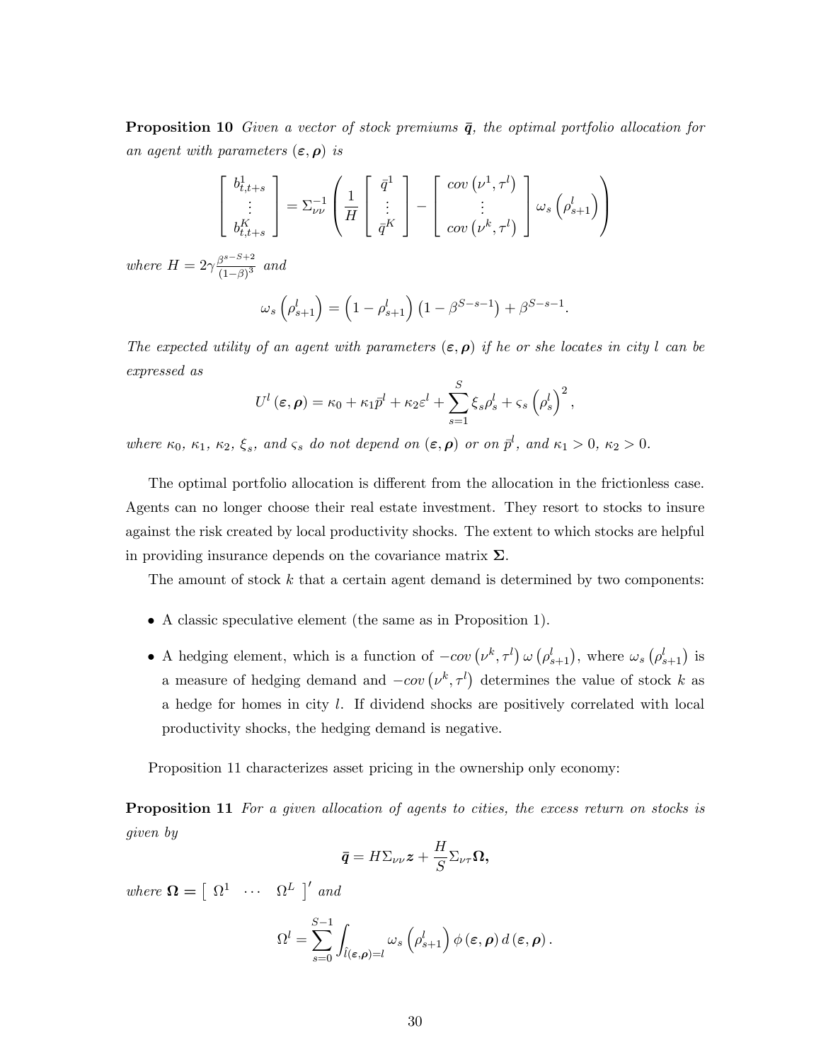**Proposition 10** *Given a vector of stock premiums $\bar{\boldsymbol{q}}$, the optimal portfolio allocation for an agent with parameters $(\boldsymbol{\varepsilon}, \boldsymbol{\rho})$ is*

$$
\begin{bmatrix} b^1_{t,t+s} \\ \vdots \\ b^K_{t,t+s} \end{bmatrix} = \Sigma^{-1}_{\nu\nu} \left( \frac{1}{H} \begin{bmatrix} \bar{q}^1 \\ \vdots \\ \bar{q}^K \end{bmatrix} - \begin{bmatrix} cov\left(\nu^1, \tau^l\right) \\ \vdots \\ cov\left(\nu^k, \tau^l\right) \end{bmatrix} \omega_s\left(\rho^l_{s+1}\right) \right)
$$

*where $H = 2\gamma \frac{\beta^{s-S+2}}{(1-\beta)^3}$ and*

$$
\omega_s\left(\rho^l_{s+1}\right) = \left(1 - \rho^l_{s+1}\right)\left(1 - \beta^{S-s-1}\right) + \beta^{S-s-1}.
$$

*The expected utility of an agent with parameters $(\boldsymbol{\varepsilon}, \boldsymbol{\rho})$ if he or she locates in city $l$ can be expressed as*

$$
U^l(\boldsymbol{\varepsilon}, \boldsymbol{\rho}) = \kappa_0 + \kappa_1 \bar{p}^l + \kappa_2 \varepsilon^l + \sum_{s=1}^{S} \xi_s \rho^l_s + \varsigma_s \left(\rho^l_s\right)^2,
$$

*where $\kappa_0$, $\kappa_1$, $\kappa_2$, $\xi_s$, and $\varsigma_s$ do not depend on $(\boldsymbol{\varepsilon}, \boldsymbol{\rho})$ or on $\bar{p}^l$, and $\kappa_1 > 0$, $\kappa_2 > 0$.*

The optimal portfolio allocation is different from the allocation in the frictionless case. Agents can no longer choose their real estate investment. They resort to stocks to insure against the risk created by local productivity shocks. The extent to which stocks are helpful in providing insurance depends on the covariance matrix $\boldsymbol{\Sigma}$.

The amount of stock $k$ that a certain agent demand is determined by two components:

- A classic speculative element (the same as in Proposition 1).
- A hedging element, which is a function of $-cov\left(\nu^k, \tau^l\right)\omega\left(\rho^l_{s+1}\right)$, where $\omega_s\left(\rho^l_{s+1}\right)$ is a measure of hedging demand and $-cov\left(\nu^k, \tau^l\right)$ determines the value of stock $k$ as a hedge for homes in city $l$. If dividend shocks are positively correlated with local productivity shocks, the hedging demand is negative.

Proposition 11 characterizes asset pricing in the ownership only economy:

**Proposition 11** *For a given allocation of agents to cities, the excess return on stocks is given by*

$$
\bar{\boldsymbol{q}} = H\Sigma_{\nu\nu}\boldsymbol{z} + \frac{H}{S}\Sigma_{\nu\tau}\boldsymbol{\Omega},
$$

*where $\boldsymbol{\Omega} = \begin{bmatrix} \Omega^1 & \cdots & \Omega^L \end{bmatrix}'$ and*

$$
\Omega^l = \sum_{s=0}^{S-1} \int_{\hat{l}(\boldsymbol{\varepsilon},\boldsymbol{\rho})=l} \omega_s\left(\rho^l_{s+1}\right) \phi(\boldsymbol{\varepsilon}, \boldsymbol{\rho})\, d(\boldsymbol{\varepsilon}, \boldsymbol{\rho}).
$$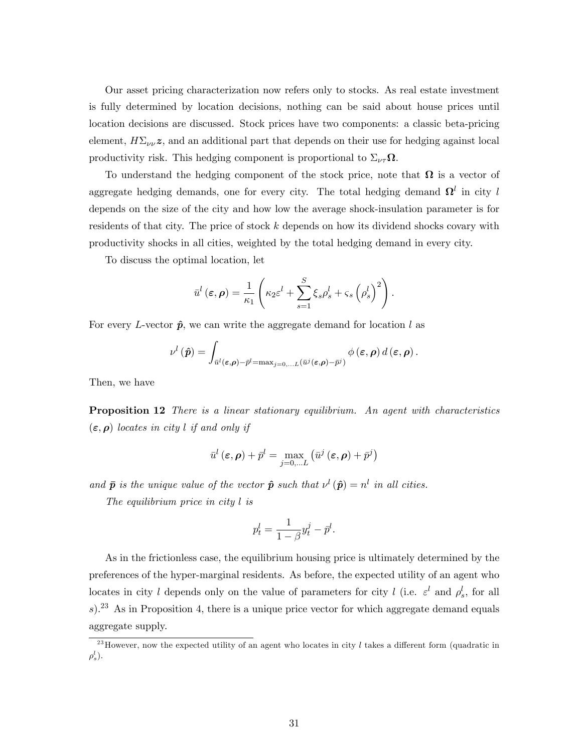Our asset pricing characterization now refers only to stocks. As real estate investment is fully determined by location decisions, nothing can be said about house prices until location decisions are discussed. Stock prices have two components: a classic beta-pricing element, $H\Sigma_{\nu\nu}\boldsymbol{z}$, and an additional part that depends on their use for hedging against local productivity risk. This hedging component is proportional to $\Sigma_{\nu\tau}\boldsymbol{\Omega}$.

To understand the hedging component of the stock price, note that $\boldsymbol{\Omega}$ is a vector of aggregate hedging demands, one for every city. The total hedging demand $\boldsymbol{\Omega}^l$ in city $l$ depends on the size of the city and how low the average shock-insulation parameter is for residents of that city. The price of stock $k$ depends on how its dividend shocks covary with productivity shocks in all cities, weighted by the total hedging demand in every city.

To discuss the optimal location, let

$$\bar{u}^l(\boldsymbol{\varepsilon}, \boldsymbol{\rho}) = \frac{1}{\kappa_1}\left(\kappa_2\varepsilon^l + \sum_{s=1}^{S}\xi_s\rho_s^l + \varsigma_s\left(\rho_s^l\right)^2\right).$$

For every $L$-vector $\hat{\boldsymbol{p}}$, we can write the aggregate demand for location $l$ as

$$\nu^l(\hat{\boldsymbol{p}}) = \int_{\bar{u}^l(\boldsymbol{\varepsilon},\boldsymbol{\rho})-\bar{p}^l=\max_{j=0,\ldots L}\left(\bar{u}^j(\boldsymbol{\varepsilon},\boldsymbol{\rho})-\bar{p}^j\right)} \phi(\boldsymbol{\varepsilon}, \boldsymbol{\rho})\, d(\boldsymbol{\varepsilon}, \boldsymbol{\rho}).$$

Then, we have

**Proposition 12** *There is a linear stationary equilibrium. An agent with characteristics $(\boldsymbol{\varepsilon}, \boldsymbol{\rho})$ locates in city $l$ if and only if*

$$\bar{u}^l(\boldsymbol{\varepsilon}, \boldsymbol{\rho}) + \bar{p}^l = \max_{j=0,\ldots L}\left(\bar{u}^j(\boldsymbol{\varepsilon}, \boldsymbol{\rho}) + \bar{p}^j\right)$$

*and $\bar{\boldsymbol{p}}$ is the unique value of the vector $\hat{\boldsymbol{p}}$ such that $\nu^l(\hat{\boldsymbol{p}}) = n^l$ in all cities.*

*The equilibrium price in city $l$ is*

$$p_t^l = \frac{1}{1-\beta}y_t^j - \bar{p}^l.$$

As in the frictionless case, the equilibrium housing price is ultimately determined by the preferences of the hyper-marginal residents. As before, the expected utility of an agent who locates in city $l$ depends only on the value of parameters for city $l$ (i.e. $\varepsilon^l$ and $\rho_s^l$, for all $s$).[23] As in Proposition 4, there is a unique price vector for which aggregate demand equals aggregate supply.

[23] However, now the expected utility of an agent who locates in city $l$ takes a different form (quadratic in $\rho_s^l$).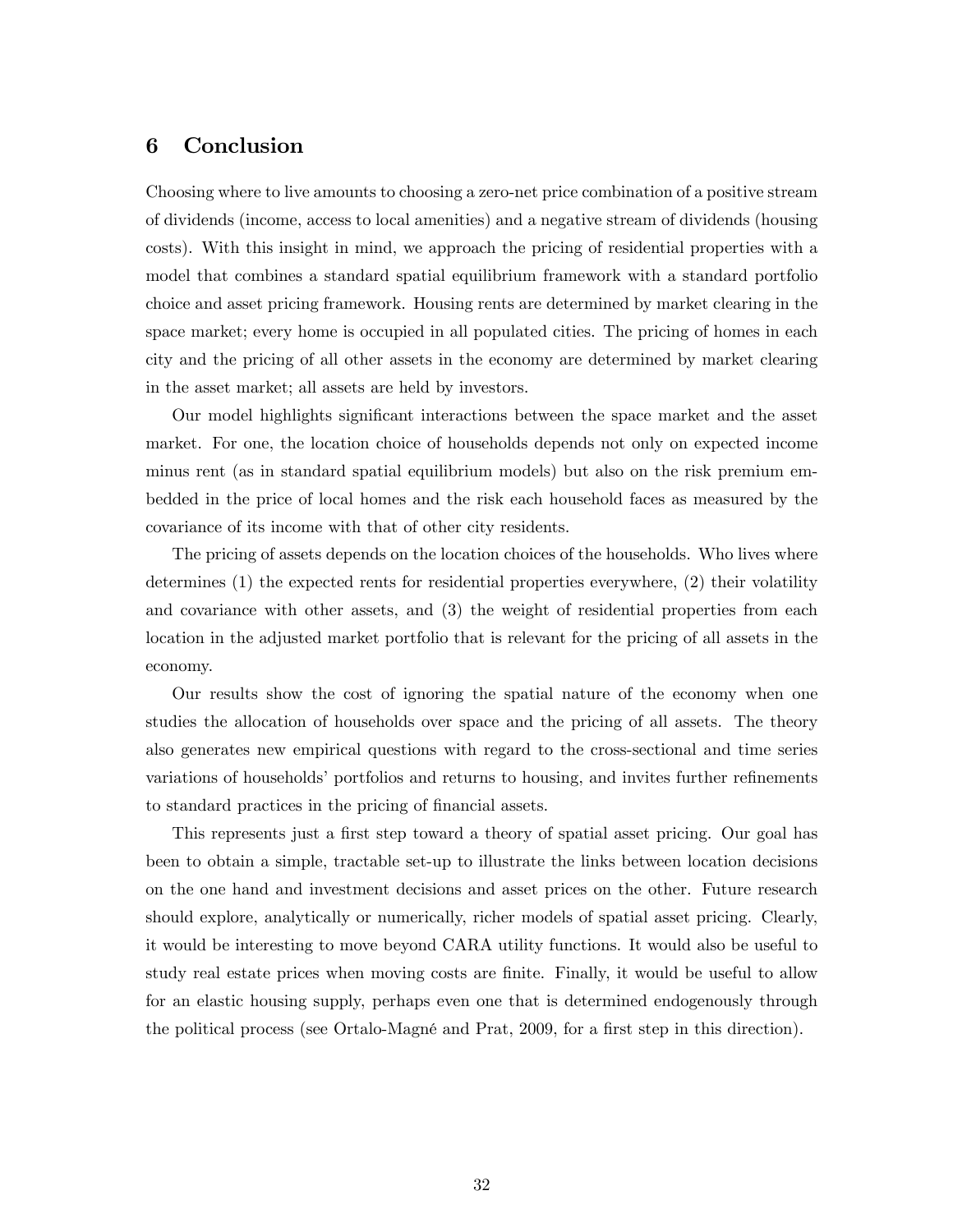## 6 Conclusion

Choosing where to live amounts to choosing a zero-net price combination of a positive stream of dividends (income, access to local amenities) and a negative stream of dividends (housing costs). With this insight in mind, we approach the pricing of residential properties with a model that combines a standard spatial equilibrium framework with a standard portfolio choice and asset pricing framework. Housing rents are determined by market clearing in the space market; every home is occupied in all populated cities. The pricing of homes in each city and the pricing of all other assets in the economy are determined by market clearing in the asset market; all assets are held by investors.

Our model highlights significant interactions between the space market and the asset market. For one, the location choice of households depends not only on expected income minus rent (as in standard spatial equilibrium models) but also on the risk premium embedded in the price of local homes and the risk each household faces as measured by the covariance of its income with that of other city residents.

The pricing of assets depends on the location choices of the households. Who lives where determines (1) the expected rents for residential properties everywhere, (2) their volatility and covariance with other assets, and (3) the weight of residential properties from each location in the adjusted market portfolio that is relevant for the pricing of all assets in the economy.

Our results show the cost of ignoring the spatial nature of the economy when one studies the allocation of households over space and the pricing of all assets. The theory also generates new empirical questions with regard to the cross-sectional and time series variations of households' portfolios and returns to housing, and invites further refinements to standard practices in the pricing of financial assets.

This represents just a first step toward a theory of spatial asset pricing. Our goal has been to obtain a simple, tractable set-up to illustrate the links between location decisions on the one hand and investment decisions and asset prices on the other. Future research should explore, analytically or numerically, richer models of spatial asset pricing. Clearly, it would be interesting to move beyond CARA utility functions. It would also be useful to study real estate prices when moving costs are finite. Finally, it would be useful to allow for an elastic housing supply, perhaps even one that is determined endogenously through the political process (see Ortalo-Magné and Prat, 2009, for a first step in this direction).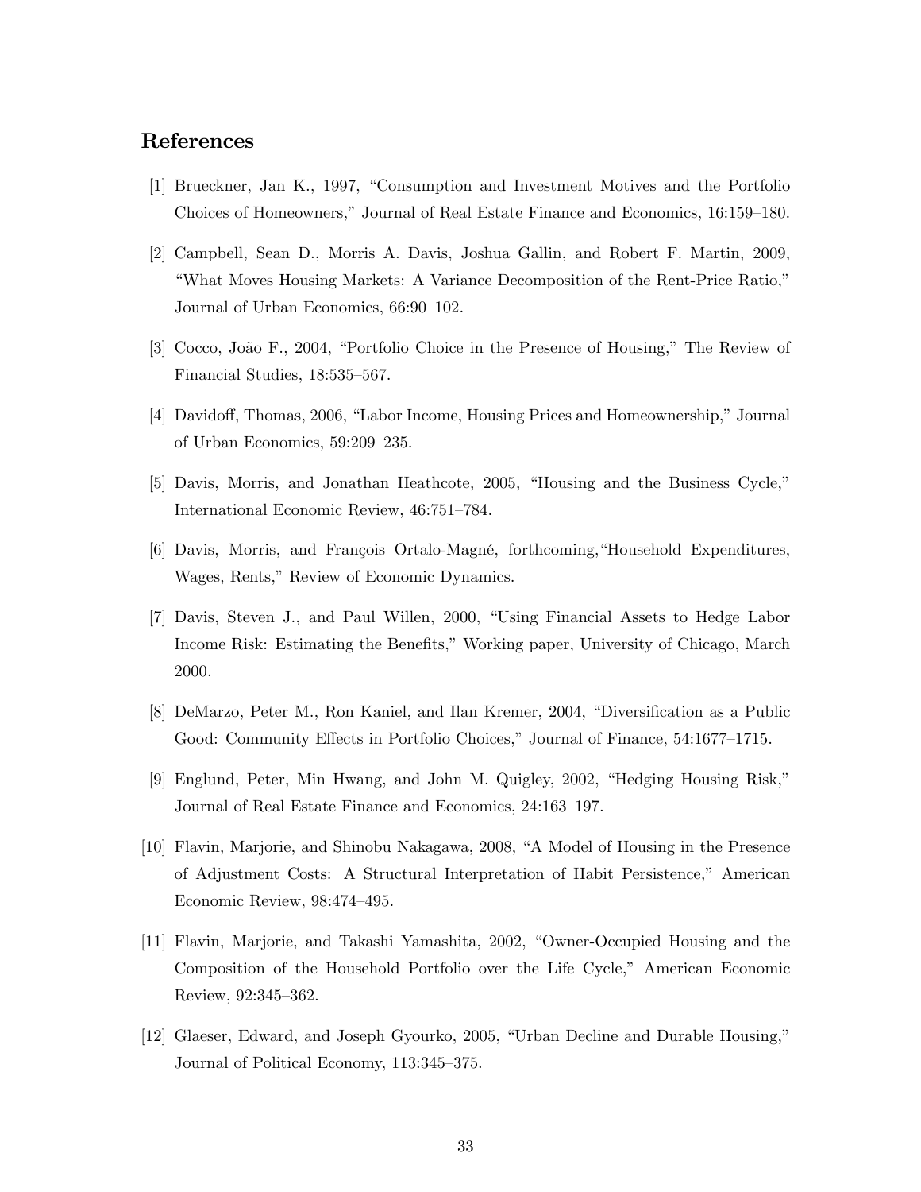## References

[1] Brueckner, Jan K., 1997, "Consumption and Investment Motives and the Portfolio Choices of Homeowners," Journal of Real Estate Finance and Economics, 16:159–180.

[2] Campbell, Sean D., Morris A. Davis, Joshua Gallin, and Robert F. Martin, 2009, "What Moves Housing Markets: A Variance Decomposition of the Rent-Price Ratio," Journal of Urban Economics, 66:90–102.

[3] Cocco, João F., 2004, "Portfolio Choice in the Presence of Housing," The Review of Financial Studies, 18:535–567.

[4] Davidoff, Thomas, 2006, "Labor Income, Housing Prices and Homeownership," Journal of Urban Economics, 59:209–235.

[5] Davis, Morris, and Jonathan Heathcote, 2005, "Housing and the Business Cycle," International Economic Review, 46:751–784.

[6] Davis, Morris, and François Ortalo-Magné, forthcoming,"Household Expenditures, Wages, Rents," Review of Economic Dynamics.

[7] Davis, Steven J., and Paul Willen, 2000, "Using Financial Assets to Hedge Labor Income Risk: Estimating the Benefits," Working paper, University of Chicago, March 2000.

[8] DeMarzo, Peter M., Ron Kaniel, and Ilan Kremer, 2004, "Diversification as a Public Good: Community Effects in Portfolio Choices," Journal of Finance, 54:1677–1715.

[9] Englund, Peter, Min Hwang, and John M. Quigley, 2002, "Hedging Housing Risk," Journal of Real Estate Finance and Economics, 24:163–197.

[10] Flavin, Marjorie, and Shinobu Nakagawa, 2008, "A Model of Housing in the Presence of Adjustment Costs: A Structural Interpretation of Habit Persistence," American Economic Review, 98:474–495.

[11] Flavin, Marjorie, and Takashi Yamashita, 2002, "Owner-Occupied Housing and the Composition of the Household Portfolio over the Life Cycle," American Economic Review, 92:345–362.

[12] Glaeser, Edward, and Joseph Gyourko, 2005, "Urban Decline and Durable Housing," Journal of Political Economy, 113:345–375.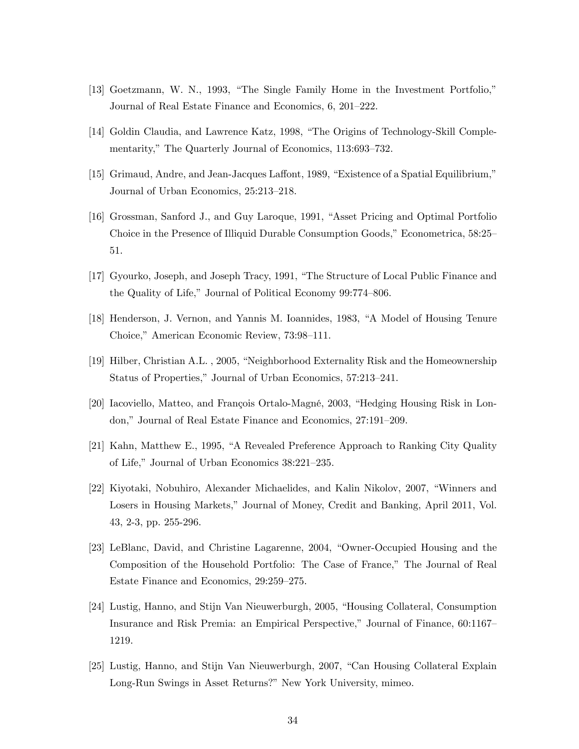[13] Goetzmann, W. N., 1993, "The Single Family Home in the Investment Portfolio," Journal of Real Estate Finance and Economics, 6, 201–222.

[14] Goldin Claudia, and Lawrence Katz, 1998, "The Origins of Technology-Skill Complementarity," The Quarterly Journal of Economics, 113:693–732.

[15] Grimaud, Andre, and Jean-Jacques Laffont, 1989, "Existence of a Spatial Equilibrium," Journal of Urban Economics, 25:213–218.

[16] Grossman, Sanford J., and Guy Laroque, 1991, "Asset Pricing and Optimal Portfolio Choice in the Presence of Illiquid Durable Consumption Goods," Econometrica, 58:25–51.

[17] Gyourko, Joseph, and Joseph Tracy, 1991, "The Structure of Local Public Finance and the Quality of Life," Journal of Political Economy 99:774–806.

[18] Henderson, J. Vernon, and Yannis M. Ioannides, 1983, "A Model of Housing Tenure Choice," American Economic Review, 73:98–111.

[19] Hilber, Christian A.L. , 2005, "Neighborhood Externality Risk and the Homeownership Status of Properties," Journal of Urban Economics, 57:213–241.

[20] Iacoviello, Matteo, and François Ortalo-Magné, 2003, "Hedging Housing Risk in London," Journal of Real Estate Finance and Economics, 27:191–209.

[21] Kahn, Matthew E., 1995, "A Revealed Preference Approach to Ranking City Quality of Life," Journal of Urban Economics 38:221–235.

[22] Kiyotaki, Nobuhiro, Alexander Michaelides, and Kalin Nikolov, 2007, "Winners and Losers in Housing Markets," Journal of Money, Credit and Banking, April 2011, Vol. 43, 2-3, pp. 255-296.

[23] LeBlanc, David, and Christine Lagarenne, 2004, "Owner-Occupied Housing and the Composition of the Household Portfolio: The Case of France," The Journal of Real Estate Finance and Economics, 29:259–275.

[24] Lustig, Hanno, and Stijn Van Nieuwerburgh, 2005, "Housing Collateral, Consumption Insurance and Risk Premia: an Empirical Perspective," Journal of Finance, 60:1167–1219.

[25] Lustig, Hanno, and Stijn Van Nieuwerburgh, 2007, "Can Housing Collateral Explain Long-Run Swings in Asset Returns?" New York University, mimeo.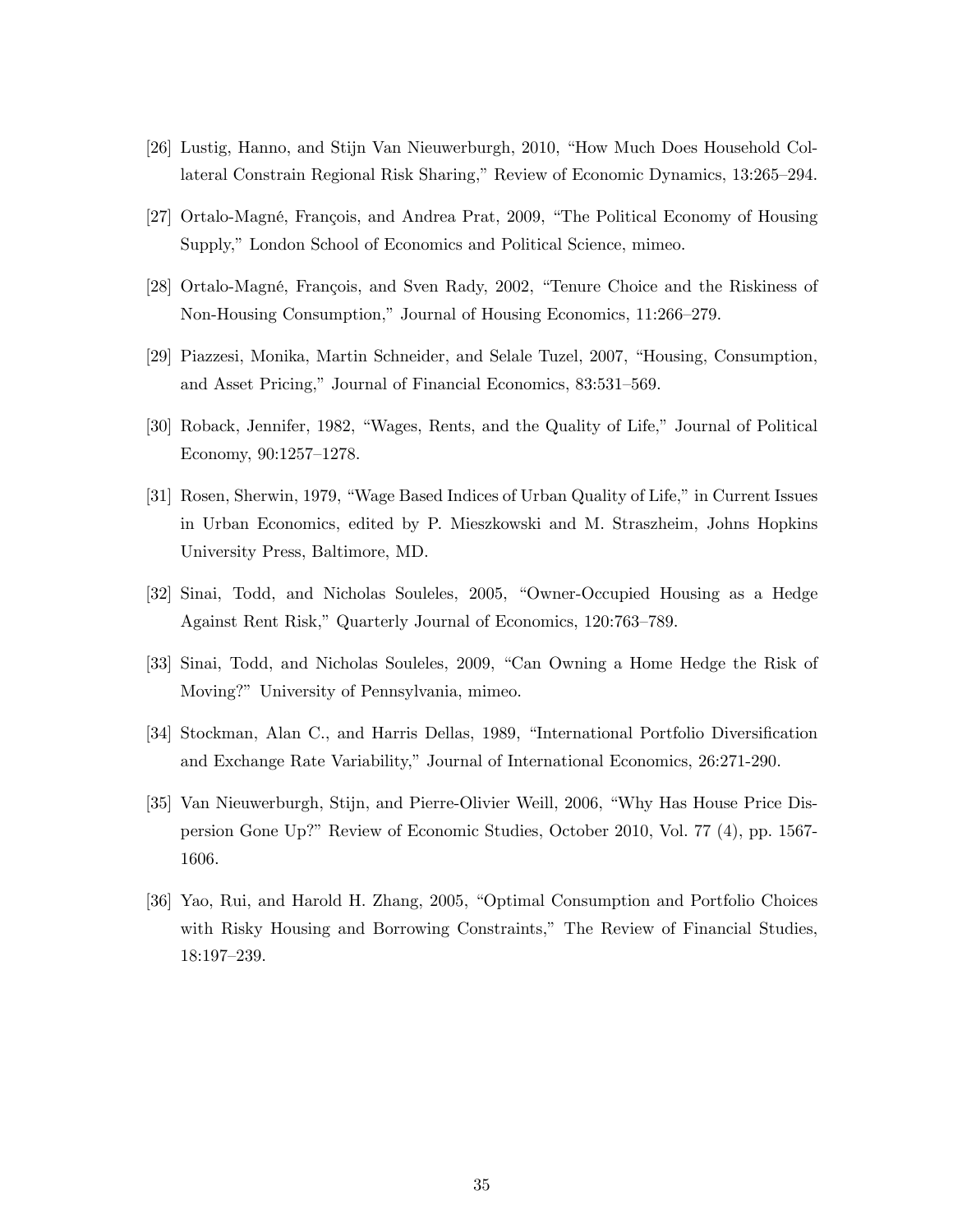[26] Lustig, Hanno, and Stijn Van Nieuwerburgh, 2010, "How Much Does Household Collateral Constrain Regional Risk Sharing," Review of Economic Dynamics, 13:265–294.

[27] Ortalo-Magné, François, and Andrea Prat, 2009, "The Political Economy of Housing Supply," London School of Economics and Political Science, mimeo.

[28] Ortalo-Magné, François, and Sven Rady, 2002, "Tenure Choice and the Riskiness of Non-Housing Consumption," Journal of Housing Economics, 11:266–279.

[29] Piazzesi, Monika, Martin Schneider, and Selale Tuzel, 2007, "Housing, Consumption, and Asset Pricing," Journal of Financial Economics, 83:531–569.

[30] Roback, Jennifer, 1982, "Wages, Rents, and the Quality of Life," Journal of Political Economy, 90:1257–1278.

[31] Rosen, Sherwin, 1979, "Wage Based Indices of Urban Quality of Life," in Current Issues in Urban Economics, edited by P. Mieszkowski and M. Straszheim, Johns Hopkins University Press, Baltimore, MD.

[32] Sinai, Todd, and Nicholas Souleles, 2005, "Owner-Occupied Housing as a Hedge Against Rent Risk," Quarterly Journal of Economics, 120:763–789.

[33] Sinai, Todd, and Nicholas Souleles, 2009, "Can Owning a Home Hedge the Risk of Moving?" University of Pennsylvania, mimeo.

[34] Stockman, Alan C., and Harris Dellas, 1989, "International Portfolio Diversification and Exchange Rate Variability," Journal of International Economics, 26:271-290.

[35] Van Nieuwerburgh, Stijn, and Pierre-Olivier Weill, 2006, "Why Has House Price Dispersion Gone Up?" Review of Economic Studies, October 2010, Vol. 77 (4), pp. 1567-1606.

[36] Yao, Rui, and Harold H. Zhang, 2005, "Optimal Consumption and Portfolio Choices with Risky Housing and Borrowing Constraints," The Review of Financial Studies, 18:197–239.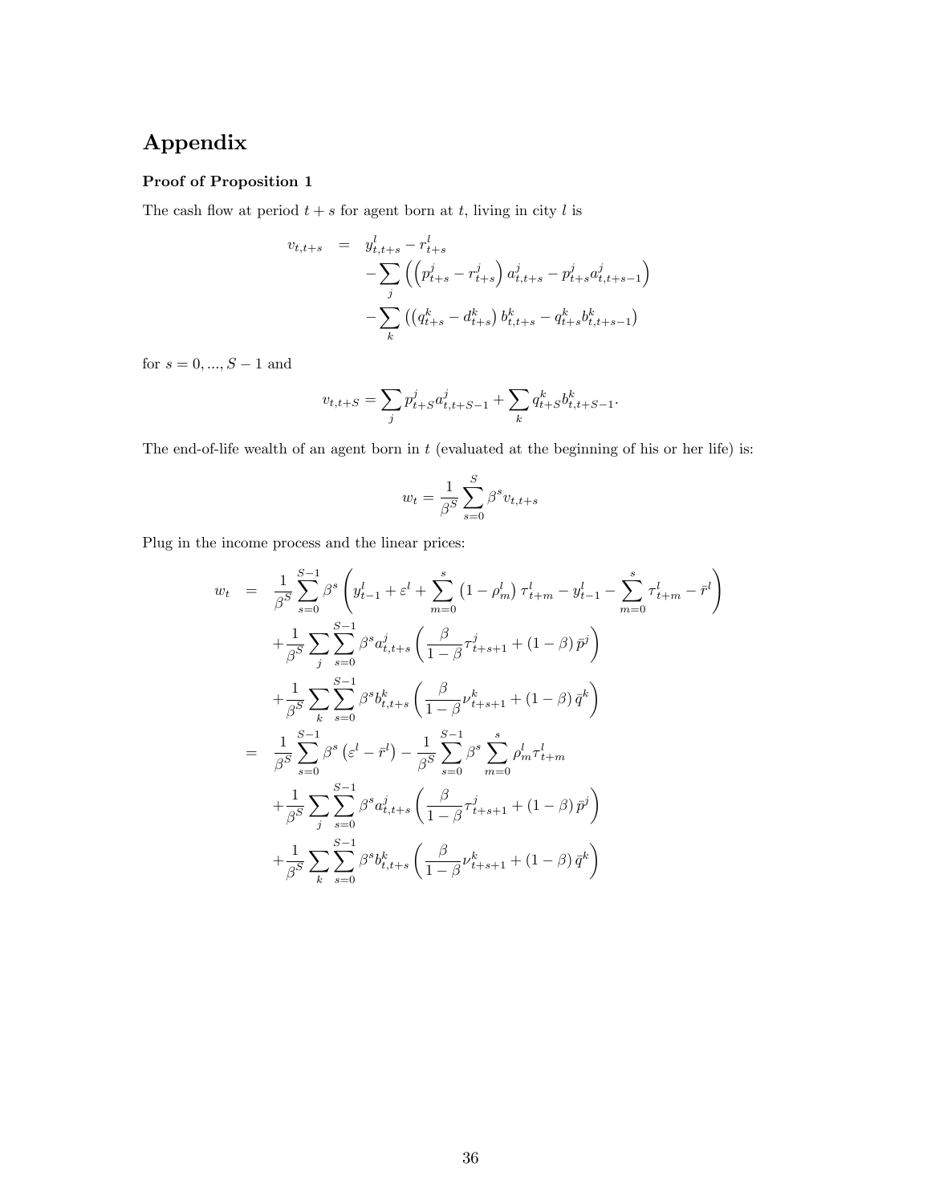# Appendix

**Proof of Proposition 1**

The cash flow at period $t+s$ for agent born at $t$, living in city $l$ is

$$
\begin{aligned}
v_{t,t+s} &= y_{t,t+s}^l - r_{t+s}^l \\
&\quad - \sum_j \left( \left( p_{t+s}^j - r_{t+s}^j \right) a_{t,t+s}^j - p_{t+s}^j a_{t,t+s-1}^j \right) \\
&\quad - \sum_k \left( \left( q_{t+s}^k - d_{t+s}^k \right) b_{t,t+s}^k - q_{t+s}^k b_{t,t+s-1}^k \right)
\end{aligned}
$$

for $s = 0, ..., S-1$ and

$$
v_{t,t+S} = \sum_j p_{t+S}^j a_{t,t+S-1}^j + \sum_k q_{t+S}^k b_{t,t+S-1}^k.
$$

The end-of-life wealth of an agent born in $t$ (evaluated at the beginning of his or her life) is:

$$
w_t = \frac{1}{\beta^S} \sum_{s=0}^{S} \beta^s v_{t,t+s}
$$

Plug in the income process and the linear prices:

$$
\begin{aligned}
w_t &= \frac{1}{\beta^S} \sum_{s=0}^{S-1} \beta^s \left( y_{t-1}^l + \varepsilon^l + \sum_{m=0}^{s} \left(1 - \rho_m^l\right) \tau_{t+m}^l - y_{t-1}^l - \sum_{m=0}^{s} \tau_{t+m}^l - \bar{r}^l \right) \\
&\quad + \frac{1}{\beta^S} \sum_j \sum_{s=0}^{S-1} \beta^s a_{t,t+s}^j \left( \frac{\beta}{1-\beta} \tau_{t+s+1}^j + (1-\beta) \bar{p}^j \right) \\
&\quad + \frac{1}{\beta^S} \sum_k \sum_{s=0}^{S-1} \beta^s b_{t,t+s}^k \left( \frac{\beta}{1-\beta} \nu_{t+s+1}^k + (1-\beta) \bar{q}^k \right) \\
&= \frac{1}{\beta^S} \sum_{s=0}^{S-1} \beta^s \left( \varepsilon^l - \bar{r}^l \right) - \frac{1}{\beta^S} \sum_{s=0}^{S-1} \beta^s \sum_{m=0}^{s} \rho_m^l \tau_{t+m}^l \\
&\quad + \frac{1}{\beta^S} \sum_j \sum_{s=0}^{S-1} \beta^s a_{t,t+s}^j \left( \frac{\beta}{1-\beta} \tau_{t+s+1}^j + (1-\beta) \bar{p}^j \right) \\
&\quad + \frac{1}{\beta^S} \sum_k \sum_{s=0}^{S-1} \beta^s b_{t,t+s}^k \left( \frac{\beta}{1-\beta} \nu_{t+s+1}^k + (1-\beta) \bar{q}^k \right)
\end{aligned}
$$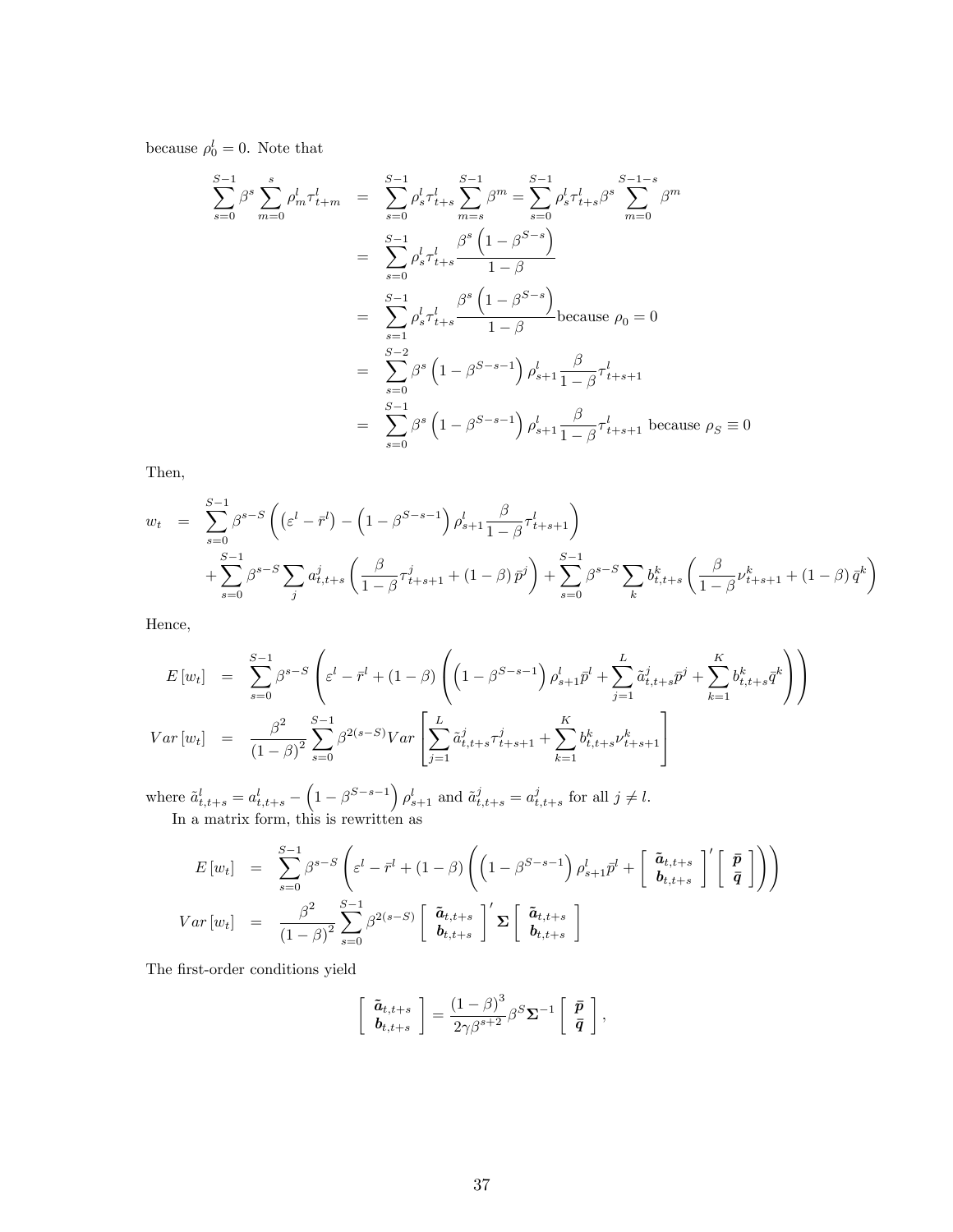because $\rho_0^l = 0$. Note that

$$
\begin{aligned}
\sum_{s=0}^{S-1} \beta^s \sum_{m=0}^{s} \rho_m^l \tau_{t+m}^l &= \sum_{s=0}^{S-1} \rho_s^l \tau_{t+s}^l \sum_{m=s}^{S-1} \beta^m = \sum_{s=0}^{S-1} \rho_s^l \tau_{t+s}^l \beta^s \sum_{m=0}^{S-1-s} \beta^m \\
&= \sum_{s=0}^{S-1} \rho_s^l \tau_{t+s}^l \frac{\beta^s \left(1-\beta^{S-s}\right)}{1-\beta} \\
&= \sum_{s=1}^{S-1} \rho_s^l \tau_{t+s}^l \frac{\beta^s \left(1-\beta^{S-s}\right)}{1-\beta} \text{because } \rho_0 = 0 \\
&= \sum_{s=0}^{S-2} \beta^s \left(1-\beta^{S-s-1}\right) \rho_{s+1}^l \frac{\beta}{1-\beta} \tau_{t+s+1}^l \\
&= \sum_{s=0}^{S-1} \beta^s \left(1-\beta^{S-s-1}\right) \rho_{s+1}^l \frac{\beta}{1-\beta} \tau_{t+s+1}^l \text{ because } \rho_S \equiv 0
\end{aligned}
$$

Then,

$$
\begin{aligned}
w_t &= \sum_{s=0}^{S-1} \beta^{s-S} \left( \left(\varepsilon^l - \bar{r}^l\right) - \left(1-\beta^{S-s-1}\right) \rho_{s+1}^l \frac{\beta}{1-\beta} \tau_{t+s+1}^l \right) \\
&\quad + \sum_{s=0}^{S-1} \beta^{s-S} \sum_j a_{t,t+s}^j \left( \frac{\beta}{1-\beta} \tau_{t+s+1}^j + (1-\beta) \bar{p}^j \right) + \sum_{s=0}^{S-1} \beta^{s-S} \sum_k b_{t,t+s}^k \left( \frac{\beta}{1-\beta} \nu_{t+s+1}^k + (1-\beta) \bar{q}^k \right)
\end{aligned}
$$

Hence,

$$
\begin{aligned}
E\left[w_t\right] &= \sum_{s=0}^{S-1} \beta^{s-S} \left( \varepsilon^l - \bar{r}^l + (1-\beta) \left( \left(1-\beta^{S-s-1}\right) \rho_{s+1}^l \bar{p}^l + \sum_{j=1}^{L} \tilde{a}_{t,t+s}^j \bar{p}^j + \sum_{k=1}^{K} b_{t,t+s}^k \bar{q}^k \right) \right) \\
Var\left[w_t\right] &= \frac{\beta^2}{(1-\beta)^2} \sum_{s=0}^{S-1} \beta^{2(s-S)} Var\left[ \sum_{j=1}^{L} \tilde{a}_{t,t+s}^j \tau_{t+s+1}^j + \sum_{k=1}^{K} b_{t,t+s}^k \nu_{t+s+1}^k \right]
\end{aligned}
$$

where $\tilde{a}_{t,t+s}^l = a_{t,t+s}^l - \left(1-\beta^{S-s-1}\right) \rho_{s+1}^l$ and $\tilde{a}_{t,t+s}^j = a_{t,t+s}^j$ for all $j \neq l$.

In a matrix form, this is rewritten as

$$
\begin{aligned}
E\left[w_t\right] &= \sum_{s=0}^{S-1} \beta^{s-S} \left( \varepsilon^l - \bar{r}^l + (1-\beta) \left( \left(1-\beta^{S-s-1}\right) \rho_{s+1}^l \bar{p}^l + \begin{bmatrix} \tilde{\boldsymbol{a}}_{t,t+s} \\ \boldsymbol{b}_{t,t+s} \end{bmatrix}' \begin{bmatrix} \bar{\boldsymbol{p}} \\ \bar{\boldsymbol{q}} \end{bmatrix} \right) \right) \\
Var\left[w_t\right] &= \frac{\beta^2}{(1-\beta)^2} \sum_{s=0}^{S-1} \beta^{2(s-S)} \begin{bmatrix} \tilde{\boldsymbol{a}}_{t,t+s} \\ \boldsymbol{b}_{t,t+s} \end{bmatrix}' \boldsymbol{\Sigma} \begin{bmatrix} \tilde{\boldsymbol{a}}_{t,t+s} \\ \boldsymbol{b}_{t,t+s} \end{bmatrix}
\end{aligned}
$$

The first-order conditions yield

$$
\begin{bmatrix} \tilde{\boldsymbol{a}}_{t,t+s} \\ \boldsymbol{b}_{t,t+s} \end{bmatrix} = \frac{(1-\beta)^3}{2\gamma \beta^{s+2}} \beta^S \boldsymbol{\Sigma}^{-1} \begin{bmatrix} \bar{\boldsymbol{p}} \\ \bar{\boldsymbol{q}} \end{bmatrix},
$$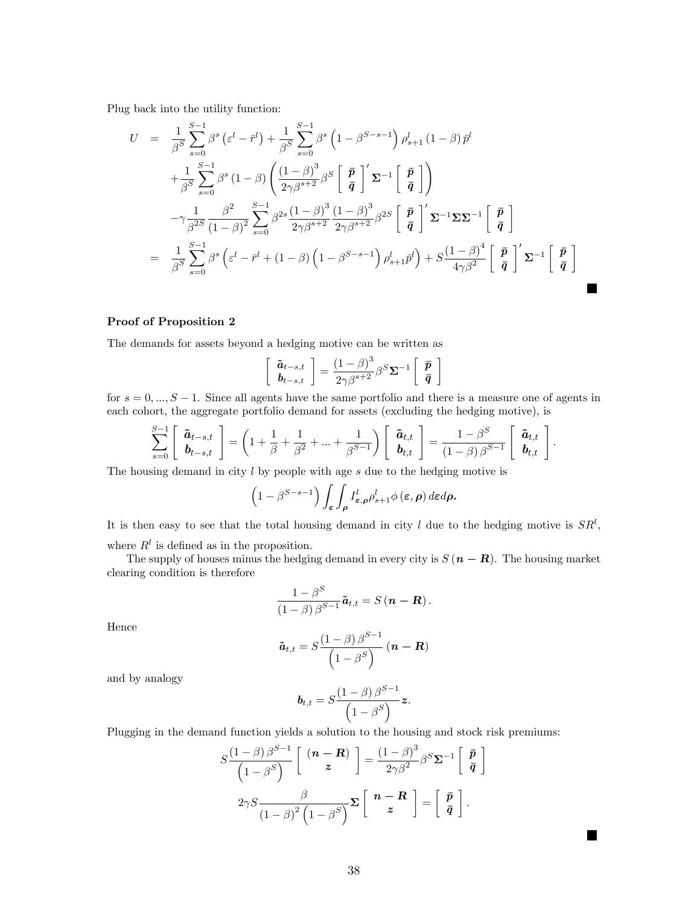Plug back into the utility function:

$$
\begin{aligned}
U &= \frac{1}{\beta^S}\sum_{s=0}^{S-1}\beta^s\left(\varepsilon^l-\bar{r}^l\right)+\frac{1}{\beta^S}\sum_{s=0}^{S-1}\beta^s\left(1-\beta^{S-s-1}\right)\rho_{s+1}^l\left(1-\beta\right)\bar{p}^l \\
&\quad +\frac{1}{\beta^S}\sum_{s=0}^{S-1}\beta^s\left(1-\beta\right)\left(\frac{\left(1-\beta\right)^3}{2\gamma\beta^{s+2}}\beta^S\left[\begin{array}{c}\bar{\boldsymbol{p}}\\ \bar{\boldsymbol{q}}\end{array}\right]'\boldsymbol{\Sigma}^{-1}\left[\begin{array}{c}\bar{\boldsymbol{p}}\\ \bar{\boldsymbol{q}}\end{array}\right]\right) \\
&\quad -\gamma\frac{1}{\beta^{2S}}\frac{\beta^2}{\left(1-\beta\right)^2}\sum_{s=0}^{S-1}\beta^{2s}\frac{\left(1-\beta\right)^3}{2\gamma\beta^{s+2}}\frac{\left(1-\beta\right)^3}{2\gamma\beta^{s+2}}\beta^{2S}\left[\begin{array}{c}\bar{\boldsymbol{p}}\\ \bar{\boldsymbol{q}}\end{array}\right]'\boldsymbol{\Sigma}^{-1}\boldsymbol{\Sigma}\boldsymbol{\Sigma}^{-1}\left[\begin{array}{c}\bar{\boldsymbol{p}}\\ \bar{\boldsymbol{q}}\end{array}\right] \\
&= \frac{1}{\beta^S}\sum_{s=0}^{S-1}\beta^s\left(\varepsilon^l-\bar{r}^l+\left(1-\beta\right)\left(1-\beta^{S-s-1}\right)\rho_{s+1}^l\bar{p}^l\right)+S\frac{\left(1-\beta\right)^4}{4\gamma\beta^2}\left[\begin{array}{c}\bar{\boldsymbol{p}}\\ \bar{\boldsymbol{q}}\end{array}\right]'\boldsymbol{\Sigma}^{-1}\left[\begin{array}{c}\bar{\boldsymbol{p}}\\ \bar{\boldsymbol{q}}\end{array}\right]
\end{aligned}
$$

■

**Proof of Proposition 2**

The demands for assets beyond a hedging motive can be written as

$$
\left[\begin{array}{c}\tilde{\boldsymbol{a}}_{t-s,t}\\ \boldsymbol{b}_{t-s,t}\end{array}\right]=\frac{\left(1-\beta\right)^3}{2\gamma\beta^{s+2}}\beta^S\boldsymbol{\Sigma}^{-1}\left[\begin{array}{c}\bar{\boldsymbol{p}}\\ \bar{\boldsymbol{q}}\end{array}\right]
$$

for $s=0,...,S-1$. Since all agents have the same portfolio and there is a measure one of agents in each cohort, the aggregate portfolio demand for assets (excluding the hedging motive), is

$$
\sum_{s=0}^{S-1}\left[\begin{array}{c}\tilde{\boldsymbol{a}}_{t-s,t}\\ \boldsymbol{b}_{t-s,t}\end{array}\right]=\left(1+\frac{1}{\beta}+\frac{1}{\beta^2}+...+\frac{1}{\beta^{S-1}}\right)\left[\begin{array}{c}\tilde{\boldsymbol{a}}_{t,t}\\ \boldsymbol{b}_{t,t}\end{array}\right]=\frac{1-\beta^S}{\left(1-\beta\right)\beta^{S-1}}\left[\begin{array}{c}\tilde{\boldsymbol{a}}_{t,t}\\ \boldsymbol{b}_{t,t}\end{array}\right].
$$

The housing demand in city $l$ by people with age $s$ due to the hedging motive is

$$
\left(1-\beta^{S-s-1}\right)\int_{\boldsymbol{\varepsilon}}\int_{\boldsymbol{\rho}}I_{\boldsymbol{\varepsilon},\boldsymbol{\rho}}^l\rho_{s+1}^l\phi\left(\boldsymbol{\varepsilon},\boldsymbol{\rho}\right)d\boldsymbol{\varepsilon}d\boldsymbol{\rho}.
$$

It is then easy to see that the total housing demand in city $l$ due to the hedging motive is $SR^l$, where $R^l$ is defined as in the proposition.

The supply of houses minus the hedging demand in every city is $S\left(\boldsymbol{n}-\boldsymbol{R}\right)$. The housing market clearing condition is therefore

$$
\frac{1-\beta^S}{\left(1-\beta\right)\beta^{S-1}}\tilde{\boldsymbol{a}}_{t,t}=S\left(\boldsymbol{n}-\boldsymbol{R}\right).
$$

Hence

$$
\tilde{\boldsymbol{a}}_{t,t}=S\frac{\left(1-\beta\right)\beta^{S-1}}{\left(1-\beta^S\right)}\left(\boldsymbol{n}-\boldsymbol{R}\right)
$$

and by analogy

$$
\boldsymbol{b}_{t,t}=S\frac{\left(1-\beta\right)\beta^{S-1}}{\left(1-\beta^S\right)}\boldsymbol{z}.
$$

Plugging in the demand function yields a solution to the housing and stock risk premiums:

$$
S\frac{\left(1-\beta\right)\beta^{S-1}}{\left(1-\beta^S\right)}\left[\begin{array}{c}\left(\boldsymbol{n}-\boldsymbol{R}\right)\\ \boldsymbol{z}\end{array}\right]=\frac{\left(1-\beta\right)^3}{2\gamma\beta^2}\beta^S\boldsymbol{\Sigma}^{-1}\left[\begin{array}{c}\bar{\boldsymbol{p}}\\ \bar{\boldsymbol{q}}\end{array}\right]
$$

$$
2\gamma S\frac{\beta}{\left(1-\beta\right)^2\left(1-\beta^S\right)}\boldsymbol{\Sigma}\left[\begin{array}{c}\boldsymbol{n}-\boldsymbol{R}\\ \boldsymbol{z}\end{array}\right]=\left[\begin{array}{c}\bar{\boldsymbol{p}}\\ \bar{\boldsymbol{q}}\end{array}\right].
$$

■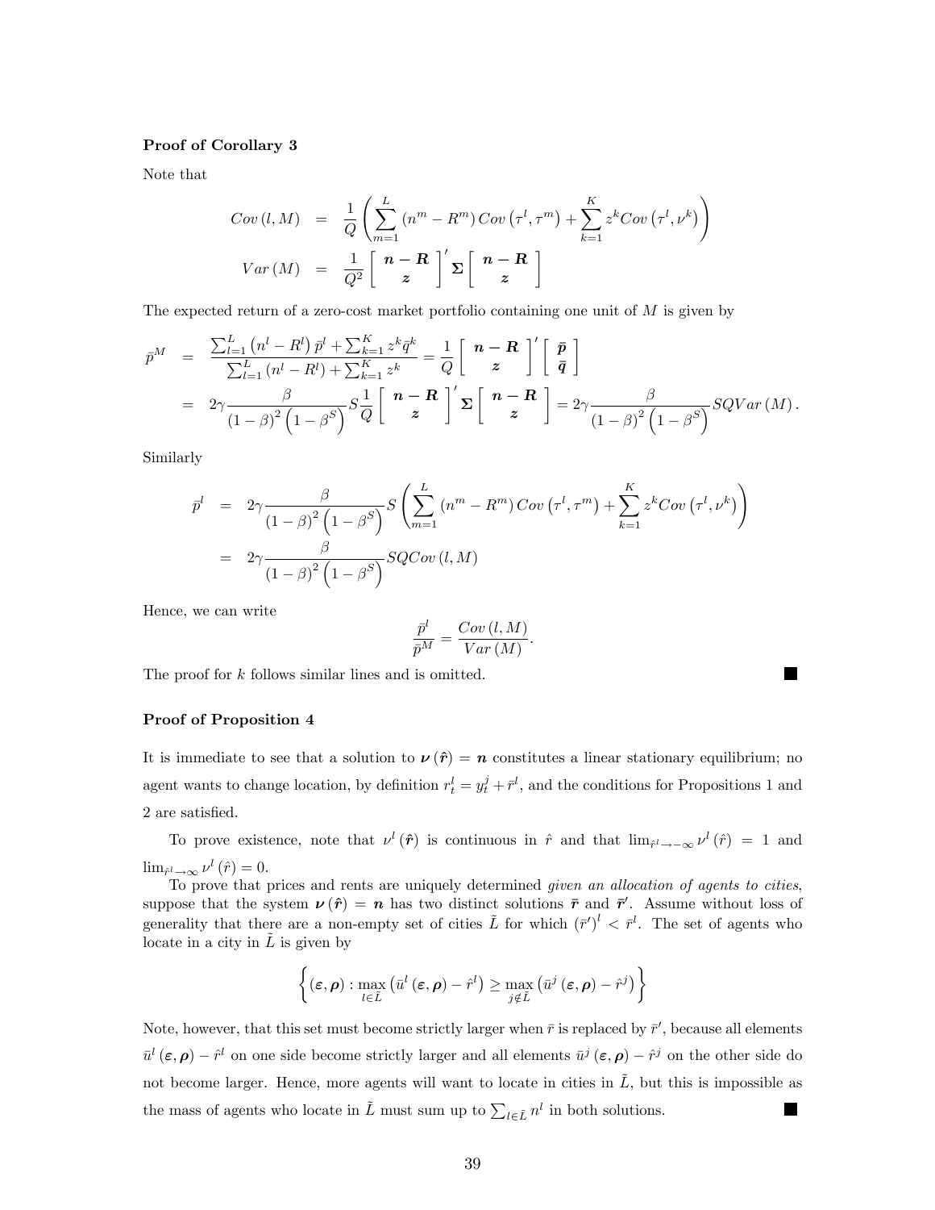**Proof of Corollary 3**

Note that

$$
\begin{aligned}
Cov(l, M) &= \frac{1}{Q}\left(\sum_{m=1}^{L}\left(n^m - R^m\right) Cov\left(\tau^l, \tau^m\right) + \sum_{k=1}^{K} z^k Cov\left(\tau^l, \nu^k\right)\right) \\
Var(M) &= \frac{1}{Q^2}\begin{bmatrix} \boldsymbol{n}-\boldsymbol{R} \\ \boldsymbol{z} \end{bmatrix}' \boldsymbol{\Sigma} \begin{bmatrix} \boldsymbol{n}-\boldsymbol{R} \\ \boldsymbol{z} \end{bmatrix}
\end{aligned}
$$

The expected return of a zero-cost market portfolio containing one unit of $M$ is given by

$$
\begin{aligned}
\bar{p}^M &= \frac{\sum_{l=1}^{L}\left(n^l - R^l\right)\bar{p}^l + \sum_{k=1}^{K} z^k \bar{q}^k}{\sum_{l=1}^{L}\left(n^l - R^l\right) + \sum_{k=1}^{K} z^k} = \frac{1}{Q}\begin{bmatrix} \boldsymbol{n}-\boldsymbol{R} \\ \boldsymbol{z} \end{bmatrix}' \begin{bmatrix} \bar{\boldsymbol{p}} \\ \bar{\boldsymbol{q}} \end{bmatrix} \\
&= 2\gamma \frac{\beta}{\left(1-\beta\right)^2\left(1-\beta^S\right)} S \frac{1}{Q}\begin{bmatrix} \boldsymbol{n}-\boldsymbol{R} \\ \boldsymbol{z} \end{bmatrix}' \boldsymbol{\Sigma} \begin{bmatrix} \boldsymbol{n}-\boldsymbol{R} \\ \boldsymbol{z} \end{bmatrix} = 2\gamma \frac{\beta}{\left(1-\beta\right)^2\left(1-\beta^S\right)} SQVar(M).
\end{aligned}
$$

Similarly

$$
\begin{aligned}
\bar{p}^l &= 2\gamma \frac{\beta}{\left(1-\beta\right)^2\left(1-\beta^S\right)} S\left(\sum_{m=1}^{L}\left(n^m - R^m\right) Cov\left(\tau^l, \tau^m\right) + \sum_{k=1}^{K} z^k Cov\left(\tau^l, \nu^k\right)\right) \\
&= 2\gamma \frac{\beta}{\left(1-\beta\right)^2\left(1-\beta^S\right)} SQCov(l, M)
\end{aligned}
$$

Hence, we can write

$$
\frac{\bar{p}^l}{\bar{p}^M} = \frac{Cov(l, M)}{Var(M)}.
$$

The proof for $k$ follows similar lines and is omitted. ∎

**Proof of Proposition 4**

It is immediate to see that a solution to $\boldsymbol{\nu}(\hat{\boldsymbol{r}}) = \boldsymbol{n}$ constitutes a linear stationary equilibrium; no agent wants to change location, by definition $r_t^l = y_t^j + \bar{r}^l$, and the conditions for Propositions 1 and 2 are satisfied.

To prove existence, note that $\nu^l(\hat{\boldsymbol{r}})$ is continuous in $\hat{r}$ and that $\lim_{\hat{r}^l \to -\infty} \nu^l(\hat{r}) = 1$ and $\lim_{\hat{r}^l \to \infty} \nu^l(\hat{r}) = 0$.

To prove that prices and rents are uniquely determined *given an allocation of agents to cities*, suppose that the system $\boldsymbol{\nu}(\hat{\boldsymbol{r}}) = \boldsymbol{n}$ has two distinct solutions $\bar{\boldsymbol{r}}$ and $\bar{\boldsymbol{r}}'$. Assume without loss of generality that there are a non-empty set of cities $\tilde{L}$ for which $(\bar{r}')^l < \bar{r}^l$. The set of agents who locate in a city in $\tilde{L}$ is given by

$$
\left\{(\boldsymbol{\varepsilon}, \boldsymbol{\rho}) : \max_{l \in \tilde{L}}\left(\bar{u}^l(\boldsymbol{\varepsilon}, \boldsymbol{\rho}) - \hat{r}^l\right) \geq \max_{j \notin \tilde{L}}\left(\bar{u}^j(\boldsymbol{\varepsilon}, \boldsymbol{\rho}) - \hat{r}^j\right)\right\}
$$

Note, however, that this set must become strictly larger when $\bar{r}$ is replaced by $\bar{r}'$, because all elements $\bar{u}^l(\boldsymbol{\varepsilon}, \boldsymbol{\rho}) - \hat{r}^l$ on one side become strictly larger and all elements $\bar{u}^j(\boldsymbol{\varepsilon}, \boldsymbol{\rho}) - \hat{r}^j$ on the other side do not become larger. Hence, more agents will want to locate in cities in $\tilde{L}$, but this is impossible as the mass of agents who locate in $\tilde{L}$ must sum up to $\sum_{l \in \tilde{L}} n^l$ in both solutions. ∎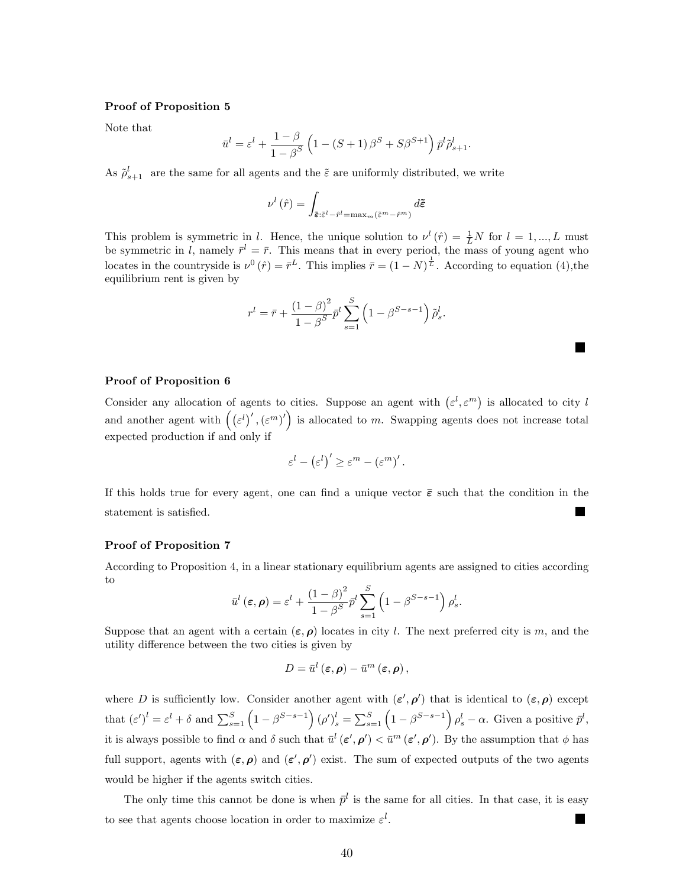**Proof of Proposition 5**

Note that

$$\bar{u}^l = \varepsilon^l + \frac{1-\beta}{1-\beta^S}\left(1-(S+1)\beta^S + S\beta^{S+1}\right)\bar{p}^l \tilde{\rho}^l_{s+1}.$$

As $\tilde{\rho}^l_{s+1}$ are the same for all agents and the $\tilde{\varepsilon}$ are uniformly distributed, we write

$$\nu^l(\hat{r}) = \int_{\tilde{\boldsymbol{\varepsilon}}:\tilde{\varepsilon}^l - \hat{r}^l = \max_m(\tilde{\varepsilon}^m - \hat{r}^m)} d\tilde{\boldsymbol{\varepsilon}}$$

This problem is symmetric in $l$. Hence, the unique solution to $\nu^l(\hat{r}) = \frac{1}{L}N$ for $l = 1, ..., L$ must be symmetric in $l$, namely $\bar{r}^l = \bar{r}$. This means that in every period, the mass of young agent who locates in the countryside is $\nu^0(\hat{r}) = \bar{r}^L$. This implies $\bar{r} = (1-N)^{\frac{1}{L}}$. According to equation (4),the equilibrium rent is given by

$$r^l = \bar{r} + \frac{(1-\beta)^2}{1-\beta^S}\bar{p}^l \sum_{s=1}^{S}\left(1-\beta^{S-s-1}\right)\tilde{\rho}^l_s.$$

■

**Proof of Proposition 6**

Consider any allocation of agents to cities. Suppose an agent with $(\varepsilon^l, \varepsilon^m)$ is allocated to city $l$ and another agent with $\left((\varepsilon^l)', (\varepsilon^m)'\right)$ is allocated to $m$. Swapping agents does not increase total expected production if and only if

$$\varepsilon^l - (\varepsilon^l)' \geq \varepsilon^m - (\varepsilon^m)'.$$

If this holds true for every agent, one can find a unique vector $\bar{\boldsymbol{\varepsilon}}$ such that the condition in the statement is satisfied. ■

**Proof of Proposition 7**

According to Proposition 4, in a linear stationary equilibrium agents are assigned to cities according to

$$\bar{u}^l(\boldsymbol{\varepsilon}, \boldsymbol{\rho}) = \varepsilon^l + \frac{(1-\beta)^2}{1-\beta^S}\bar{p}^l \sum_{s=1}^{S}\left(1-\beta^{S-s-1}\right)\rho^l_s.$$

Suppose that an agent with a certain $(\boldsymbol{\varepsilon}, \boldsymbol{\rho})$ locates in city $l$. The next preferred city is $m$, and the utility difference between the two cities is given by

$$D = \bar{u}^l(\boldsymbol{\varepsilon}, \boldsymbol{\rho}) - \bar{u}^m(\boldsymbol{\varepsilon}, \boldsymbol{\rho}),$$

where $D$ is sufficiently low. Consider another agent with $(\boldsymbol{\varepsilon}', \boldsymbol{\rho}')$ that is identical to $(\boldsymbol{\varepsilon}, \boldsymbol{\rho})$ except that $(\varepsilon')^l = \varepsilon^l + \delta$ and $\sum_{s=1}^{S}\left(1-\beta^{S-s-1}\right)(\rho')^l_s = \sum_{s=1}^{S}\left(1-\beta^{S-s-1}\right)\rho^l_s - \alpha$. Given a positive $\bar{p}^l$, it is always possible to find $\alpha$ and $\delta$ such that $\bar{u}^l(\boldsymbol{\varepsilon}', \boldsymbol{\rho}') < \bar{u}^m(\boldsymbol{\varepsilon}', \boldsymbol{\rho}')$. By the assumption that $\phi$ has full support, agents with $(\boldsymbol{\varepsilon}, \boldsymbol{\rho})$ and $(\boldsymbol{\varepsilon}', \boldsymbol{\rho}')$ exist. The sum of expected outputs of the two agents would be higher if the agents switch cities.

The only time this cannot be done is when $\bar{p}^l$ is the same for all cities. In that case, it is easy to see that agents choose location in order to maximize $\varepsilon^l$. ■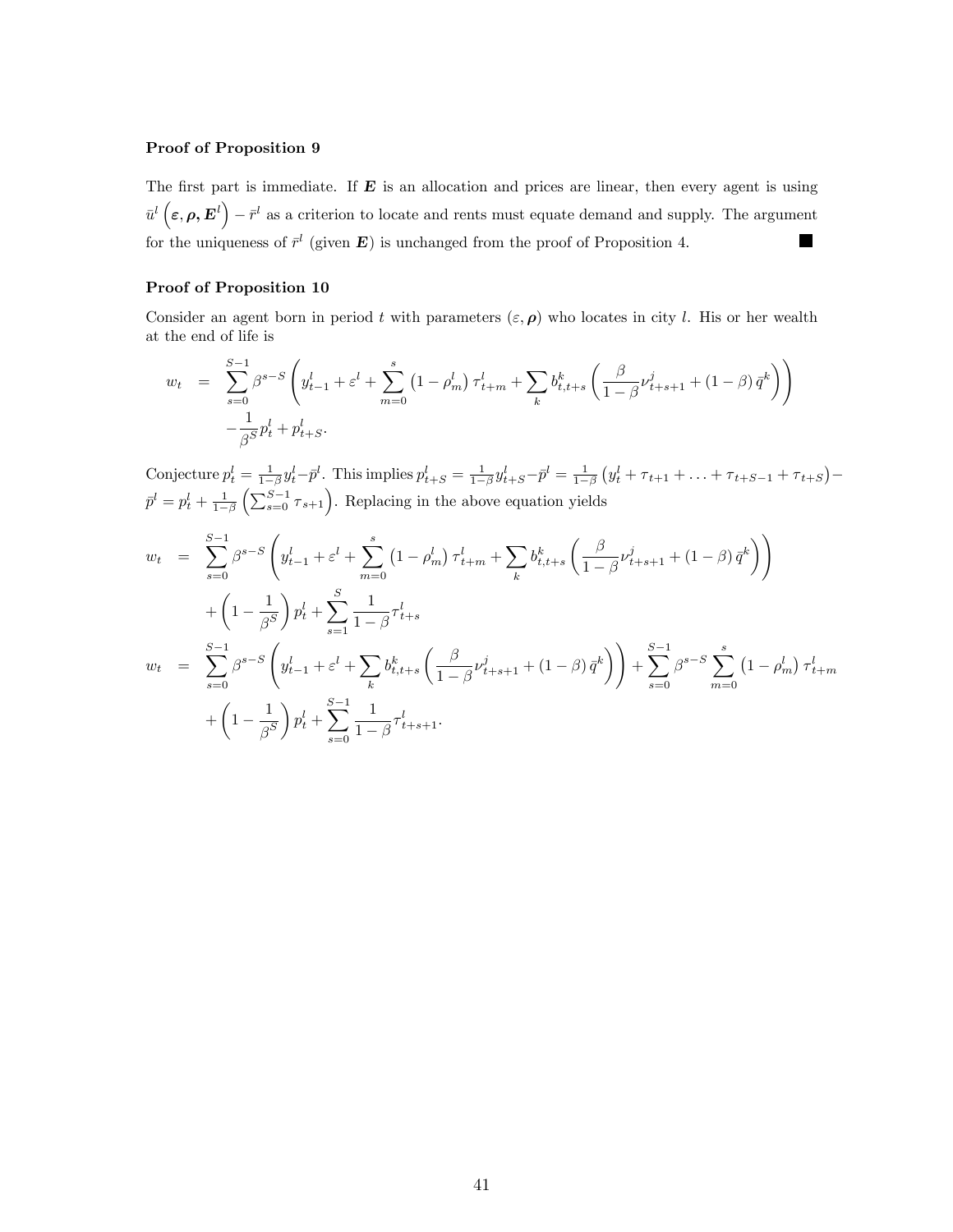**Proof of Proposition 9**

The first part is immediate. If $\boldsymbol{E}$ is an allocation and prices are linear, then every agent is using $\bar{u}^l\left(\boldsymbol{\varepsilon}, \boldsymbol{\rho}, \boldsymbol{E}^l\right) - \bar{r}^l$ as a criterion to locate and rents must equate demand and supply. The argument for the uniqueness of $\bar{r}^l$ (given $\boldsymbol{E}$) is unchanged from the proof of Proposition 4. ■

**Proof of Proposition 10**

Consider an agent born in period $t$ with parameters $(\varepsilon, \boldsymbol{\rho})$ who locates in city $l$. His or her wealth at the end of life is

$$
\begin{aligned}
w_t \;=\; & \sum_{s=0}^{S-1} \beta^{s-S}\left(y_{t-1}^l + \varepsilon^l + \sum_{m=0}^{s}\left(1-\rho_m^l\right)\tau_{t+m}^l + \sum_k b_{t,t+s}^k\left(\frac{\beta}{1-\beta}\nu_{t+s+1}^j + (1-\beta)\,\bar{q}^k\right)\right) \\
& -\frac{1}{\beta^S}p_t^l + p_{t+S}^l.
\end{aligned}
$$

Conjecture $p_t^l = \frac{1}{1-\beta}y_t^l - \bar{p}^l$. This implies $p_{t+S}^l = \frac{1}{1-\beta}y_{t+S}^l - \bar{p}^l = \frac{1}{1-\beta}\left(y_t^l + \tau_{t+1} + \ldots + \tau_{t+S-1} + \tau_{t+S}\right) - \bar{p}^l = p_t^l + \frac{1}{1-\beta}\left(\sum_{s=0}^{S-1}\tau_{s+1}\right)$. Replacing in the above equation yields

$$
\begin{aligned}
w_t \;=\; & \sum_{s=0}^{S-1} \beta^{s-S}\left(y_{t-1}^l + \varepsilon^l + \sum_{m=0}^{s}\left(1-\rho_m^l\right)\tau_{t+m}^l + \sum_k b_{t,t+s}^k\left(\frac{\beta}{1-\beta}\nu_{t+s+1}^j + (1-\beta)\,\bar{q}^k\right)\right) \\
& +\left(1-\frac{1}{\beta^S}\right)p_t^l + \sum_{s=1}^{S}\frac{1}{1-\beta}\tau_{t+s}^l \\
w_t \;=\; & \sum_{s=0}^{S-1} \beta^{s-S}\left(y_{t-1}^l + \varepsilon^l + \sum_k b_{t,t+s}^k\left(\frac{\beta}{1-\beta}\nu_{t+s+1}^j + (1-\beta)\,\bar{q}^k\right)\right) + \sum_{s=0}^{S-1}\beta^{s-S}\sum_{m=0}^{s}\left(1-\rho_m^l\right)\tau_{t+m}^l \\
& +\left(1-\frac{1}{\beta^S}\right)p_t^l + \sum_{s=0}^{S-1}\frac{1}{1-\beta}\tau_{t+s+1}^l.
\end{aligned}
$$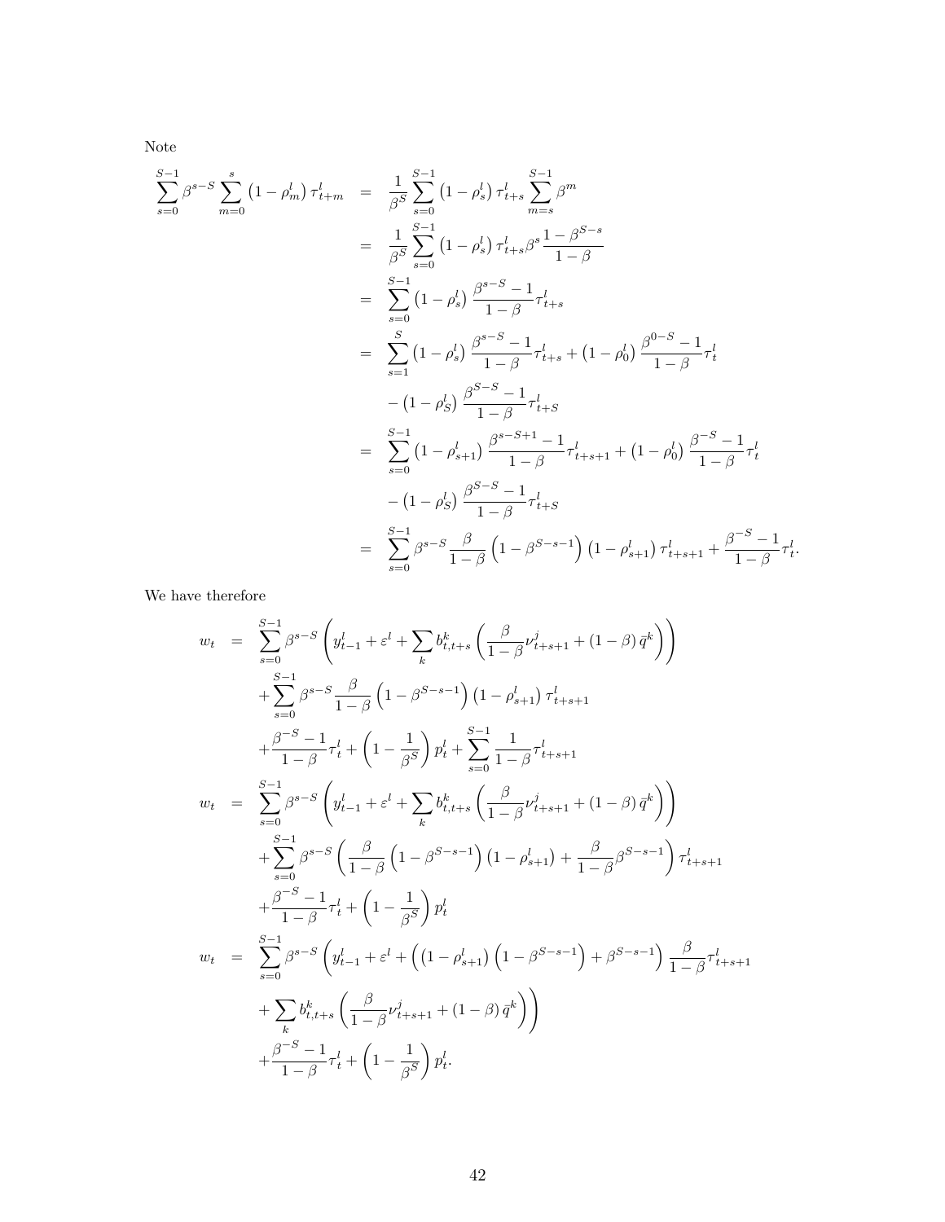Note

$$
\begin{aligned}
\sum_{s=0}^{S-1} \beta^{s-S} \sum_{m=0}^{s} \left(1-\rho_m^l\right) \tau_{t+m}^l &= \frac{1}{\beta^S} \sum_{s=0}^{S-1} \left(1-\rho_s^l\right) \tau_{t+s}^l \sum_{m=s}^{S-1} \beta^m \\
&= \frac{1}{\beta^S} \sum_{s=0}^{S-1} \left(1-\rho_s^l\right) \tau_{t+s}^l \beta^s \frac{1-\beta^{S-s}}{1-\beta} \\
&= \sum_{s=0}^{S-1} \left(1-\rho_s^l\right) \frac{\beta^{s-S}-1}{1-\beta} \tau_{t+s}^l \\
&= \sum_{s=1}^{S} \left(1-\rho_s^l\right) \frac{\beta^{s-S}-1}{1-\beta} \tau_{t+s}^l + \left(1-\rho_0^l\right) \frac{\beta^{0-S}-1}{1-\beta} \tau_t^l \\
&\quad - \left(1-\rho_S^l\right) \frac{\beta^{S-S}-1}{1-\beta} \tau_{t+S}^l \\
&= \sum_{s=0}^{S-1} \left(1-\rho_{s+1}^l\right) \frac{\beta^{s-S+1}-1}{1-\beta} \tau_{t+s+1}^l + \left(1-\rho_0^l\right) \frac{\beta^{-S}-1}{1-\beta} \tau_t^l \\
&\quad - \left(1-\rho_S^l\right) \frac{\beta^{S-S}-1}{1-\beta} \tau_{t+S}^l \\
&= \sum_{s=0}^{S-1} \beta^{s-S} \frac{\beta}{1-\beta} \left(1-\beta^{S-s-1}\right) \left(1-\rho_{s+1}^l\right) \tau_{t+s+1}^l + \frac{\beta^{-S}-1}{1-\beta} \tau_t^l.
\end{aligned}
$$

We have therefore

$$
\begin{aligned}
w_t &= \sum_{s=0}^{S-1} \beta^{s-S} \left( y_{t-1}^l + \varepsilon^l + \sum_k b_{t,t+s}^k \left( \frac{\beta}{1-\beta} \nu_{t+s+1}^j + (1-\beta) \bar{q}^k \right) \right) \\
&\quad + \sum_{s=0}^{S-1} \beta^{s-S} \frac{\beta}{1-\beta} \left(1-\beta^{S-s-1}\right) \left(1-\rho_{s+1}^l\right) \tau_{t+s+1}^l \\
&\quad + \frac{\beta^{-S}-1}{1-\beta} \tau_t^l + \left(1-\frac{1}{\beta^S}\right) p_t^l + \sum_{s=0}^{S-1} \frac{1}{1-\beta} \tau_{t+s+1}^l \\
w_t &= \sum_{s=0}^{S-1} \beta^{s-S} \left( y_{t-1}^l + \varepsilon^l + \sum_k b_{t,t+s}^k \left( \frac{\beta}{1-\beta} \nu_{t+s+1}^j + (1-\beta) \bar{q}^k \right) \right) \\
&\quad + \sum_{s=0}^{S-1} \beta^{s-S} \left( \frac{\beta}{1-\beta} \left(1-\beta^{S-s-1}\right) \left(1-\rho_{s+1}^l\right) + \frac{\beta}{1-\beta} \beta^{S-s-1} \right) \tau_{t+s+1}^l \\
&\quad + \frac{\beta^{-S}-1}{1-\beta} \tau_t^l + \left(1-\frac{1}{\beta^S}\right) p_t^l \\
w_t &= \sum_{s=0}^{S-1} \beta^{s-S} \left( y_{t-1}^l + \varepsilon^l + \left( \left(1-\rho_{s+1}^l\right) \left(1-\beta^{S-s-1}\right) + \beta^{S-s-1} \right) \frac{\beta}{1-\beta} \tau_{t+s+1}^l \right. \\
&\quad \left. + \sum_k b_{t,t+s}^k \left( \frac{\beta}{1-\beta} \nu_{t+s+1}^j + (1-\beta) \bar{q}^k \right) \right) \\
&\quad + \frac{\beta^{-S}-1}{1-\beta} \tau_t^l + \left(1-\frac{1}{\beta^S}\right) p_t^l.
\end{aligned}
$$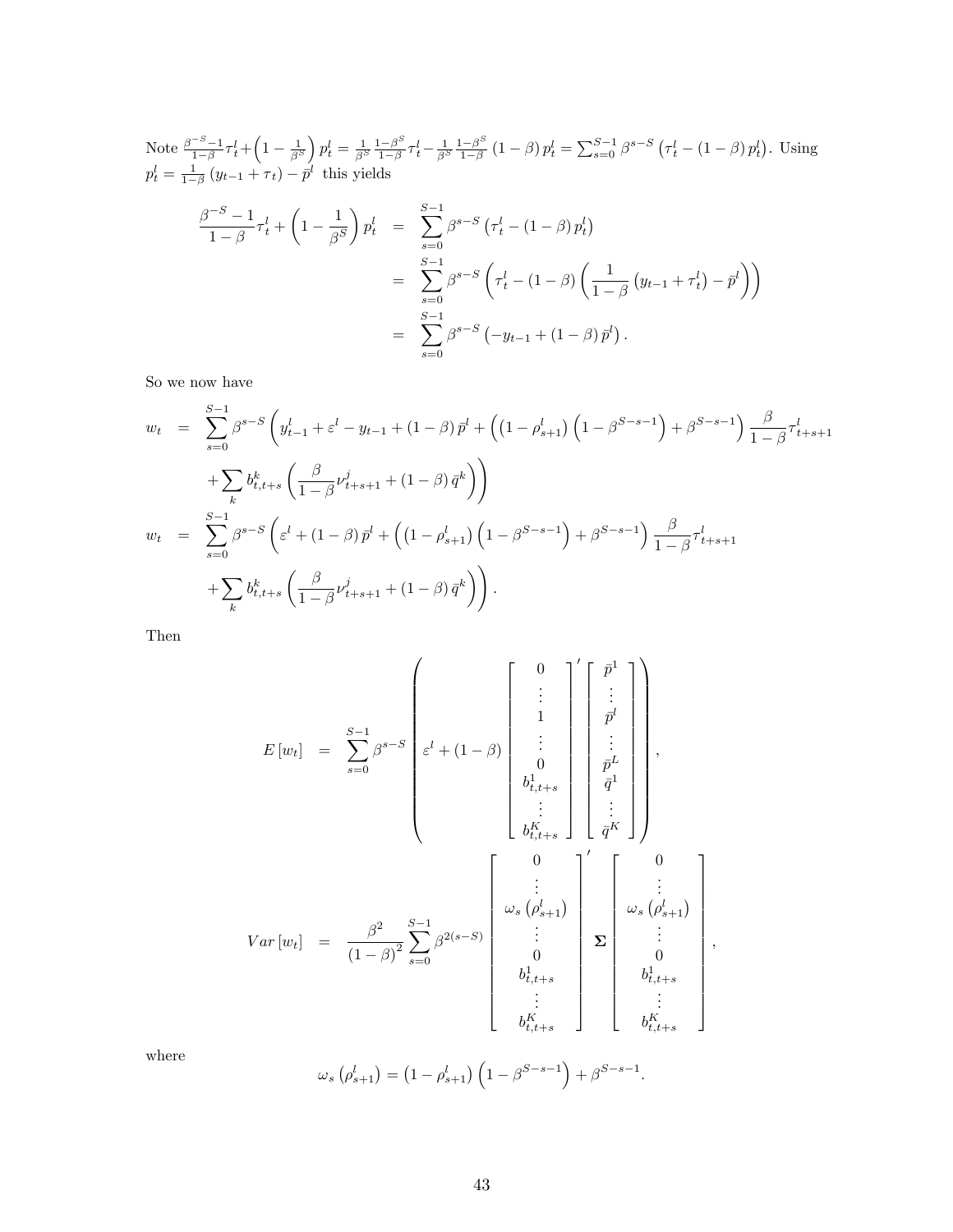Note $\frac{\beta^{-S}-1}{1-\beta}\tau_t^l+\left(1-\frac{1}{\beta^S}\right)p_t^l=\frac{1}{\beta^S}\frac{1-\beta^S}{1-\beta}\tau_t^l-\frac{1}{\beta^S}\frac{1-\beta^S}{1-\beta}\left(1-\beta\right)p_t^l=\sum_{s=0}^{S-1}\beta^{s-S}\left(\tau_t^l-\left(1-\beta\right)p_t^l\right)$. Using $p_t^l=\frac{1}{1-\beta}\left(y_{t-1}+\tau_t\right)-\bar{p}^l$ this yields

$$
\begin{aligned}
\frac{\beta^{-S}-1}{1-\beta}\tau_t^l+\left(1-\frac{1}{\beta^S}\right)p_t^l &= \sum_{s=0}^{S-1}\beta^{s-S}\left(\tau_t^l-\left(1-\beta\right)p_t^l\right)\\
&= \sum_{s=0}^{S-1}\beta^{s-S}\left(\tau_t^l-\left(1-\beta\right)\left(\frac{1}{1-\beta}\left(y_{t-1}+\tau_t^l\right)-\bar{p}^l\right)\right)\\
&= \sum_{s=0}^{S-1}\beta^{s-S}\left(-y_{t-1}+\left(1-\beta\right)\bar{p}^l\right).
\end{aligned}
$$

So we now have

$$
\begin{aligned}
w_t &= \sum_{s=0}^{S-1}\beta^{s-S}\Bigg(y_{t-1}^l+\varepsilon^l-y_{t-1}+\left(1-\beta\right)\bar{p}^l+\left(\left(1-\rho_{s+1}^l\right)\left(1-\beta^{S-s-1}\right)+\beta^{S-s-1}\right)\frac{\beta}{1-\beta}\tau_{t+s+1}^l\\
&\quad+\sum_k b_{t,t+s}^k\left(\frac{\beta}{1-\beta}\nu_{t+s+1}^j+\left(1-\beta\right)\bar{q}^k\right)\Bigg)\\
w_t &= \sum_{s=0}^{S-1}\beta^{s-S}\Bigg(\varepsilon^l+\left(1-\beta\right)\bar{p}^l+\left(\left(1-\rho_{s+1}^l\right)\left(1-\beta^{S-s-1}\right)+\beta^{S-s-1}\right)\frac{\beta}{1-\beta}\tau_{t+s+1}^l\\
&\quad+\sum_k b_{t,t+s}^k\left(\frac{\beta}{1-\beta}\nu_{t+s+1}^j+\left(1-\beta\right)\bar{q}^k\right)\Bigg).
\end{aligned}
$$

Then

$$
E\left[w_t\right] = \sum_{s=0}^{S-1}\beta^{s-S}\left(\varepsilon^l+\left(1-\beta\right)\begin{bmatrix}0\\ \vdots\\ 1\\ \vdots\\ 0\\ b_{t,t+s}^1\\ \vdots\\ b_{t,t+s}^K\end{bmatrix}'\begin{bmatrix}\bar{p}^1\\ \vdots\\ \bar{p}^l\\ \vdots\\ \bar{p}^L\\ \bar{q}^1\\ \vdots\\ \bar{q}^K\end{bmatrix}\right),
$$

$$
Var\left[w_t\right] = \frac{\beta^2}{\left(1-\beta\right)^2}\sum_{s=0}^{S-1}\beta^{2(s-S)}\begin{bmatrix}0\\ \vdots\\ \omega_s\left(\rho_{s+1}^l\right)\\ \vdots\\ 0\\ b_{t,t+s}^1\\ \vdots\\ b_{t,t+s}^K\end{bmatrix}'\mathbf{\Sigma}\begin{bmatrix}0\\ \vdots\\ \omega_s\left(\rho_{s+1}^l\right)\\ \vdots\\ 0\\ b_{t,t+s}^1\\ \vdots\\ b_{t,t+s}^K\end{bmatrix},
$$

where

$$
\omega_s\left(\rho_{s+1}^l\right)=\left(1-\rho_{s+1}^l\right)\left(1-\beta^{S-s-1}\right)+\beta^{S-s-1}.
$$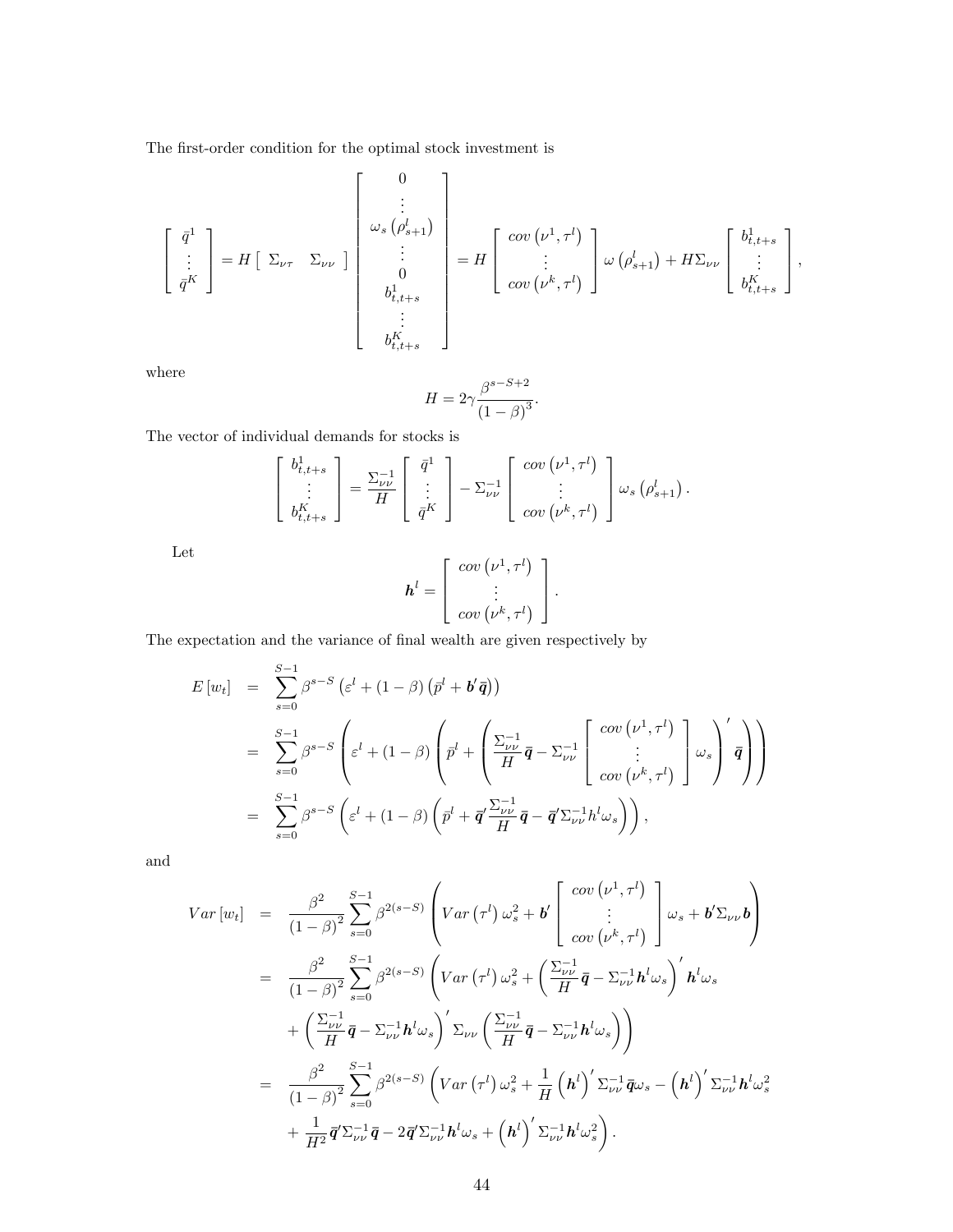The first-order condition for the optimal stock investment is

$$
\begin{bmatrix} \bar{q}^1 \\ \vdots \\ \bar{q}^K \end{bmatrix} = H \begin{bmatrix} \Sigma_{\nu\tau} & \Sigma_{\nu\nu} \end{bmatrix} \begin{bmatrix} 0 \\ \vdots \\ \omega_s \left(\rho_{s+1}^l\right) \\ \vdots \\ 0 \\ b_{t,t+s}^1 \\ \vdots \\ b_{t,t+s}^K \end{bmatrix} = H \begin{bmatrix} cov\left(\nu^1, \tau^l\right) \\ \vdots \\ cov\left(\nu^k, \tau^l\right) \end{bmatrix} \omega\left(\rho_{s+1}^l\right) + H\Sigma_{\nu\nu} \begin{bmatrix} b_{t,t+s}^1 \\ \vdots \\ b_{t,t+s}^K \end{bmatrix},
$$

where

$$
H = 2\gamma \frac{\beta^{s-S+2}}{\left(1-\beta\right)^3}.
$$

The vector of individual demands for stocks is

$$
\begin{bmatrix} b_{t,t+s}^1 \\ \vdots \\ b_{t,t+s}^K \end{bmatrix} = \frac{\Sigma_{\nu\nu}^{-1}}{H} \begin{bmatrix} \bar{q}^1 \\ \vdots \\ \bar{q}^K \end{bmatrix} - \Sigma_{\nu\nu}^{-1} \begin{bmatrix} cov\left(\nu^1, \tau^l\right) \\ \vdots \\ cov\left(\nu^k, \tau^l\right) \end{bmatrix} \omega_s \left(\rho_{s+1}^l\right).
$$

Let

$$
\boldsymbol{h}^l = \begin{bmatrix} cov\left(\nu^1, \tau^l\right) \\ \vdots \\ cov\left(\nu^k, \tau^l\right) \end{bmatrix}.
$$

The expectation and the variance of final wealth are given respectively by

$$
\begin{aligned}
E\left[w_t\right] &= \sum_{s=0}^{S-1} \beta^{s-S} \left(\varepsilon^l + (1-\beta)\left(\bar{p}^l + \boldsymbol{b}'\bar{\boldsymbol{q}}\right)\right) \\
&= \sum_{s=0}^{S-1} \beta^{s-S} \left(\varepsilon^l + (1-\beta)\left(\bar{p}^l + \left(\frac{\Sigma_{\nu\nu}^{-1}}{H}\bar{\boldsymbol{q}} - \Sigma_{\nu\nu}^{-1} \begin{bmatrix} cov\left(\nu^1, \tau^l\right) \\ \vdots \\ cov\left(\nu^k, \tau^l\right) \end{bmatrix} \omega_s \right)' \bar{\boldsymbol{q}} \right)\right) \\
&= \sum_{s=0}^{S-1} \beta^{s-S} \left(\varepsilon^l + (1-\beta)\left(\bar{p}^l + \bar{\boldsymbol{q}}'\frac{\Sigma_{\nu\nu}^{-1}}{H}\bar{\boldsymbol{q}} - \bar{\boldsymbol{q}}'\Sigma_{\nu\nu}^{-1} h^l \omega_s\right)\right),
\end{aligned}
$$

and

$$
\begin{aligned}
Var\left[w_t\right] &= \frac{\beta^2}{\left(1-\beta\right)^2} \sum_{s=0}^{S-1} \beta^{2(s-S)} \left(Var\left(\tau^l\right)\omega_s^2 + \boldsymbol{b}' \begin{bmatrix} cov\left(\nu^1, \tau^l\right) \\ \vdots \\ cov\left(\nu^k, \tau^l\right) \end{bmatrix} \omega_s + \boldsymbol{b}'\Sigma_{\nu\nu}\boldsymbol{b}\right) \\
&= \frac{\beta^2}{\left(1-\beta\right)^2} \sum_{s=0}^{S-1} \beta^{2(s-S)} \left(Var\left(\tau^l\right)\omega_s^2 + \left(\frac{\Sigma_{\nu\nu}^{-1}}{H}\bar{\boldsymbol{q}} - \Sigma_{\nu\nu}^{-1}\boldsymbol{h}^l\omega_s\right)' \boldsymbol{h}^l\omega_s \right. \\
&\quad \left. + \left(\frac{\Sigma_{\nu\nu}^{-1}}{H}\bar{\boldsymbol{q}} - \Sigma_{\nu\nu}^{-1}\boldsymbol{h}^l\omega_s\right)' \Sigma_{\nu\nu} \left(\frac{\Sigma_{\nu\nu}^{-1}}{H}\bar{\boldsymbol{q}} - \Sigma_{\nu\nu}^{-1}\boldsymbol{h}^l\omega_s\right)\right) \\
&= \frac{\beta^2}{\left(1-\beta\right)^2} \sum_{s=0}^{S-1} \beta^{2(s-S)} \left(Var\left(\tau^l\right)\omega_s^2 + \frac{1}{H}\left(\boldsymbol{h}^l\right)'\Sigma_{\nu\nu}^{-1}\bar{\boldsymbol{q}}\omega_s - \left(\boldsymbol{h}^l\right)'\Sigma_{\nu\nu}^{-1}\boldsymbol{h}^l\omega_s^2 \right. \\
&\quad \left. + \frac{1}{H^2}\bar{\boldsymbol{q}}'\Sigma_{\nu\nu}^{-1}\bar{\boldsymbol{q}} - 2\bar{\boldsymbol{q}}'\Sigma_{\nu\nu}^{-1}\boldsymbol{h}^l\omega_s + \left(\boldsymbol{h}^l\right)'\Sigma_{\nu\nu}^{-1}\boldsymbol{h}^l\omega_s^2\right).
\end{aligned}
$$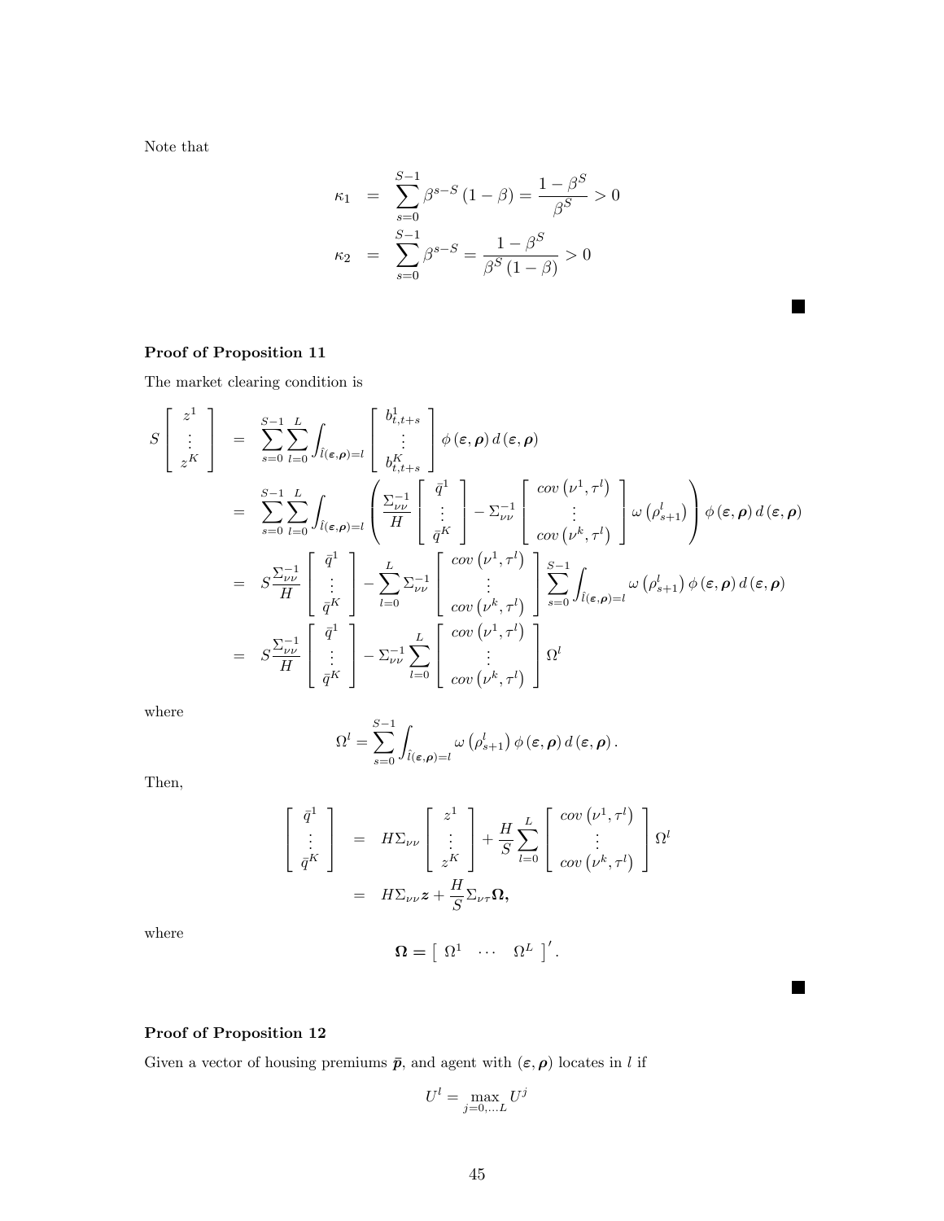Note that

$$
\begin{aligned}
\kappa_1 &= \sum_{s=0}^{S-1} \beta^{s-S} (1-\beta) = \frac{1-\beta^S}{\beta^S} > 0 \\
\kappa_2 &= \sum_{s=0}^{S-1} \beta^{s-S} = \frac{1-\beta^S}{\beta^S (1-\beta)} > 0
\end{aligned}
$$

■

**Proof of Proposition 11**

The market clearing condition is

$$
\begin{aligned}
S \begin{bmatrix} z^1 \\ \vdots \\ z^K \end{bmatrix} &= \sum_{s=0}^{S-1} \sum_{l=0}^{L} \int_{\hat{l}(\boldsymbol{\varepsilon},\boldsymbol{\rho})=l} \begin{bmatrix} b^1_{t,t+s} \\ \vdots \\ b^K_{t,t+s} \end{bmatrix} \phi(\boldsymbol{\varepsilon},\boldsymbol{\rho})\, d(\boldsymbol{\varepsilon},\boldsymbol{\rho}) \\
&= \sum_{s=0}^{S-1} \sum_{l=0}^{L} \int_{\hat{l}(\boldsymbol{\varepsilon},\boldsymbol{\rho})=l} \left( \frac{\Sigma_{\nu\nu}^{-1}}{H} \begin{bmatrix} \bar{q}^1 \\ \vdots \\ \bar{q}^K \end{bmatrix} - \Sigma_{\nu\nu}^{-1} \begin{bmatrix} cov\left(\nu^1, \tau^l\right) \\ \vdots \\ cov\left(\nu^k, \tau^l\right) \end{bmatrix} \omega\left(\rho^l_{s+1}\right) \right) \phi(\boldsymbol{\varepsilon},\boldsymbol{\rho})\, d(\boldsymbol{\varepsilon},\boldsymbol{\rho}) \\
&= S \frac{\Sigma_{\nu\nu}^{-1}}{H} \begin{bmatrix} \bar{q}^1 \\ \vdots \\ \bar{q}^K \end{bmatrix} - \sum_{l=0}^{L} \Sigma_{\nu\nu}^{-1} \begin{bmatrix} cov\left(\nu^1, \tau^l\right) \\ \vdots \\ cov\left(\nu^k, \tau^l\right) \end{bmatrix} \sum_{s=0}^{S-1} \int_{\hat{l}(\boldsymbol{\varepsilon},\boldsymbol{\rho})=l} \omega\left(\rho^l_{s+1}\right) \phi(\boldsymbol{\varepsilon},\boldsymbol{\rho})\, d(\boldsymbol{\varepsilon},\boldsymbol{\rho}) \\
&= S \frac{\Sigma_{\nu\nu}^{-1}}{H} \begin{bmatrix} \bar{q}^1 \\ \vdots \\ \bar{q}^K \end{bmatrix} - \Sigma_{\nu\nu}^{-1} \sum_{l=0}^{L} \begin{bmatrix} cov\left(\nu^1, \tau^l\right) \\ \vdots \\ cov\left(\nu^k, \tau^l\right) \end{bmatrix} \Omega^l
\end{aligned}
$$

where

$$
\Omega^l = \sum_{s=0}^{S-1} \int_{\hat{l}(\boldsymbol{\varepsilon},\boldsymbol{\rho})=l} \omega\left(\rho^l_{s+1}\right) \phi(\boldsymbol{\varepsilon},\boldsymbol{\rho})\, d(\boldsymbol{\varepsilon},\boldsymbol{\rho}).
$$

Then,

$$
\begin{aligned}
\begin{bmatrix} \bar{q}^1 \\ \vdots \\ \bar{q}^K \end{bmatrix} &= H \Sigma_{\nu\nu} \begin{bmatrix} z^1 \\ \vdots \\ z^K \end{bmatrix} + \frac{H}{S} \sum_{l=0}^{L} \begin{bmatrix} cov\left(\nu^1, \tau^l\right) \\ \vdots \\ cov\left(\nu^k, \tau^l\right) \end{bmatrix} \Omega^l \\
&= H \Sigma_{\nu\nu} \boldsymbol{z} + \frac{H}{S} \Sigma_{\nu\tau} \boldsymbol{\Omega},
\end{aligned}
$$

where

$$
\boldsymbol{\Omega} = \begin{bmatrix} \Omega^1 & \cdots & \Omega^L \end{bmatrix}'.
$$

■

**Proof of Proposition 12**

Given a vector of housing premiums $\bar{\boldsymbol{p}}$, and agent with $(\boldsymbol{\varepsilon}, \boldsymbol{\rho})$ locates in $l$ if

$$
U^l = \max_{j=0,\ldots L} U^j
$$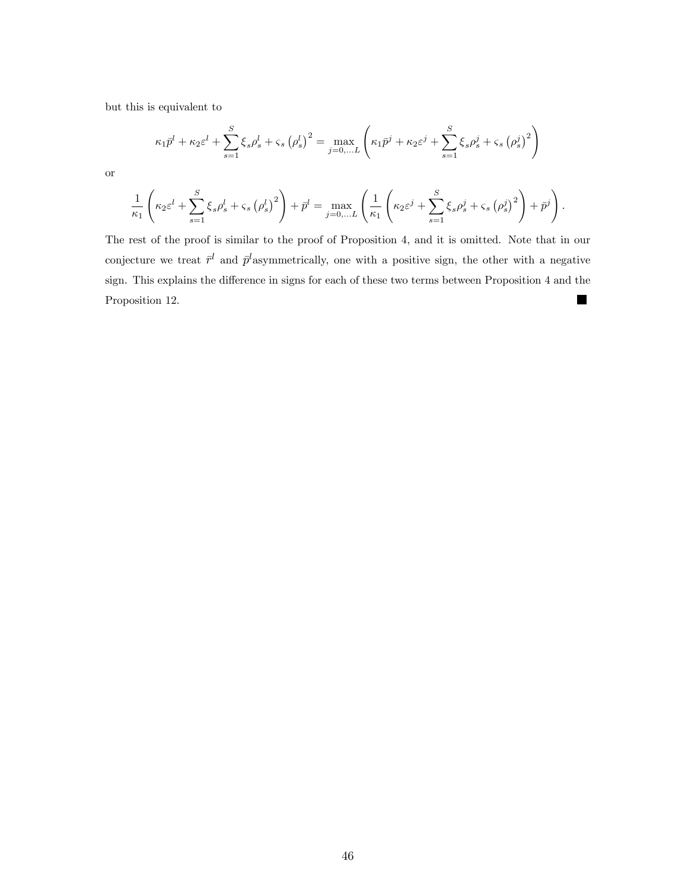but this is equivalent to

$$\kappa_1 \bar{p}^l + \kappa_2 \varepsilon^l + \sum_{s=1}^{S} \xi_s \rho_s^l + \varsigma_s \left(\rho_s^l\right)^2 = \max_{j=0,\ldots L} \left( \kappa_1 \bar{p}^j + \kappa_2 \varepsilon^j + \sum_{s=1}^{S} \xi_s \rho_s^j + \varsigma_s \left(\rho_s^j\right)^2 \right)$$

or

$$\frac{1}{\kappa_1} \left( \kappa_2 \varepsilon^l + \sum_{s=1}^{S} \xi_s \rho_s^l + \varsigma_s \left(\rho_s^l\right)^2 \right) + \bar{p}^l = \max_{j=0,\ldots L} \left( \frac{1}{\kappa_1} \left( \kappa_2 \varepsilon^j + \sum_{s=1}^{S} \xi_s \rho_s^j + \varsigma_s \left(\rho_s^j\right)^2 \right) + \bar{p}^j \right).$$

The rest of the proof is similar to the proof of Proposition 4, and it is omitted. Note that in our conjecture we treat $\bar{r}^l$ and $\bar{p}^l$asymmetrically, one with a positive sign, the other with a negative sign. This explains the difference in signs for each of these two terms between Proposition 4 and the Proposition 12. ■